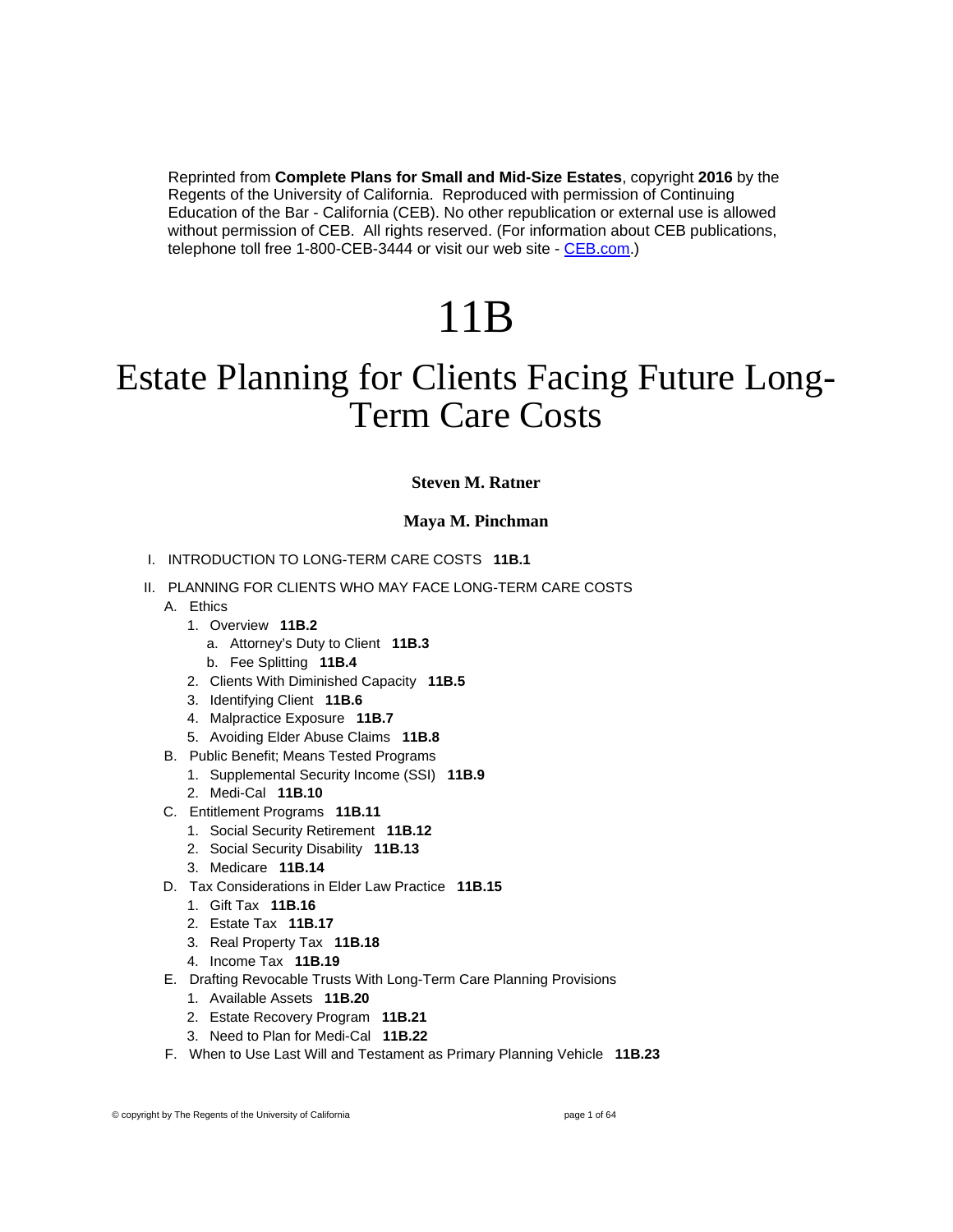Reprinted from **Complete Plans for Small and Mid-Size Estates**, copyright **2016** by the Regents of the University of California. Reproduced with permission of Continuing Education of the Bar - California (CEB). No other republication or external use is allowed without permission of CEB. All rights reserved. (For information about CEB publications, telephone toll free 1-800-CEB-3444 or visit our web site - CEB.com.)

# 11B

# Estate Planning for Clients Facing Future Long-Term Care Costs

**Steven M. Ratner**

**Maya M. Pinchman**

I. INTRODUCTION TO LONG-TERM CARE COSTS **11B.1**

II. PLANNING FOR CLIENTS WHO MAY FACE LONG-TERM CARE COSTS
- A. Ethics
  - 1. Overview **11B.2**
    - a. Attorney's Duty to Client **11B.3**
    - b. Fee Splitting **11B.4**
  - 2. Clients With Diminished Capacity **11B.5**
  - 3. Identifying Client **11B.6**
  - 4. Malpractice Exposure **11B.7**
  - 5. Avoiding Elder Abuse Claims **11B.8**
- B. Public Benefit; Means Tested Programs
  - 1. Supplemental Security Income (SSI) **11B.9**
  - 2. Medi-Cal **11B.10**
- C. Entitlement Programs **11B.11**
  - 1. Social Security Retirement **11B.12**
  - 2. Social Security Disability **11B.13**
  - 3. Medicare **11B.14**
- D. Tax Considerations in Elder Law Practice **11B.15**
  - 1. Gift Tax **11B.16**
  - 2. Estate Tax **11B.17**
  - 3. Real Property Tax **11B.18**
  - 4. Income Tax **11B.19**
- E. Drafting Revocable Trusts With Long-Term Care Planning Provisions
  - 1. Available Assets **11B.20**
  - 2. Estate Recovery Program **11B.21**
  - 3. Need to Plan for Medi-Cal **11B.22**
- F. When to Use Last Will and Testament as Primary Planning Vehicle **11B.23**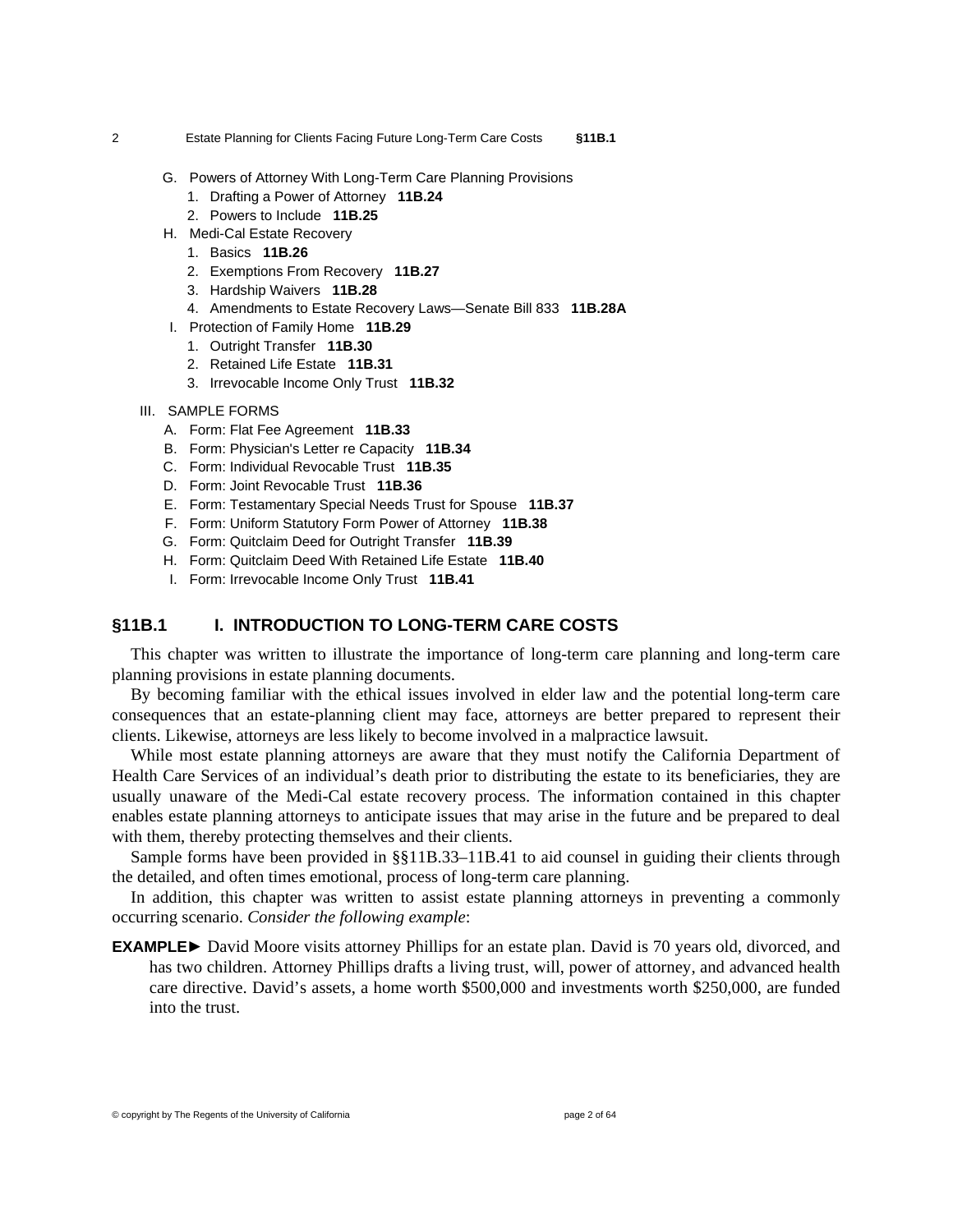- G. Powers of Attorney With Long-Term Care Planning Provisions
  - 1. Drafting a Power of Attorney **11B.24**
  - 2. Powers to Include **11B.25**
- H. Medi-Cal Estate Recovery
  - 1. Basics **11B.26**
  - 2. Exemptions From Recovery **11B.27**
  - 3. Hardship Waivers **11B.28**
  - 4. Amendments to Estate Recovery Laws—Senate Bill 833 **11B.28A**
- I. Protection of Family Home **11B.29**
  - 1. Outright Transfer **11B.30**
  - 2. Retained Life Estate **11B.31**
  - 3. Irrevocable Income Only Trust **11B.32**

III. SAMPLE FORMS

- A. Form: Flat Fee Agreement **11B.33**
- B. Form: Physician's Letter re Capacity **11B.34**
- C. Form: Individual Revocable Trust **11B.35**
- D. Form: Joint Revocable Trust **11B.36**
- E. Form: Testamentary Special Needs Trust for Spouse **11B.37**
- F. Form: Uniform Statutory Form Power of Attorney **11B.38**
- G. Form: Quitclaim Deed for Outright Transfer **11B.39**
- H. Form: Quitclaim Deed With Retained Life Estate **11B.40**
- I. Form: Irrevocable Income Only Trust **11B.41**

## §11B.1 I. INTRODUCTION TO LONG-TERM CARE COSTS

This chapter was written to illustrate the importance of long-term care planning and long-term care planning provisions in estate planning documents.

By becoming familiar with the ethical issues involved in elder law and the potential long-term care consequences that an estate-planning client may face, attorneys are better prepared to represent their clients. Likewise, attorneys are less likely to become involved in a malpractice lawsuit.

While most estate planning attorneys are aware that they must notify the California Department of Health Care Services of an individual's death prior to distributing the estate to its beneficiaries, they are usually unaware of the Medi-Cal estate recovery process. The information contained in this chapter enables estate planning attorneys to anticipate issues that may arise in the future and be prepared to deal with them, thereby protecting themselves and their clients.

Sample forms have been provided in §§11B.33–11B.41 to aid counsel in guiding their clients through the detailed, and often times emotional, process of long-term care planning.

In addition, this chapter was written to assist estate planning attorneys in preventing a commonly occurring scenario. *Consider the following example*:

**EXAMPLE►** David Moore visits attorney Phillips for an estate plan. David is 70 years old, divorced, and has two children. Attorney Phillips drafts a living trust, will, power of attorney, and advanced health care directive. David's assets, a home worth $500,000 and investments worth $250,000, are funded into the trust.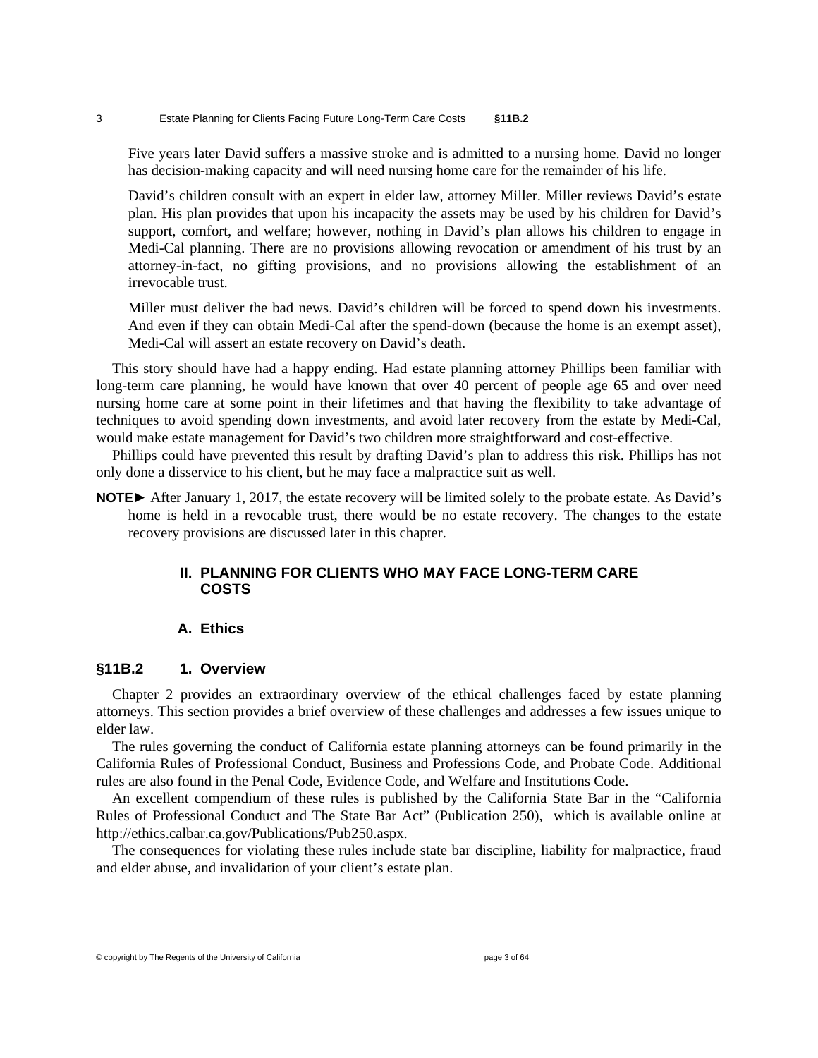Five years later David suffers a massive stroke and is admitted to a nursing home. David no longer has decision-making capacity and will need nursing home care for the remainder of his life.

David's children consult with an expert in elder law, attorney Miller. Miller reviews David's estate plan. His plan provides that upon his incapacity the assets may be used by his children for David's support, comfort, and welfare; however, nothing in David's plan allows his children to engage in Medi-Cal planning. There are no provisions allowing revocation or amendment of his trust by an attorney-in-fact, no gifting provisions, and no provisions allowing the establishment of an irrevocable trust.

Miller must deliver the bad news. David's children will be forced to spend down his investments. And even if they can obtain Medi-Cal after the spend-down (because the home is an exempt asset), Medi-Cal will assert an estate recovery on David's death.

This story should have had a happy ending. Had estate planning attorney Phillips been familiar with long-term care planning, he would have known that over 40 percent of people age 65 and over need nursing home care at some point in their lifetimes and that having the flexibility to take advantage of techniques to avoid spending down investments, and avoid later recovery from the estate by Medi-Cal, would make estate management for David's two children more straightforward and cost-effective.

Phillips could have prevented this result by drafting David's plan to address this risk. Phillips has not only done a disservice to his client, but he may face a malpractice suit as well.

**NOTE►** After January 1, 2017, the estate recovery will be limited solely to the probate estate. As David's home is held in a revocable trust, there would be no estate recovery. The changes to the estate recovery provisions are discussed later in this chapter.

## II. PLANNING FOR CLIENTS WHO MAY FACE LONG-TERM CARE COSTS

### A. Ethics

#### §11B.2 1. Overview

Chapter 2 provides an extraordinary overview of the ethical challenges faced by estate planning attorneys. This section provides a brief overview of these challenges and addresses a few issues unique to elder law.

The rules governing the conduct of California estate planning attorneys can be found primarily in the California Rules of Professional Conduct, Business and Professions Code, and Probate Code. Additional rules are also found in the Penal Code, Evidence Code, and Welfare and Institutions Code.

An excellent compendium of these rules is published by the California State Bar in the "California Rules of Professional Conduct and The State Bar Act" (Publication 250), which is available online at http://ethics.calbar.ca.gov/Publications/Pub250.aspx.

The consequences for violating these rules include state bar discipline, liability for malpractice, fraud and elder abuse, and invalidation of your client's estate plan.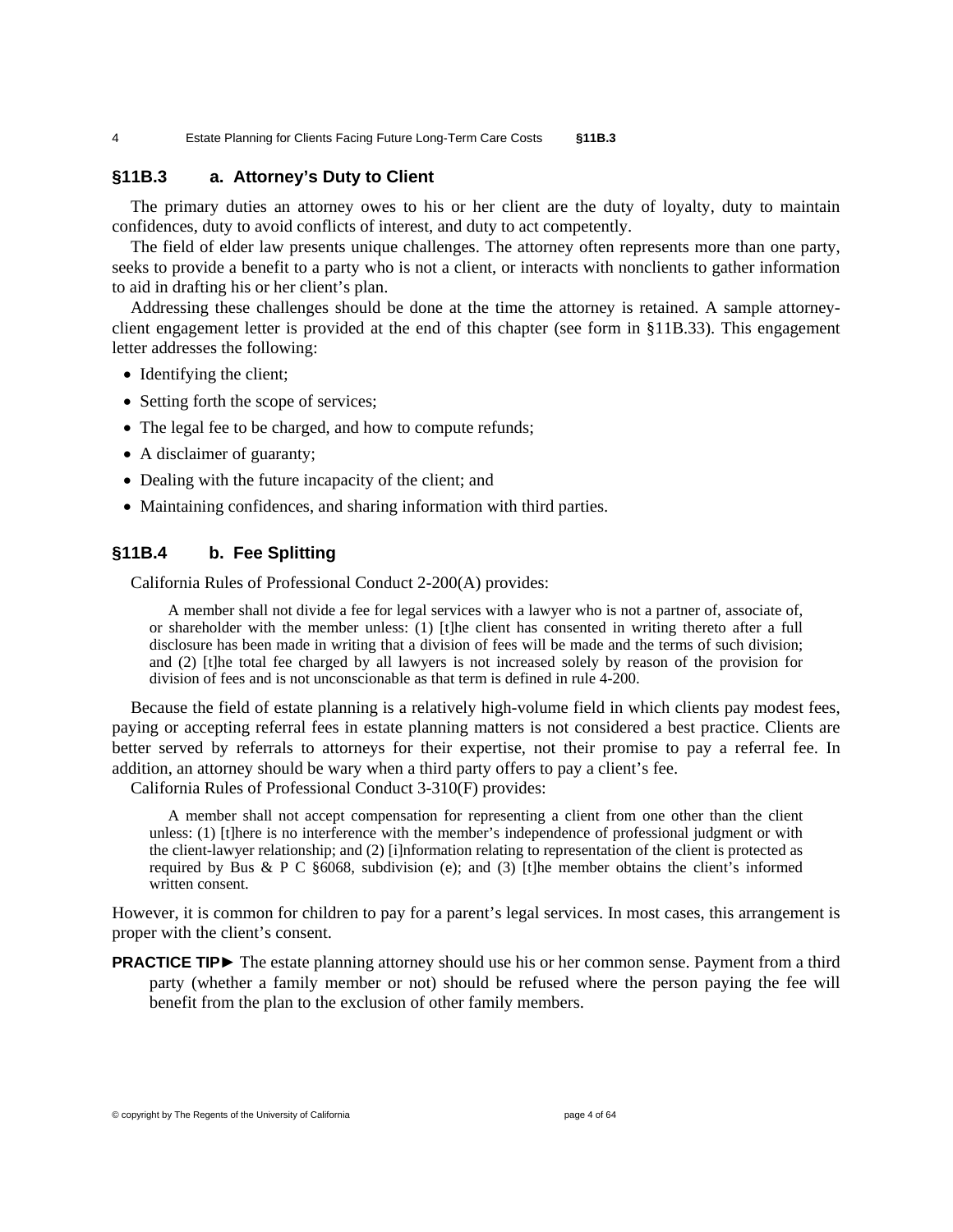## §11B.3 a. Attorney's Duty to Client

The primary duties an attorney owes to his or her client are the duty of loyalty, duty to maintain confidences, duty to avoid conflicts of interest, and duty to act competently.

The field of elder law presents unique challenges. The attorney often represents more than one party, seeks to provide a benefit to a party who is not a client, or interacts with nonclients to gather information to aid in drafting his or her client's plan.

Addressing these challenges should be done at the time the attorney is retained. A sample attorney-client engagement letter is provided at the end of this chapter (see form in §11B.33). This engagement letter addresses the following:

- Identifying the client;
- Setting forth the scope of services;
- The legal fee to be charged, and how to compute refunds;
- A disclaimer of guaranty;
- Dealing with the future incapacity of the client; and
- Maintaining confidences, and sharing information with third parties.

## §11B.4 b. Fee Splitting

California Rules of Professional Conduct 2-200(A) provides:

> A member shall not divide a fee for legal services with a lawyer who is not a partner of, associate of, or shareholder with the member unless: (1) [t]he client has consented in writing thereto after a full disclosure has been made in writing that a division of fees will be made and the terms of such division; and (2) [t]he total fee charged by all lawyers is not increased solely by reason of the provision for division of fees and is not unconscionable as that term is defined in rule 4-200.

Because the field of estate planning is a relatively high-volume field in which clients pay modest fees, paying or accepting referral fees in estate planning matters is not considered a best practice. Clients are better served by referrals to attorneys for their expertise, not their promise to pay a referral fee. In addition, an attorney should be wary when a third party offers to pay a client's fee.

California Rules of Professional Conduct 3-310(F) provides:

> A member shall not accept compensation for representing a client from one other than the client unless: (1) [t]here is no interference with the member's independence of professional judgment or with the client-lawyer relationship; and (2) [i]nformation relating to representation of the client is protected as required by Bus & P C §6068, subdivision (e); and (3) [t]he member obtains the client's informed written consent.

However, it is common for children to pay for a parent's legal services. In most cases, this arrangement is proper with the client's consent.

**PRACTICE TIP►** The estate planning attorney should use his or her common sense. Payment from a third party (whether a family member or not) should be refused where the person paying the fee will benefit from the plan to the exclusion of other family members.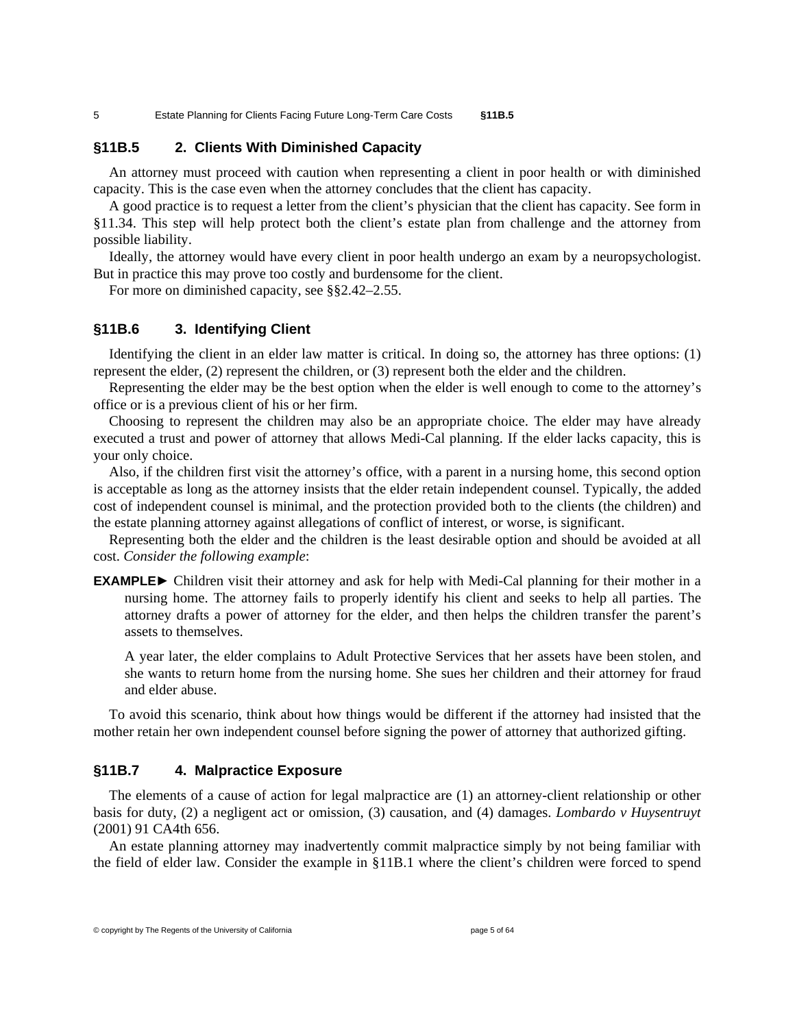## §11B.5 2. Clients With Diminished Capacity

An attorney must proceed with caution when representing a client in poor health or with diminished capacity. This is the case even when the attorney concludes that the client has capacity.

A good practice is to request a letter from the client's physician that the client has capacity. See form in §11.34. This step will help protect both the client's estate plan from challenge and the attorney from possible liability.

Ideally, the attorney would have every client in poor health undergo an exam by a neuropsychologist. But in practice this may prove too costly and burdensome for the client.

For more on diminished capacity, see §§2.42–2.55.

## §11B.6 3. Identifying Client

Identifying the client in an elder law matter is critical. In doing so, the attorney has three options: (1) represent the elder, (2) represent the children, or (3) represent both the elder and the children.

Representing the elder may be the best option when the elder is well enough to come to the attorney's office or is a previous client of his or her firm.

Choosing to represent the children may also be an appropriate choice. The elder may have already executed a trust and power of attorney that allows Medi-Cal planning. If the elder lacks capacity, this is your only choice.

Also, if the children first visit the attorney's office, with a parent in a nursing home, this second option is acceptable as long as the attorney insists that the elder retain independent counsel. Typically, the added cost of independent counsel is minimal, and the protection provided both to the clients (the children) and the estate planning attorney against allegations of conflict of interest, or worse, is significant.

Representing both the elder and the children is the least desirable option and should be avoided at all cost. *Consider the following example*:

**EXAMPLE►** Children visit their attorney and ask for help with Medi-Cal planning for their mother in a nursing home. The attorney fails to properly identify his client and seeks to help all parties. The attorney drafts a power of attorney for the elder, and then helps the children transfer the parent's assets to themselves.

A year later, the elder complains to Adult Protective Services that her assets have been stolen, and she wants to return home from the nursing home. She sues her children and their attorney for fraud and elder abuse.

To avoid this scenario, think about how things would be different if the attorney had insisted that the mother retain her own independent counsel before signing the power of attorney that authorized gifting.

## §11B.7 4. Malpractice Exposure

The elements of a cause of action for legal malpractice are (1) an attorney-client relationship or other basis for duty, (2) a negligent act or omission, (3) causation, and (4) damages. *Lombardo v Huysentruyt* (2001) 91 CA4th 656.

An estate planning attorney may inadvertently commit malpractice simply by not being familiar with the field of elder law. Consider the example in §11B.1 where the client's children were forced to spend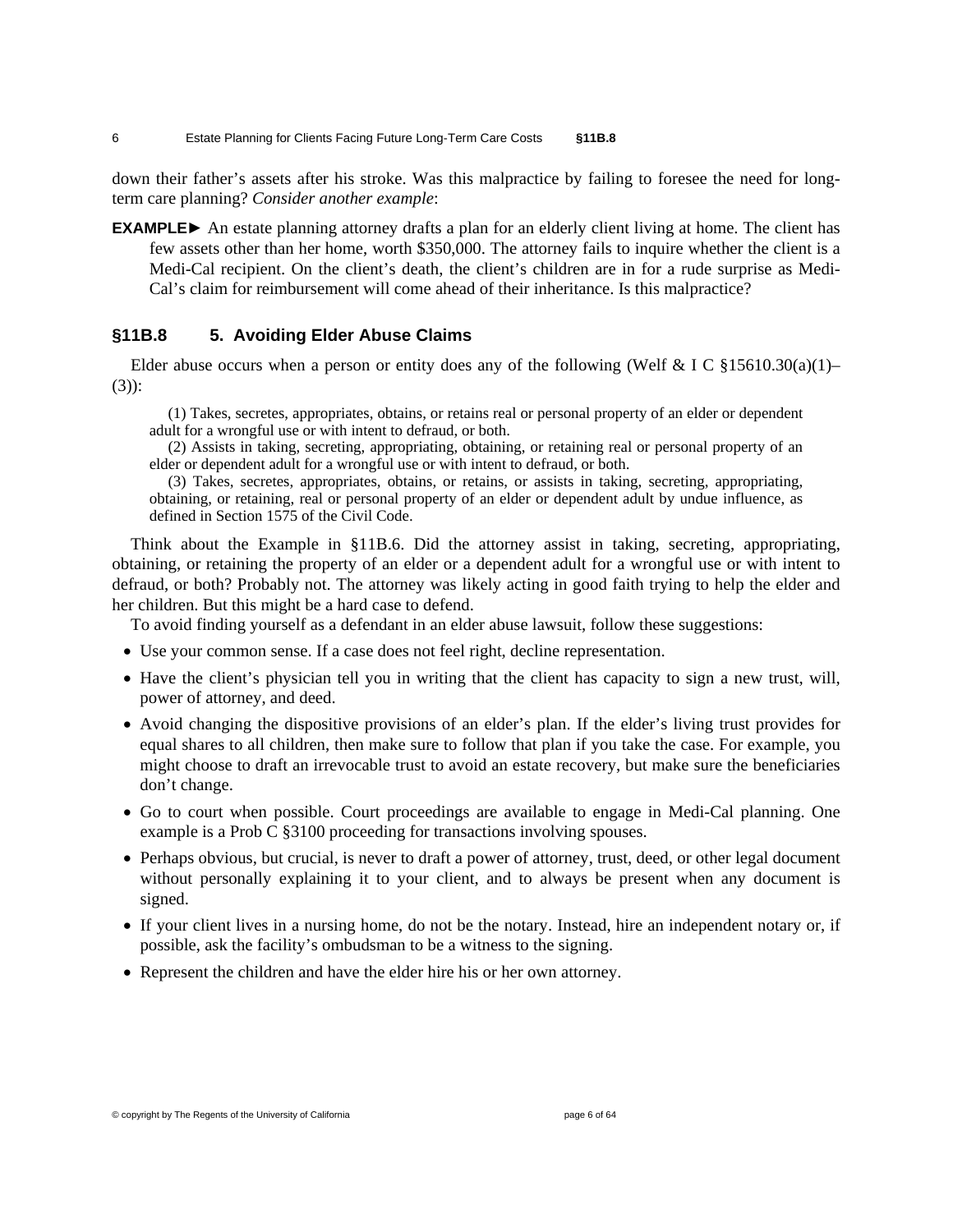down their father's assets after his stroke. Was this malpractice by failing to foresee the need for long-term care planning? *Consider another example*:

**EXAMPLE►** An estate planning attorney drafts a plan for an elderly client living at home. The client has few assets other than her home, worth $350,000. The attorney fails to inquire whether the client is a Medi-Cal recipient. On the client's death, the client's children are in for a rude surprise as Medi-Cal's claim for reimbursement will come ahead of their inheritance. Is this malpractice?

### §11B.8 5. Avoiding Elder Abuse Claims

Elder abuse occurs when a person or entity does any of the following (Welf & I C §15610.30(a)(1)–(3)):

> (1) Takes, secretes, appropriates, obtains, or retains real or personal property of an elder or dependent adult for a wrongful use or with intent to defraud, or both.
>
> (2) Assists in taking, secreting, appropriating, obtaining, or retaining real or personal property of an elder or dependent adult for a wrongful use or with intent to defraud, or both.
>
> (3) Takes, secretes, appropriates, obtains, or retains, or assists in taking, secreting, appropriating, obtaining, or retaining, real or personal property of an elder or dependent adult by undue influence, as defined in Section 1575 of the Civil Code.

Think about the Example in §11B.6. Did the attorney assist in taking, secreting, appropriating, obtaining, or retaining the property of an elder or a dependent adult for a wrongful use or with intent to defraud, or both? Probably not. The attorney was likely acting in good faith trying to help the elder and her children. But this might be a hard case to defend.

To avoid finding yourself as a defendant in an elder abuse lawsuit, follow these suggestions:

- Use your common sense. If a case does not feel right, decline representation.
- Have the client's physician tell you in writing that the client has capacity to sign a new trust, will, power of attorney, and deed.
- Avoid changing the dispositive provisions of an elder's plan. If the elder's living trust provides for equal shares to all children, then make sure to follow that plan if you take the case. For example, you might choose to draft an irrevocable trust to avoid an estate recovery, but make sure the beneficiaries don't change.
- Go to court when possible. Court proceedings are available to engage in Medi-Cal planning. One example is a Prob C §3100 proceeding for transactions involving spouses.
- Perhaps obvious, but crucial, is never to draft a power of attorney, trust, deed, or other legal document without personally explaining it to your client, and to always be present when any document is signed.
- If your client lives in a nursing home, do not be the notary. Instead, hire an independent notary or, if possible, ask the facility's ombudsman to be a witness to the signing.
- Represent the children and have the elder hire his or her own attorney.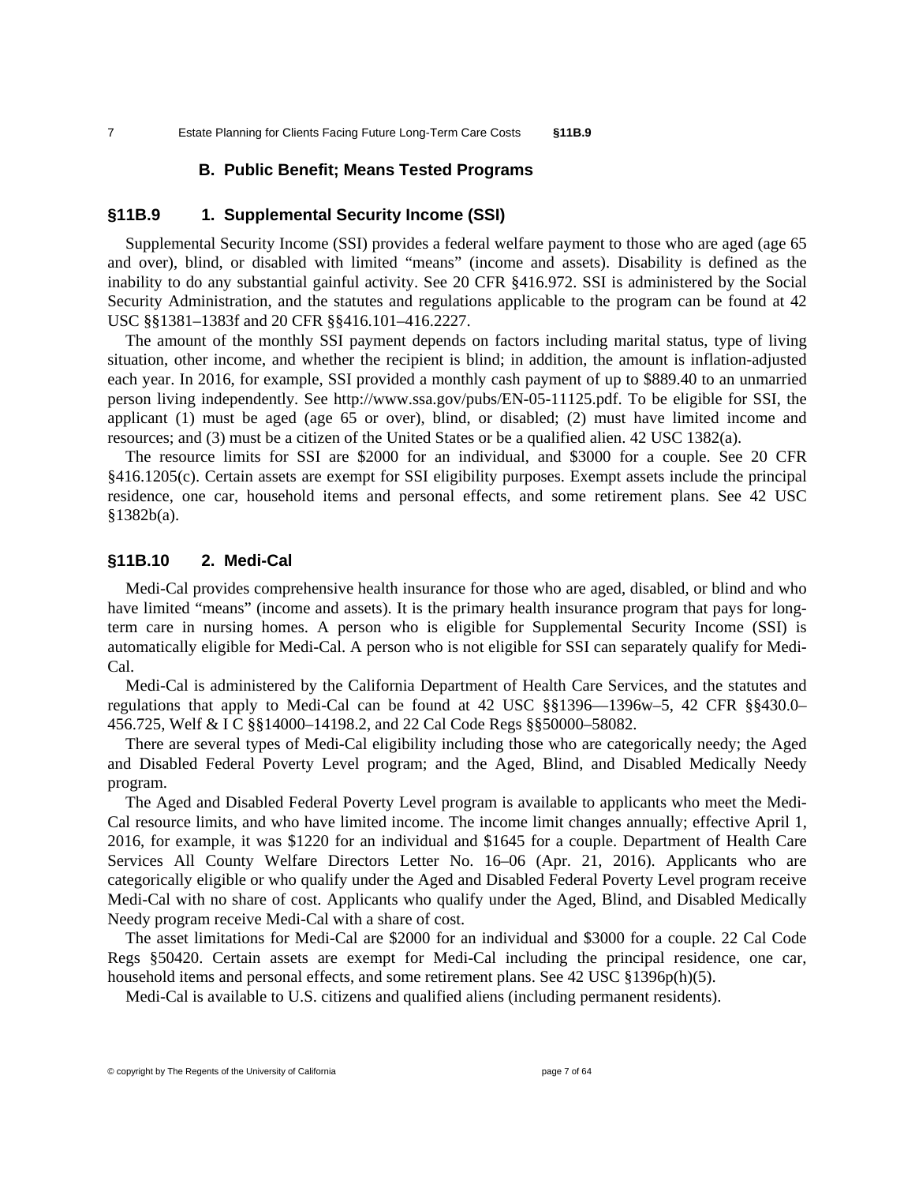## B. Public Benefit; Means Tested Programs

### §11B.9 1. Supplemental Security Income (SSI)

Supplemental Security Income (SSI) provides a federal welfare payment to those who are aged (age 65 and over), blind, or disabled with limited "means" (income and assets). Disability is defined as the inability to do any substantial gainful activity. See 20 CFR §416.972. SSI is administered by the Social Security Administration, and the statutes and regulations applicable to the program can be found at 42 USC §§1381–1383f and 20 CFR §§416.101–416.2227.

The amount of the monthly SSI payment depends on factors including marital status, type of living situation, other income, and whether the recipient is blind; in addition, the amount is inflation-adjusted each year. In 2016, for example, SSI provided a monthly cash payment of up to $889.40 to an unmarried person living independently. See http://www.ssa.gov/pubs/EN-05-11125.pdf. To be eligible for SSI, the applicant (1) must be aged (age 65 or over), blind, or disabled; (2) must have limited income and resources; and (3) must be a citizen of the United States or be a qualified alien. 42 USC 1382(a).

The resource limits for SSI are $2000 for an individual, and $3000 for a couple. See 20 CFR §416.1205(c). Certain assets are exempt for SSI eligibility purposes. Exempt assets include the principal residence, one car, household items and personal effects, and some retirement plans. See 42 USC §1382b(a).

### §11B.10 2. Medi-Cal

Medi-Cal provides comprehensive health insurance for those who are aged, disabled, or blind and who have limited "means" (income and assets). It is the primary health insurance program that pays for long-term care in nursing homes. A person who is eligible for Supplemental Security Income (SSI) is automatically eligible for Medi-Cal. A person who is not eligible for SSI can separately qualify for Medi-Cal.

Medi-Cal is administered by the California Department of Health Care Services, and the statutes and regulations that apply to Medi-Cal can be found at 42 USC §§1396—1396w–5, 42 CFR §§430.0–456.725, Welf & I C §§14000–14198.2, and 22 Cal Code Regs §§50000–58082.

There are several types of Medi-Cal eligibility including those who are categorically needy; the Aged and Disabled Federal Poverty Level program; and the Aged, Blind, and Disabled Medically Needy program.

The Aged and Disabled Federal Poverty Level program is available to applicants who meet the Medi-Cal resource limits, and who have limited income. The income limit changes annually; effective April 1, 2016, for example, it was $1220 for an individual and $1645 for a couple. Department of Health Care Services All County Welfare Directors Letter No. 16–06 (Apr. 21, 2016). Applicants who are categorically eligible or who qualify under the Aged and Disabled Federal Poverty Level program receive Medi-Cal with no share of cost. Applicants who qualify under the Aged, Blind, and Disabled Medically Needy program receive Medi-Cal with a share of cost.

The asset limitations for Medi-Cal are $2000 for an individual and $3000 for a couple. 22 Cal Code Regs §50420. Certain assets are exempt for Medi-Cal including the principal residence, one car, household items and personal effects, and some retirement plans. See 42 USC §1396p(h)(5).

Medi-Cal is available to U.S. citizens and qualified aliens (including permanent residents).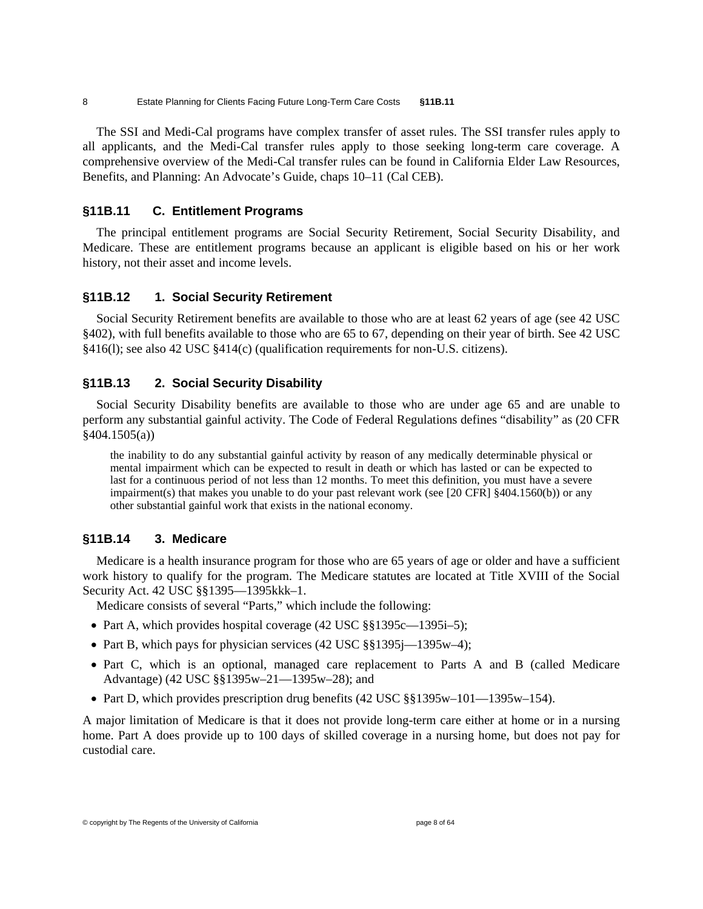The SSI and Medi-Cal programs have complex transfer of asset rules. The SSI transfer rules apply to all applicants, and the Medi-Cal transfer rules apply to those seeking long-term care coverage. A comprehensive overview of the Medi-Cal transfer rules can be found in California Elder Law Resources, Benefits, and Planning: An Advocate's Guide, chaps 10–11 (Cal CEB).

## §11B.11 C. Entitlement Programs

The principal entitlement programs are Social Security Retirement, Social Security Disability, and Medicare. These are entitlement programs because an applicant is eligible based on his or her work history, not their asset and income levels.

### §11B.12 1. Social Security Retirement

Social Security Retirement benefits are available to those who are at least 62 years of age (see 42 USC §402), with full benefits available to those who are 65 to 67, depending on their year of birth. See 42 USC §416(l); see also 42 USC §414(c) (qualification requirements for non-U.S. citizens).

### §11B.13 2. Social Security Disability

Social Security Disability benefits are available to those who are under age 65 and are unable to perform any substantial gainful activity. The Code of Federal Regulations defines "disability" as (20 CFR §404.1505(a))

> the inability to do any substantial gainful activity by reason of any medically determinable physical or mental impairment which can be expected to result in death or which has lasted or can be expected to last for a continuous period of not less than 12 months. To meet this definition, you must have a severe impairment(s) that makes you unable to do your past relevant work (see [20 CFR] §404.1560(b)) or any other substantial gainful work that exists in the national economy.

### §11B.14 3. Medicare

Medicare is a health insurance program for those who are 65 years of age or older and have a sufficient work history to qualify for the program. The Medicare statutes are located at Title XVIII of the Social Security Act. 42 USC §§1395—1395kkk–1.

Medicare consists of several "Parts," which include the following:

- Part A, which provides hospital coverage (42 USC §§1395c—1395i–5);
- Part B, which pays for physician services (42 USC §§1395j—1395w–4);
- Part C, which is an optional, managed care replacement to Parts A and B (called Medicare Advantage) (42 USC §§1395w–21—1395w–28); and
- Part D, which provides prescription drug benefits (42 USC §§1395w–101—1395w–154).

A major limitation of Medicare is that it does not provide long-term care either at home or in a nursing home. Part A does provide up to 100 days of skilled coverage in a nursing home, but does not pay for custodial care.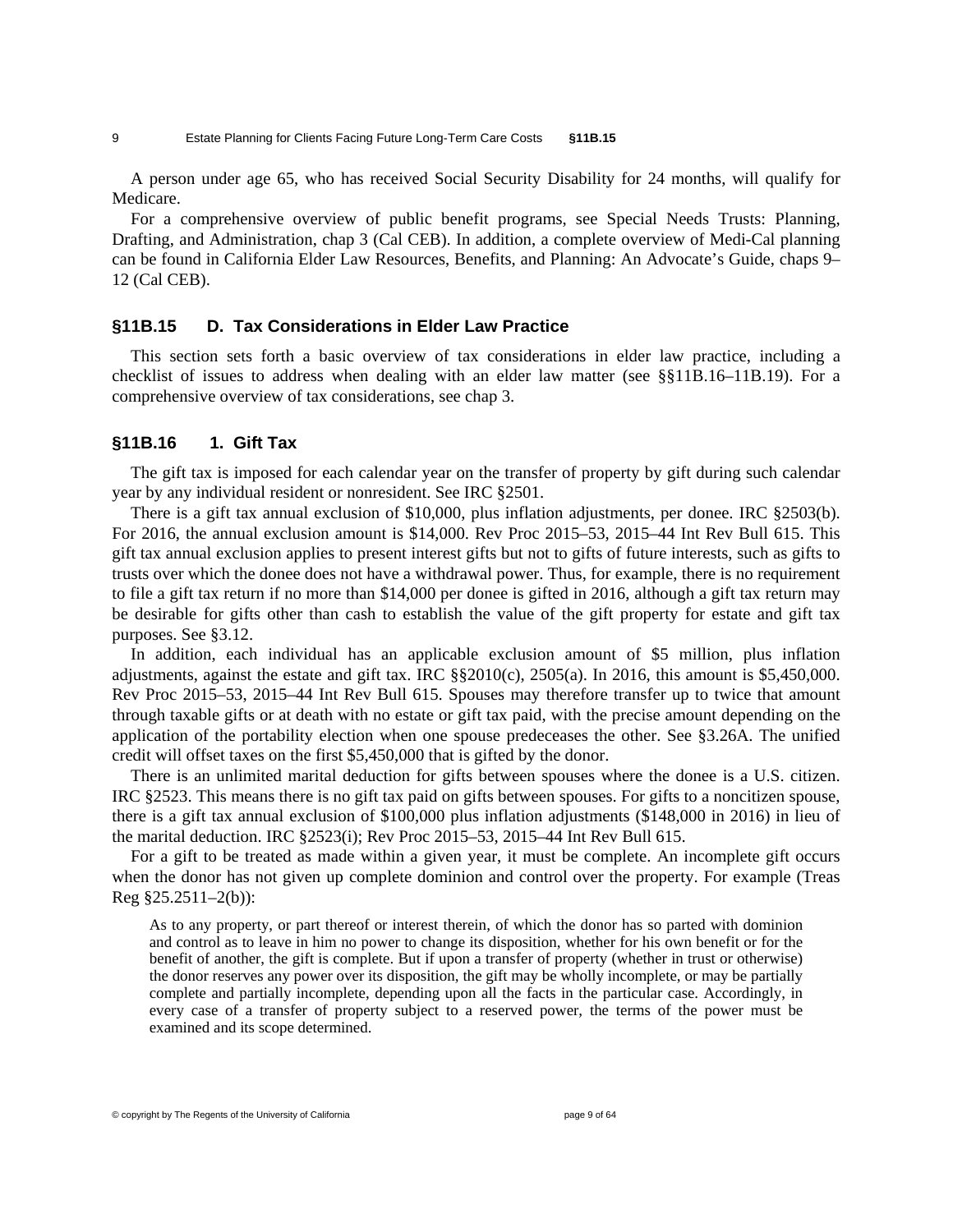A person under age 65, who has received Social Security Disability for 24 months, will qualify for Medicare.

For a comprehensive overview of public benefit programs, see Special Needs Trusts: Planning, Drafting, and Administration, chap 3 (Cal CEB). In addition, a complete overview of Medi-Cal planning can be found in California Elder Law Resources, Benefits, and Planning: An Advocate's Guide, chaps 9–12 (Cal CEB).

## §11B.15 D. Tax Considerations in Elder Law Practice

This section sets forth a basic overview of tax considerations in elder law practice, including a checklist of issues to address when dealing with an elder law matter (see §§11B.16–11B.19). For a comprehensive overview of tax considerations, see chap 3.

## §11B.16 1. Gift Tax

The gift tax is imposed for each calendar year on the transfer of property by gift during such calendar year by any individual resident or nonresident. See IRC §2501.

There is a gift tax annual exclusion of $10,000, plus inflation adjustments, per donee. IRC §2503(b). For 2016, the annual exclusion amount is $14,000. Rev Proc 2015–53, 2015–44 Int Rev Bull 615. This gift tax annual exclusion applies to present interest gifts but not to gifts of future interests, such as gifts to trusts over which the donee does not have a withdrawal power. Thus, for example, there is no requirement to file a gift tax return if no more than $14,000 per donee is gifted in 2016, although a gift tax return may be desirable for gifts other than cash to establish the value of the gift property for estate and gift tax purposes. See §3.12.

In addition, each individual has an applicable exclusion amount of $5 million, plus inflation adjustments, against the estate and gift tax. IRC §§2010(c), 2505(a). In 2016, this amount is $5,450,000. Rev Proc 2015–53, 2015–44 Int Rev Bull 615. Spouses may therefore transfer up to twice that amount through taxable gifts or at death with no estate or gift tax paid, with the precise amount depending on the application of the portability election when one spouse predeceases the other. See §3.26A. The unified credit will offset taxes on the first $5,450,000 that is gifted by the donor.

There is an unlimited marital deduction for gifts between spouses where the donee is a U.S. citizen. IRC §2523. This means there is no gift tax paid on gifts between spouses. For gifts to a noncitizen spouse, there is a gift tax annual exclusion of $100,000 plus inflation adjustments ($148,000 in 2016) in lieu of the marital deduction. IRC §2523(i); Rev Proc 2015–53, 2015–44 Int Rev Bull 615.

For a gift to be treated as made within a given year, it must be complete. An incomplete gift occurs when the donor has not given up complete dominion and control over the property. For example (Treas Reg §25.2511–2(b)):

> As to any property, or part thereof or interest therein, of which the donor has so parted with dominion and control as to leave in him no power to change its disposition, whether for his own benefit or for the benefit of another, the gift is complete. But if upon a transfer of property (whether in trust or otherwise) the donor reserves any power over its disposition, the gift may be wholly incomplete, or may be partially complete and partially incomplete, depending upon all the facts in the particular case. Accordingly, in every case of a transfer of property subject to a reserved power, the terms of the power must be examined and its scope determined.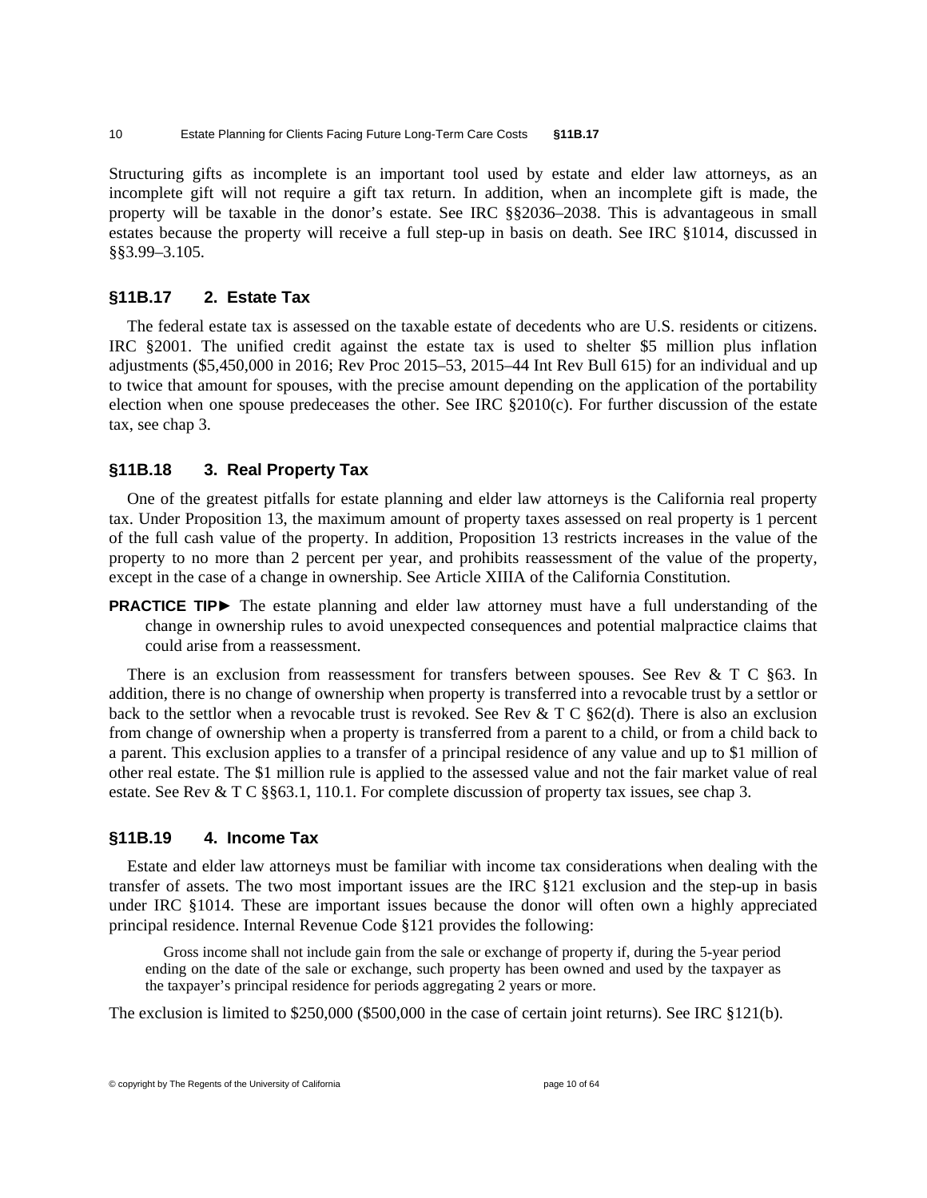Structuring gifts as incomplete is an important tool used by estate and elder law attorneys, as an incomplete gift will not require a gift tax return. In addition, when an incomplete gift is made, the property will be taxable in the donor's estate. See IRC §§2036–2038. This is advantageous in small estates because the property will receive a full step-up in basis on death. See IRC §1014, discussed in §§3.99–3.105.

## §11B.17 2. Estate Tax

The federal estate tax is assessed on the taxable estate of decedents who are U.S. residents or citizens. IRC §2001. The unified credit against the estate tax is used to shelter $5 million plus inflation adjustments ($5,450,000 in 2016; Rev Proc 2015–53, 2015–44 Int Rev Bull 615) for an individual and up to twice that amount for spouses, with the precise amount depending on the application of the portability election when one spouse predeceases the other. See IRC §2010(c). For further discussion of the estate tax, see chap 3.

## §11B.18 3. Real Property Tax

One of the greatest pitfalls for estate planning and elder law attorneys is the California real property tax. Under Proposition 13, the maximum amount of property taxes assessed on real property is 1 percent of the full cash value of the property. In addition, Proposition 13 restricts increases in the value of the property to no more than 2 percent per year, and prohibits reassessment of the value of the property, except in the case of a change in ownership. See Article XIIIA of the California Constitution.

**PRACTICE TIP►** The estate planning and elder law attorney must have a full understanding of the change in ownership rules to avoid unexpected consequences and potential malpractice claims that could arise from a reassessment.

There is an exclusion from reassessment for transfers between spouses. See Rev & T C §63. In addition, there is no change of ownership when property is transferred into a revocable trust by a settlor or back to the settlor when a revocable trust is revoked. See Rev & T C §62(d). There is also an exclusion from change of ownership when a property is transferred from a parent to a child, or from a child back to a parent. This exclusion applies to a transfer of a principal residence of any value and up to $1 million of other real estate. The $1 million rule is applied to the assessed value and not the fair market value of real estate. See Rev & T C §§63.1, 110.1. For complete discussion of property tax issues, see chap 3.

## §11B.19 4. Income Tax

Estate and elder law attorneys must be familiar with income tax considerations when dealing with the transfer of assets. The two most important issues are the IRC §121 exclusion and the step-up in basis under IRC §1014. These are important issues because the donor will often own a highly appreciated principal residence. Internal Revenue Code §121 provides the following:

> Gross income shall not include gain from the sale or exchange of property if, during the 5-year period ending on the date of the sale or exchange, such property has been owned and used by the taxpayer as the taxpayer's principal residence for periods aggregating 2 years or more.

The exclusion is limited to $250,000 ($500,000 in the case of certain joint returns). See IRC §121(b).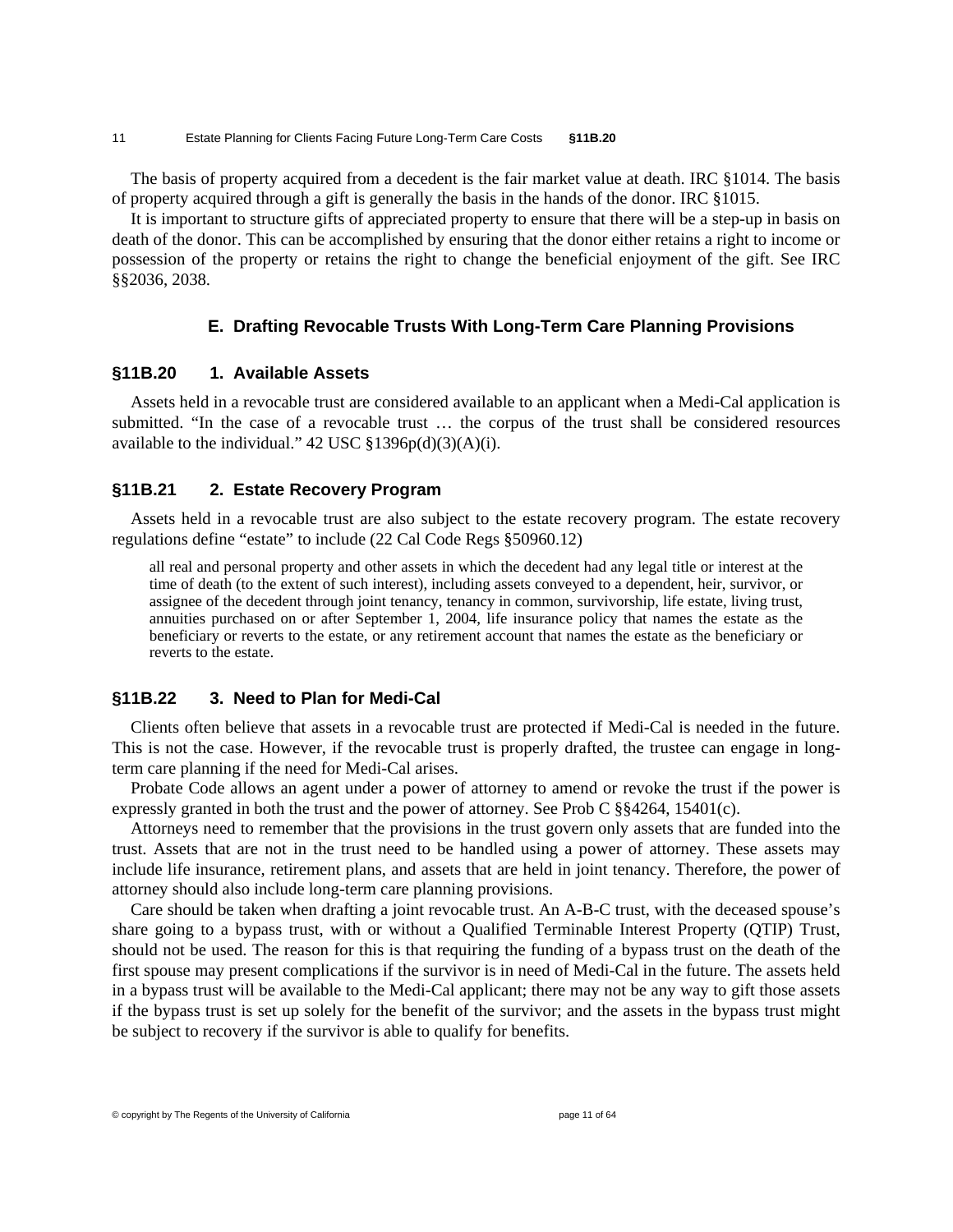The basis of property acquired from a decedent is the fair market value at death. IRC §1014. The basis of property acquired through a gift is generally the basis in the hands of the donor. IRC §1015.

It is important to structure gifts of appreciated property to ensure that there will be a step-up in basis on death of the donor. This can be accomplished by ensuring that the donor either retains a right to income or possession of the property or retains the right to change the beneficial enjoyment of the gift. See IRC §§2036, 2038.

## E. Drafting Revocable Trusts With Long-Term Care Planning Provisions

### §11B.20 1. Available Assets

Assets held in a revocable trust are considered available to an applicant when a Medi-Cal application is submitted. "In the case of a revocable trust … the corpus of the trust shall be considered resources available to the individual." 42 USC §1396p(d)(3)(A)(i).

### §11B.21 2. Estate Recovery Program

Assets held in a revocable trust are also subject to the estate recovery program. The estate recovery regulations define "estate" to include (22 Cal Code Regs §50960.12)

> all real and personal property and other assets in which the decedent had any legal title or interest at the time of death (to the extent of such interest), including assets conveyed to a dependent, heir, survivor, or assignee of the decedent through joint tenancy, tenancy in common, survivorship, life estate, living trust, annuities purchased on or after September 1, 2004, life insurance policy that names the estate as the beneficiary or reverts to the estate, or any retirement account that names the estate as the beneficiary or reverts to the estate.

### §11B.22 3. Need to Plan for Medi-Cal

Clients often believe that assets in a revocable trust are protected if Medi-Cal is needed in the future. This is not the case. However, if the revocable trust is properly drafted, the trustee can engage in long-term care planning if the need for Medi-Cal arises.

Probate Code allows an agent under a power of attorney to amend or revoke the trust if the power is expressly granted in both the trust and the power of attorney. See Prob C §§4264, 15401(c).

Attorneys need to remember that the provisions in the trust govern only assets that are funded into the trust. Assets that are not in the trust need to be handled using a power of attorney. These assets may include life insurance, retirement plans, and assets that are held in joint tenancy. Therefore, the power of attorney should also include long-term care planning provisions.

Care should be taken when drafting a joint revocable trust. An A-B-C trust, with the deceased spouse's share going to a bypass trust, with or without a Qualified Terminable Interest Property (QTIP) Trust, should not be used. The reason for this is that requiring the funding of a bypass trust on the death of the first spouse may present complications if the survivor is in need of Medi-Cal in the future. The assets held in a bypass trust will be available to the Medi-Cal applicant; there may not be any way to gift those assets if the bypass trust is set up solely for the benefit of the survivor; and the assets in the bypass trust might be subject to recovery if the survivor is able to qualify for benefits.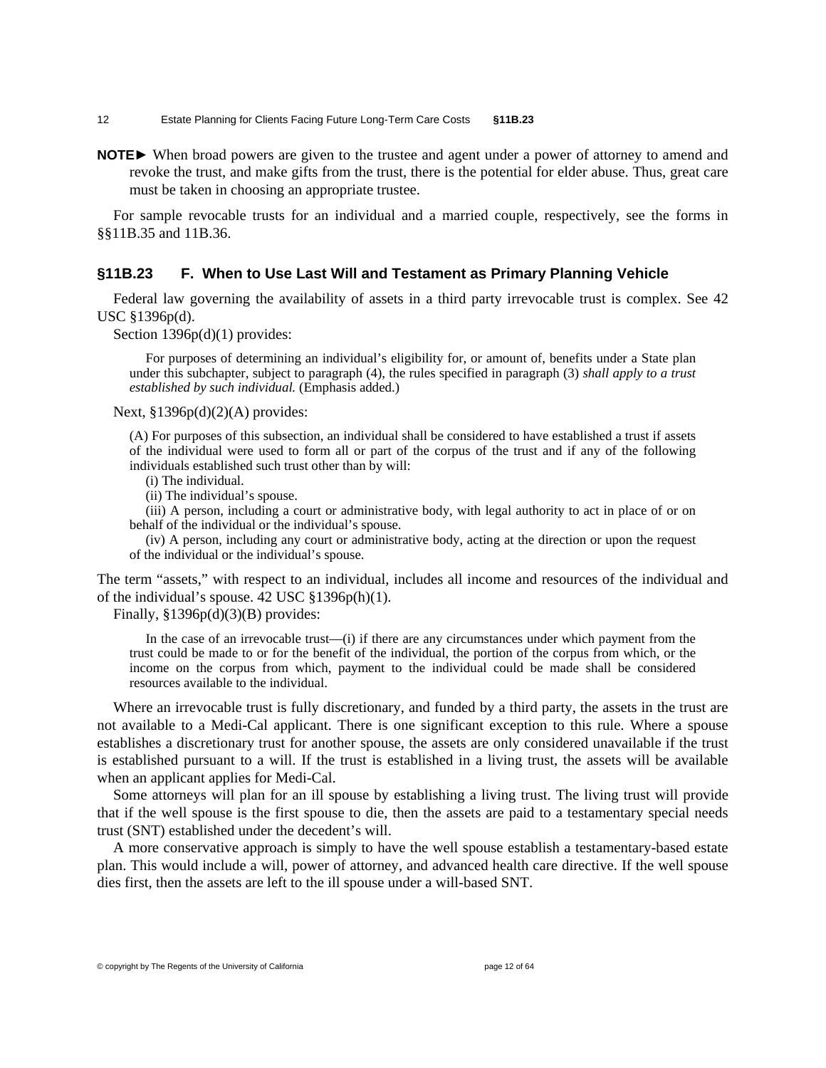**NOTE►** When broad powers are given to the trustee and agent under a power of attorney to amend and revoke the trust, and make gifts from the trust, there is the potential for elder abuse. Thus, great care must be taken in choosing an appropriate trustee.

For sample revocable trusts for an individual and a married couple, respectively, see the forms in §§11B.35 and 11B.36.

## §11B.23 F. When to Use Last Will and Testament as Primary Planning Vehicle

Federal law governing the availability of assets in a third party irrevocable trust is complex. See 42 USC §1396p(d).

Section 1396p(d)(1) provides:

> For purposes of determining an individual's eligibility for, or amount of, benefits under a State plan under this subchapter, subject to paragraph (4), the rules specified in paragraph (3) *shall apply to a trust established by such individual.* (Emphasis added.)

Next, §1396p(d)(2)(A) provides:

> (A) For purposes of this subsection, an individual shall be considered to have established a trust if assets of the individual were used to form all or part of the corpus of the trust and if any of the following individuals established such trust other than by will:
>
> (i) The individual.
>
> (ii) The individual's spouse.
>
> (iii) A person, including a court or administrative body, with legal authority to act in place of or on behalf of the individual or the individual's spouse.
>
> (iv) A person, including any court or administrative body, acting at the direction or upon the request of the individual or the individual's spouse.

The term "assets," with respect to an individual, includes all income and resources of the individual and of the individual's spouse. 42 USC §1396p(h)(1).

Finally, §1396p(d)(3)(B) provides:

> In the case of an irrevocable trust—(i) if there are any circumstances under which payment from the trust could be made to or for the benefit of the individual, the portion of the corpus from which, or the income on the corpus from which, payment to the individual could be made shall be considered resources available to the individual.

Where an irrevocable trust is fully discretionary, and funded by a third party, the assets in the trust are not available to a Medi-Cal applicant. There is one significant exception to this rule. Where a spouse establishes a discretionary trust for another spouse, the assets are only considered unavailable if the trust is established pursuant to a will. If the trust is established in a living trust, the assets will be available when an applicant applies for Medi-Cal.

Some attorneys will plan for an ill spouse by establishing a living trust. The living trust will provide that if the well spouse is the first spouse to die, then the assets are paid to a testamentary special needs trust (SNT) established under the decedent's will.

A more conservative approach is simply to have the well spouse establish a testamentary-based estate plan. This would include a will, power of attorney, and advanced health care directive. If the well spouse dies first, then the assets are left to the ill spouse under a will-based SNT.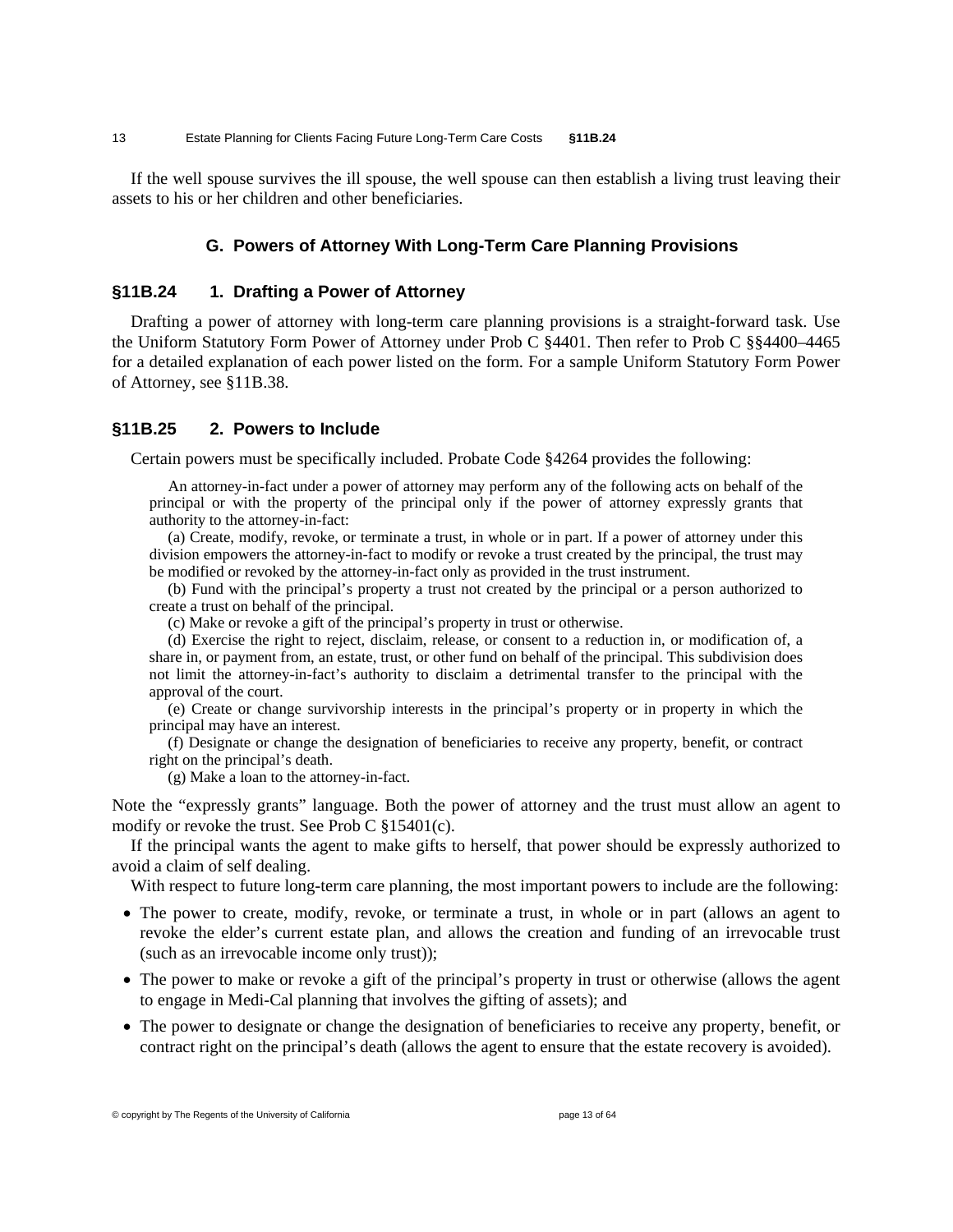If the well spouse survives the ill spouse, the well spouse can then establish a living trust leaving their assets to his or her children and other beneficiaries.

## G. Powers of Attorney With Long-Term Care Planning Provisions

### §11B.24 1. Drafting a Power of Attorney

Drafting a power of attorney with long-term care planning provisions is a straight-forward task. Use the Uniform Statutory Form Power of Attorney under Prob C §4401. Then refer to Prob C §§4400–4465 for a detailed explanation of each power listed on the form. For a sample Uniform Statutory Form Power of Attorney, see §11B.38.

### §11B.25 2. Powers to Include

Certain powers must be specifically included. Probate Code §4264 provides the following:

> An attorney-in-fact under a power of attorney may perform any of the following acts on behalf of the principal or with the property of the principal only if the power of attorney expressly grants that authority to the attorney-in-fact:
>
> (a) Create, modify, revoke, or terminate a trust, in whole or in part. If a power of attorney under this division empowers the attorney-in-fact to modify or revoke a trust created by the principal, the trust may be modified or revoked by the attorney-in-fact only as provided in the trust instrument.
>
> (b) Fund with the principal's property a trust not created by the principal or a person authorized to create a trust on behalf of the principal.
>
> (c) Make or revoke a gift of the principal's property in trust or otherwise.
>
> (d) Exercise the right to reject, disclaim, release, or consent to a reduction in, or modification of, a share in, or payment from, an estate, trust, or other fund on behalf of the principal. This subdivision does not limit the attorney-in-fact's authority to disclaim a detrimental transfer to the principal with the approval of the court.
>
> (e) Create or change survivorship interests in the principal's property or in property in which the principal may have an interest.
>
> (f) Designate or change the designation of beneficiaries to receive any property, benefit, or contract right on the principal's death.
>
> (g) Make a loan to the attorney-in-fact.

Note the "expressly grants" language. Both the power of attorney and the trust must allow an agent to modify or revoke the trust. See Prob C §15401(c).

If the principal wants the agent to make gifts to herself, that power should be expressly authorized to avoid a claim of self dealing.

With respect to future long-term care planning, the most important powers to include are the following:

- The power to create, modify, revoke, or terminate a trust, in whole or in part (allows an agent to revoke the elder's current estate plan, and allows the creation and funding of an irrevocable trust (such as an irrevocable income only trust));
- The power to make or revoke a gift of the principal's property in trust or otherwise (allows the agent to engage in Medi-Cal planning that involves the gifting of assets); and
- The power to designate or change the designation of beneficiaries to receive any property, benefit, or contract right on the principal's death (allows the agent to ensure that the estate recovery is avoided).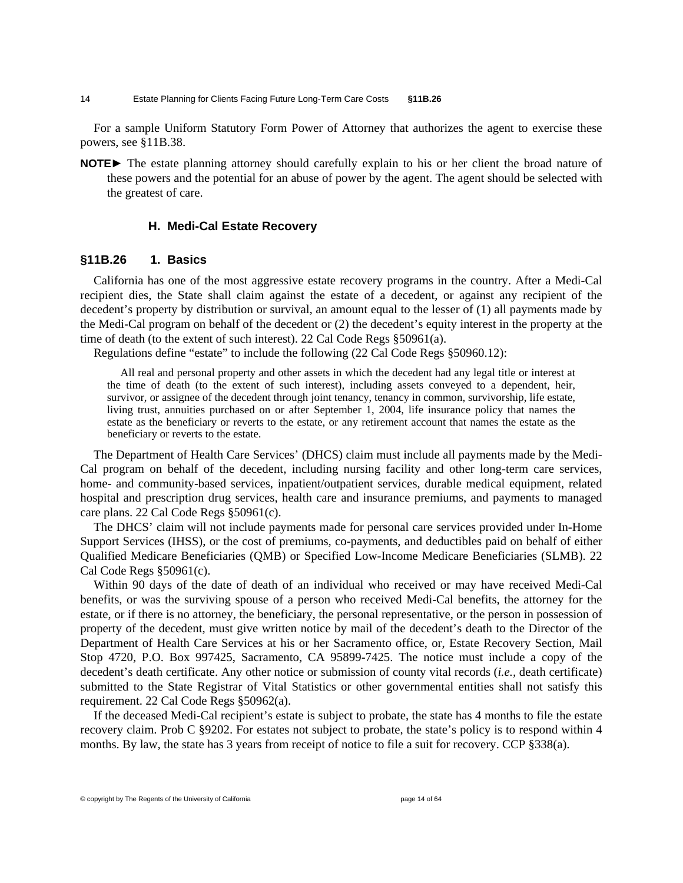For a sample Uniform Statutory Form Power of Attorney that authorizes the agent to exercise these powers, see §11B.38.

**NOTE►** The estate planning attorney should carefully explain to his or her client the broad nature of these powers and the potential for an abuse of power by the agent. The agent should be selected with the greatest of care.

### H. Medi-Cal Estate Recovery

#### §11B.26 1. Basics

California has one of the most aggressive estate recovery programs in the country. After a Medi-Cal recipient dies, the State shall claim against the estate of a decedent, or against any recipient of the decedent's property by distribution or survival, an amount equal to the lesser of (1) all payments made by the Medi-Cal program on behalf of the decedent or (2) the decedent's equity interest in the property at the time of death (to the extent of such interest). 22 Cal Code Regs §50961(a).

Regulations define "estate" to include the following (22 Cal Code Regs §50960.12):

> All real and personal property and other assets in which the decedent had any legal title or interest at the time of death (to the extent of such interest), including assets conveyed to a dependent, heir, survivor, or assignee of the decedent through joint tenancy, tenancy in common, survivorship, life estate, living trust, annuities purchased on or after September 1, 2004, life insurance policy that names the estate as the beneficiary or reverts to the estate, or any retirement account that names the estate as the beneficiary or reverts to the estate.

The Department of Health Care Services' (DHCS) claim must include all payments made by the Medi-Cal program on behalf of the decedent, including nursing facility and other long-term care services, home- and community-based services, inpatient/outpatient services, durable medical equipment, related hospital and prescription drug services, health care and insurance premiums, and payments to managed care plans. 22 Cal Code Regs §50961(c).

The DHCS' claim will not include payments made for personal care services provided under In-Home Support Services (IHSS), or the cost of premiums, co-payments, and deductibles paid on behalf of either Qualified Medicare Beneficiaries (QMB) or Specified Low-Income Medicare Beneficiaries (SLMB). 22 Cal Code Regs §50961(c).

Within 90 days of the date of death of an individual who received or may have received Medi-Cal benefits, or was the surviving spouse of a person who received Medi-Cal benefits, the attorney for the estate, or if there is no attorney, the beneficiary, the personal representative, or the person in possession of property of the decedent, must give written notice by mail of the decedent's death to the Director of the Department of Health Care Services at his or her Sacramento office, or, Estate Recovery Section, Mail Stop 4720, P.O. Box 997425, Sacramento, CA 95899-7425. The notice must include a copy of the decedent's death certificate. Any other notice or submission of county vital records (*i.e.*, death certificate) submitted to the State Registrar of Vital Statistics or other governmental entities shall not satisfy this requirement. 22 Cal Code Regs §50962(a).

If the deceased Medi-Cal recipient's estate is subject to probate, the state has 4 months to file the estate recovery claim. Prob C §9202. For estates not subject to probate, the state's policy is to respond within 4 months. By law, the state has 3 years from receipt of notice to file a suit for recovery. CCP §338(a).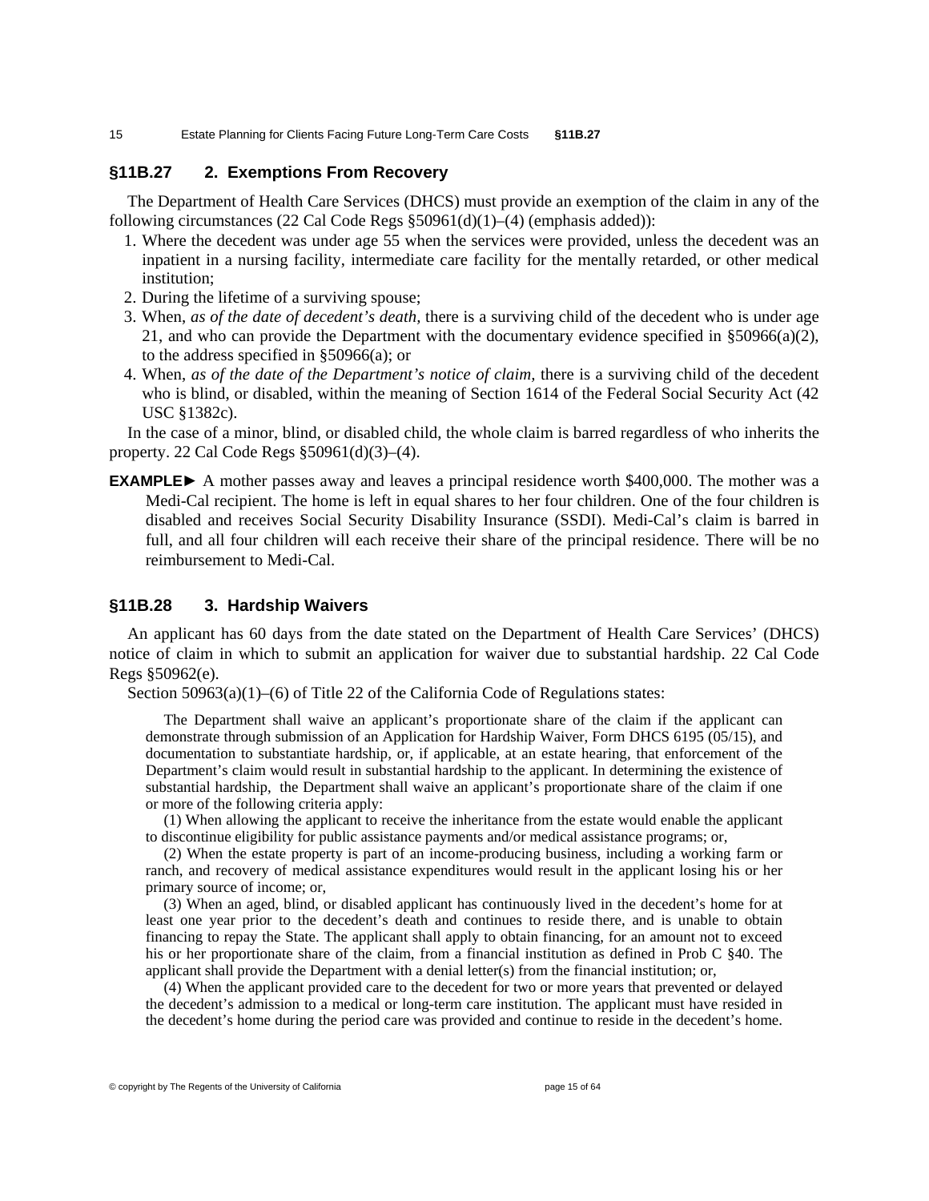## §11B.27 2. Exemptions From Recovery

The Department of Health Care Services (DHCS) must provide an exemption of the claim in any of the following circumstances (22 Cal Code Regs §50961(d)(1)–(4) (emphasis added)):

1. Where the decedent was under age 55 when the services were provided, unless the decedent was an inpatient in a nursing facility, intermediate care facility for the mentally retarded, or other medical institution;
2. During the lifetime of a surviving spouse;
3. When, *as of the date of decedent's death,* there is a surviving child of the decedent who is under age 21, and who can provide the Department with the documentary evidence specified in §50966(a)(2), to the address specified in §50966(a); or
4. When, *as of the date of the Department's notice of claim,* there is a surviving child of the decedent who is blind, or disabled, within the meaning of Section 1614 of the Federal Social Security Act (42 USC §1382c).

In the case of a minor, blind, or disabled child, the whole claim is barred regardless of who inherits the property. 22 Cal Code Regs §50961(d)(3)–(4).

**EXAMPLE►** A mother passes away and leaves a principal residence worth $400,000. The mother was a Medi-Cal recipient. The home is left in equal shares to her four children. One of the four children is disabled and receives Social Security Disability Insurance (SSDI). Medi-Cal's claim is barred in full, and all four children will each receive their share of the principal residence. There will be no reimbursement to Medi-Cal.

## §11B.28 3. Hardship Waivers

An applicant has 60 days from the date stated on the Department of Health Care Services' (DHCS) notice of claim in which to submit an application for waiver due to substantial hardship. 22 Cal Code Regs §50962(e).

Section 50963(a)(1)–(6) of Title 22 of the California Code of Regulations states:

> The Department shall waive an applicant's proportionate share of the claim if the applicant can demonstrate through submission of an Application for Hardship Waiver, Form DHCS 6195 (05/15), and documentation to substantiate hardship, or, if applicable, at an estate hearing, that enforcement of the Department's claim would result in substantial hardship to the applicant. In determining the existence of substantial hardship, the Department shall waive an applicant's proportionate share of the claim if one or more of the following criteria apply:
>
> (1) When allowing the applicant to receive the inheritance from the estate would enable the applicant to discontinue eligibility for public assistance payments and/or medical assistance programs; or,
>
> (2) When the estate property is part of an income-producing business, including a working farm or ranch, and recovery of medical assistance expenditures would result in the applicant losing his or her primary source of income; or,
>
> (3) When an aged, blind, or disabled applicant has continuously lived in the decedent's home for at least one year prior to the decedent's death and continues to reside there, and is unable to obtain financing to repay the State. The applicant shall apply to obtain financing, for an amount not to exceed his or her proportionate share of the claim, from a financial institution as defined in Prob C §40. The applicant shall provide the Department with a denial letter(s) from the financial institution; or,
>
> (4) When the applicant provided care to the decedent for two or more years that prevented or delayed the decedent's admission to a medical or long-term care institution. The applicant must have resided in the decedent's home during the period care was provided and continue to reside in the decedent's home.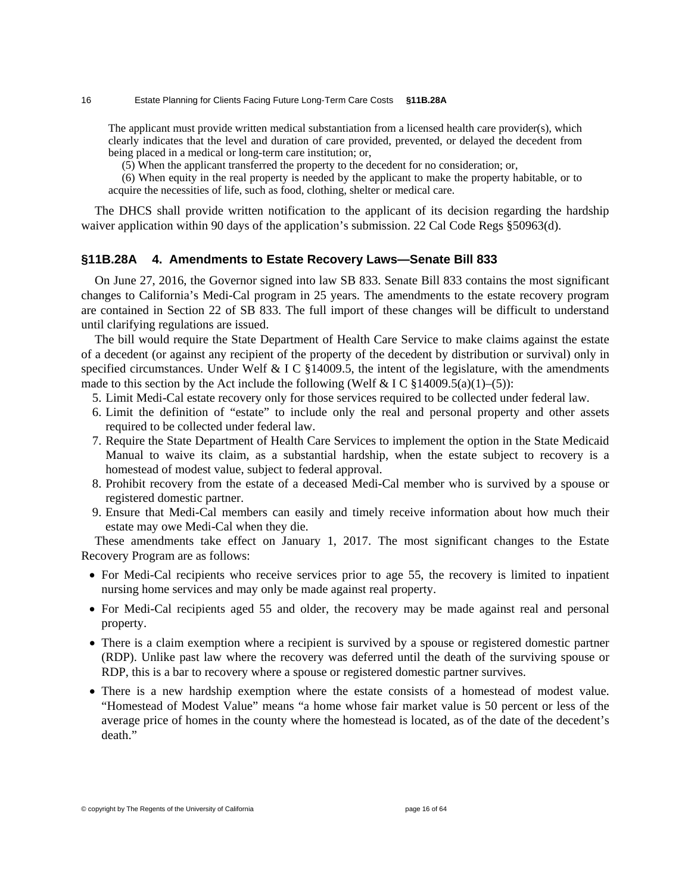The applicant must provide written medical substantiation from a licensed health care provider(s), which clearly indicates that the level and duration of care provided, prevented, or delayed the decedent from being placed in a medical or long-term care institution; or,

(5) When the applicant transferred the property to the decedent for no consideration; or,

(6) When equity in the real property is needed by the applicant to make the property habitable, or to acquire the necessities of life, such as food, clothing, shelter or medical care.

The DHCS shall provide written notification to the applicant of its decision regarding the hardship waiver application within 90 days of the application's submission. 22 Cal Code Regs §50963(d).

### §11B.28A 4. Amendments to Estate Recovery Laws—Senate Bill 833

On June 27, 2016, the Governor signed into law SB 833. Senate Bill 833 contains the most significant changes to California's Medi-Cal program in 25 years. The amendments to the estate recovery program are contained in Section 22 of SB 833. The full import of these changes will be difficult to understand until clarifying regulations are issued.

The bill would require the State Department of Health Care Service to make claims against the estate of a decedent (or against any recipient of the property of the decedent by distribution or survival) only in specified circumstances. Under Welf & I C §14009.5, the intent of the legislature, with the amendments made to this section by the Act include the following (Welf & I C §14009.5(a)(1)–(5)):

5. Limit Medi-Cal estate recovery only for those services required to be collected under federal law.
6. Limit the definition of "estate" to include only the real and personal property and other assets required to be collected under federal law.
7. Require the State Department of Health Care Services to implement the option in the State Medicaid Manual to waive its claim, as a substantial hardship, when the estate subject to recovery is a homestead of modest value, subject to federal approval.
8. Prohibit recovery from the estate of a deceased Medi-Cal member who is survived by a spouse or registered domestic partner.
9. Ensure that Medi-Cal members can easily and timely receive information about how much their estate may owe Medi-Cal when they die.

These amendments take effect on January 1, 2017. The most significant changes to the Estate Recovery Program are as follows:

- For Medi-Cal recipients who receive services prior to age 55, the recovery is limited to inpatient nursing home services and may only be made against real property.
- For Medi-Cal recipients aged 55 and older, the recovery may be made against real and personal property.
- There is a claim exemption where a recipient is survived by a spouse or registered domestic partner (RDP). Unlike past law where the recovery was deferred until the death of the surviving spouse or RDP, this is a bar to recovery where a spouse or registered domestic partner survives.
- There is a new hardship exemption where the estate consists of a homestead of modest value. "Homestead of Modest Value" means "a home whose fair market value is 50 percent or less of the average price of homes in the county where the homestead is located, as of the date of the decedent's death."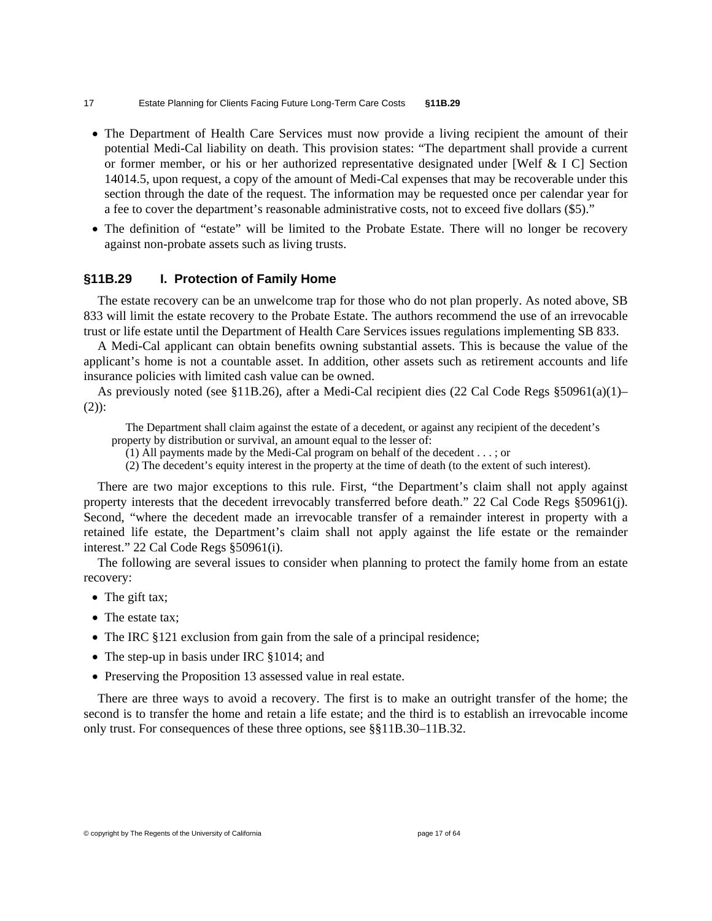- The Department of Health Care Services must now provide a living recipient the amount of their potential Medi-Cal liability on death. This provision states: "The department shall provide a current or former member, or his or her authorized representative designated under [Welf & I C] Section 14014.5, upon request, a copy of the amount of Medi-Cal expenses that may be recoverable under this section through the date of the request. The information may be requested once per calendar year for a fee to cover the department's reasonable administrative costs, not to exceed five dollars ($5)."
- The definition of "estate" will be limited to the Probate Estate. There will no longer be recovery against non-probate assets such as living trusts.

## §11B.29 I. Protection of Family Home

The estate recovery can be an unwelcome trap for those who do not plan properly. As noted above, SB 833 will limit the estate recovery to the Probate Estate. The authors recommend the use of an irrevocable trust or life estate until the Department of Health Care Services issues regulations implementing SB 833.

A Medi-Cal applicant can obtain benefits owning substantial assets. This is because the value of the applicant's home is not a countable asset. In addition, other assets such as retirement accounts and life insurance policies with limited cash value can be owned.

As previously noted (see §11B.26), after a Medi-Cal recipient dies (22 Cal Code Regs §50961(a)(1)–(2)):

> The Department shall claim against the estate of a decedent, or against any recipient of the decedent's property by distribution or survival, an amount equal to the lesser of:
>
> (1) All payments made by the Medi-Cal program on behalf of the decedent . . . ; or
>
> (2) The decedent's equity interest in the property at the time of death (to the extent of such interest).

There are two major exceptions to this rule. First, "the Department's claim shall not apply against property interests that the decedent irrevocably transferred before death." 22 Cal Code Regs §50961(j). Second, "where the decedent made an irrevocable transfer of a remainder interest in property with a retained life estate, the Department's claim shall not apply against the life estate or the remainder interest." 22 Cal Code Regs §50961(i).

The following are several issues to consider when planning to protect the family home from an estate recovery:

- The gift tax;
- The estate tax;
- The IRC §121 exclusion from gain from the sale of a principal residence;
- The step-up in basis under IRC §1014; and
- Preserving the Proposition 13 assessed value in real estate.

There are three ways to avoid a recovery. The first is to make an outright transfer of the home; the second is to transfer the home and retain a life estate; and the third is to establish an irrevocable income only trust. For consequences of these three options, see §§11B.30–11B.32.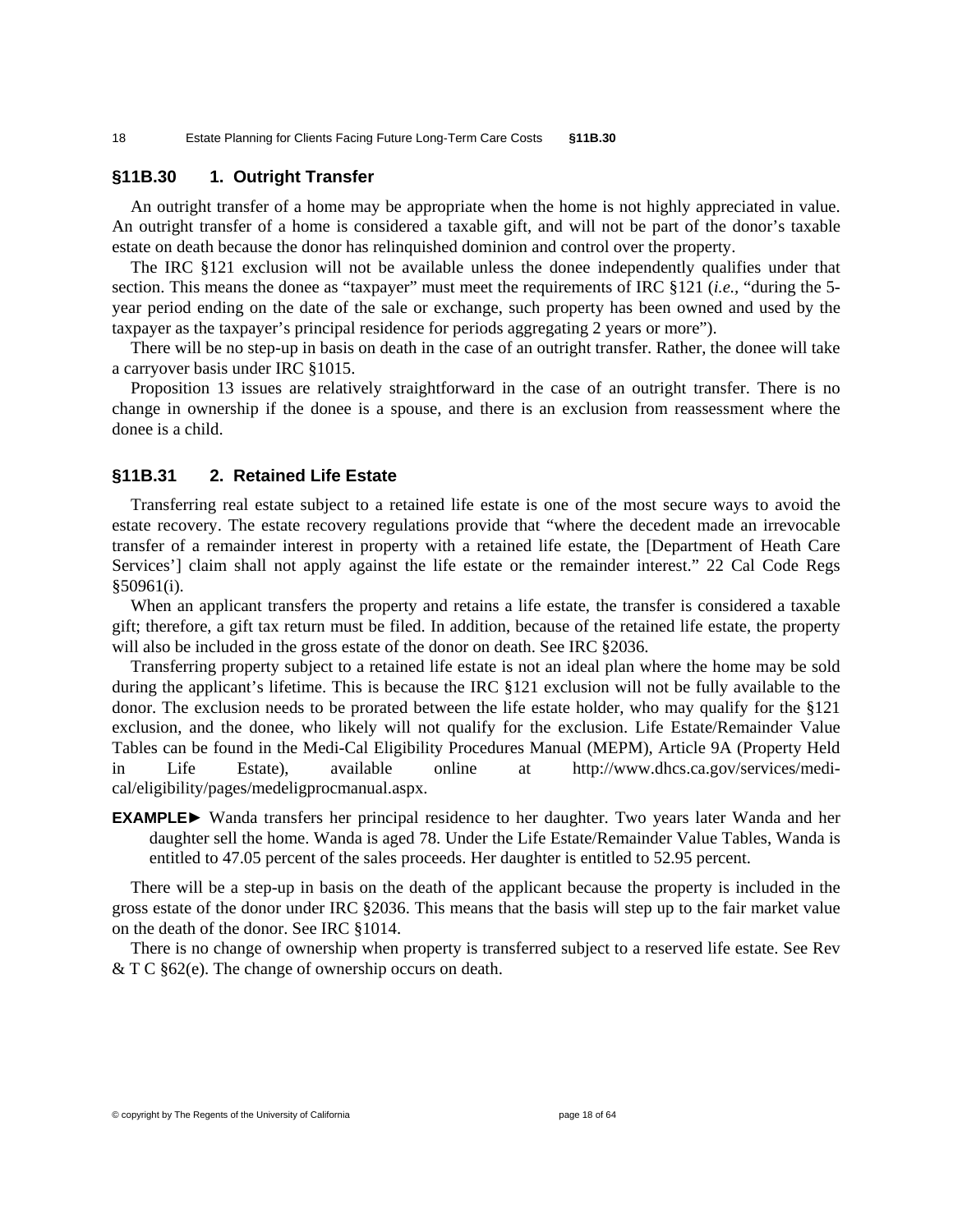## §11B.30 1. Outright Transfer

An outright transfer of a home may be appropriate when the home is not highly appreciated in value. An outright transfer of a home is considered a taxable gift, and will not be part of the donor's taxable estate on death because the donor has relinquished dominion and control over the property.

The IRC §121 exclusion will not be available unless the donee independently qualifies under that section. This means the donee as "taxpayer" must meet the requirements of IRC §121 (*i.e.,* "during the 5-year period ending on the date of the sale or exchange, such property has been owned and used by the taxpayer as the taxpayer's principal residence for periods aggregating 2 years or more").

There will be no step-up in basis on death in the case of an outright transfer. Rather, the donee will take a carryover basis under IRC §1015.

Proposition 13 issues are relatively straightforward in the case of an outright transfer. There is no change in ownership if the donee is a spouse, and there is an exclusion from reassessment where the donee is a child.

## §11B.31 2. Retained Life Estate

Transferring real estate subject to a retained life estate is one of the most secure ways to avoid the estate recovery. The estate recovery regulations provide that "where the decedent made an irrevocable transfer of a remainder interest in property with a retained life estate, the [Department of Heath Care Services'] claim shall not apply against the life estate or the remainder interest." 22 Cal Code Regs §50961(i).

When an applicant transfers the property and retains a life estate, the transfer is considered a taxable gift; therefore, a gift tax return must be filed. In addition, because of the retained life estate, the property will also be included in the gross estate of the donor on death. See IRC §2036.

Transferring property subject to a retained life estate is not an ideal plan where the home may be sold during the applicant's lifetime. This is because the IRC §121 exclusion will not be fully available to the donor. The exclusion needs to be prorated between the life estate holder, who may qualify for the §121 exclusion, and the donee, who likely will not qualify for the exclusion. Life Estate/Remainder Value Tables can be found in the Medi-Cal Eligibility Procedures Manual (MEPM), Article 9A (Property Held in Life Estate), available online at http://www.dhcs.ca.gov/services/medi-cal/eligibility/pages/medeligprocmanual.aspx.

**EXAMPLE►** Wanda transfers her principal residence to her daughter. Two years later Wanda and her daughter sell the home. Wanda is aged 78. Under the Life Estate/Remainder Value Tables, Wanda is entitled to 47.05 percent of the sales proceeds. Her daughter is entitled to 52.95 percent.

There will be a step-up in basis on the death of the applicant because the property is included in the gross estate of the donor under IRC §2036. This means that the basis will step up to the fair market value on the death of the donor. See IRC §1014.

There is no change of ownership when property is transferred subject to a reserved life estate. See Rev & T C §62(e). The change of ownership occurs on death.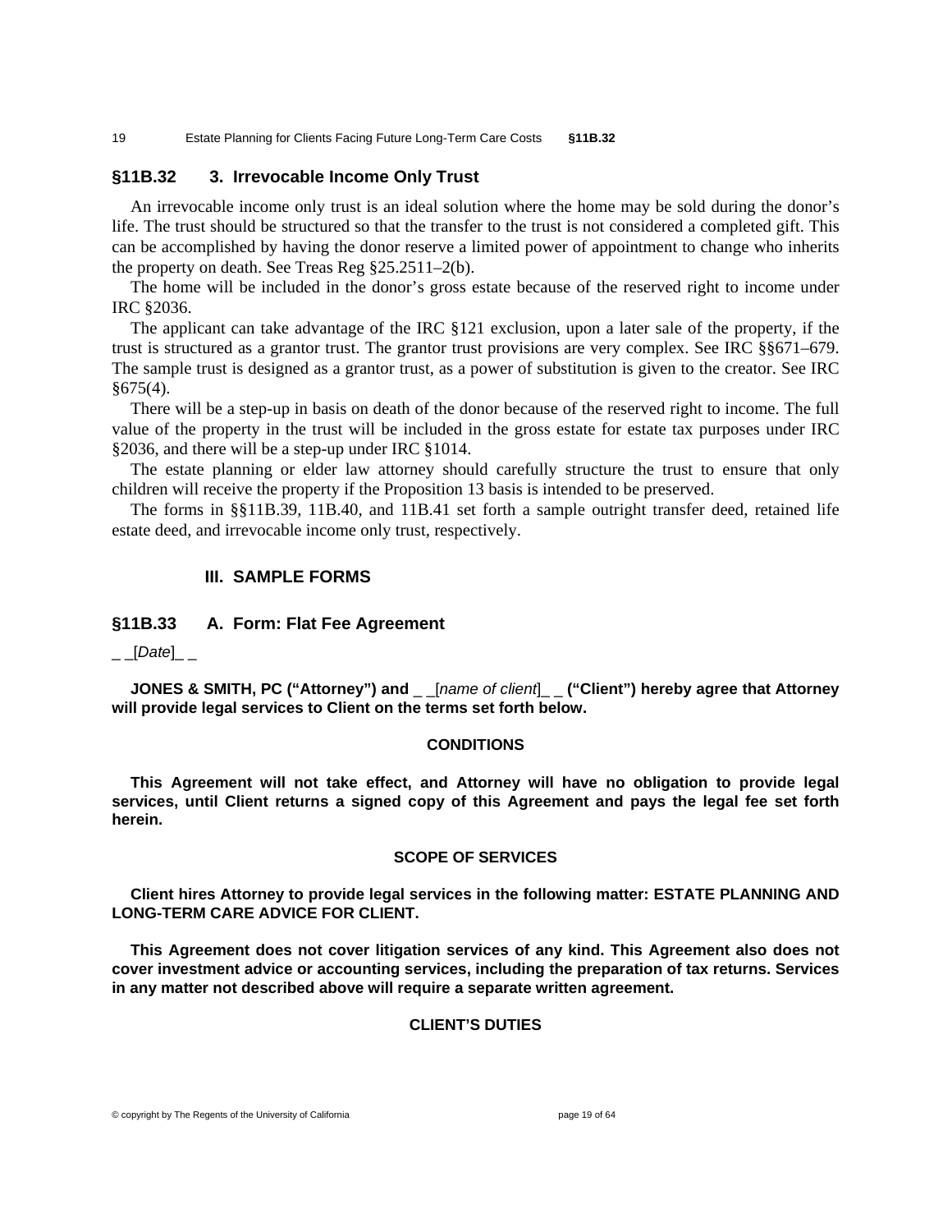## §11B.32 3. Irrevocable Income Only Trust

An irrevocable income only trust is an ideal solution where the home may be sold during the donor's life. The trust should be structured so that the transfer to the trust is not considered a completed gift. This can be accomplished by having the donor reserve a limited power of appointment to change who inherits the property on death. See Treas Reg §25.2511–2(b).

The home will be included in the donor's gross estate because of the reserved right to income under IRC §2036.

The applicant can take advantage of the IRC §121 exclusion, upon a later sale of the property, if the trust is structured as a grantor trust. The grantor trust provisions are very complex. See IRC §§671–679. The sample trust is designed as a grantor trust, as a power of substitution is given to the creator. See IRC §675(4).

There will be a step-up in basis on death of the donor because of the reserved right to income. The full value of the property in the trust will be included in the gross estate for estate tax purposes under IRC §2036, and there will be a step-up under IRC §1014.

The estate planning or elder law attorney should carefully structure the trust to ensure that only children will receive the property if the Proposition 13 basis is intended to be preserved.

The forms in §§11B.39, 11B.40, and 11B.41 set forth a sample outright transfer deed, retained life estate deed, and irrevocable income only trust, respectively.

# III. SAMPLE FORMS

## §11B.33 A. Form: Flat Fee Agreement

_ _[*Date*]_ _

**JONES & SMITH, PC ("Attorney") and _ _[*name of client*]_ _ ("Client") hereby agree that Attorney will provide legal services to Client on the terms set forth below.**

**CONDITIONS**

**This Agreement will not take effect, and Attorney will have no obligation to provide legal services, until Client returns a signed copy of this Agreement and pays the legal fee set forth herein.**

**SCOPE OF SERVICES**

**Client hires Attorney to provide legal services in the following matter: ESTATE PLANNING AND LONG-TERM CARE ADVICE FOR CLIENT.**

**This Agreement does not cover litigation services of any kind. This Agreement also does not cover investment advice or accounting services, including the preparation of tax returns. Services in any matter not described above will require a separate written agreement.**

**CLIENT'S DUTIES**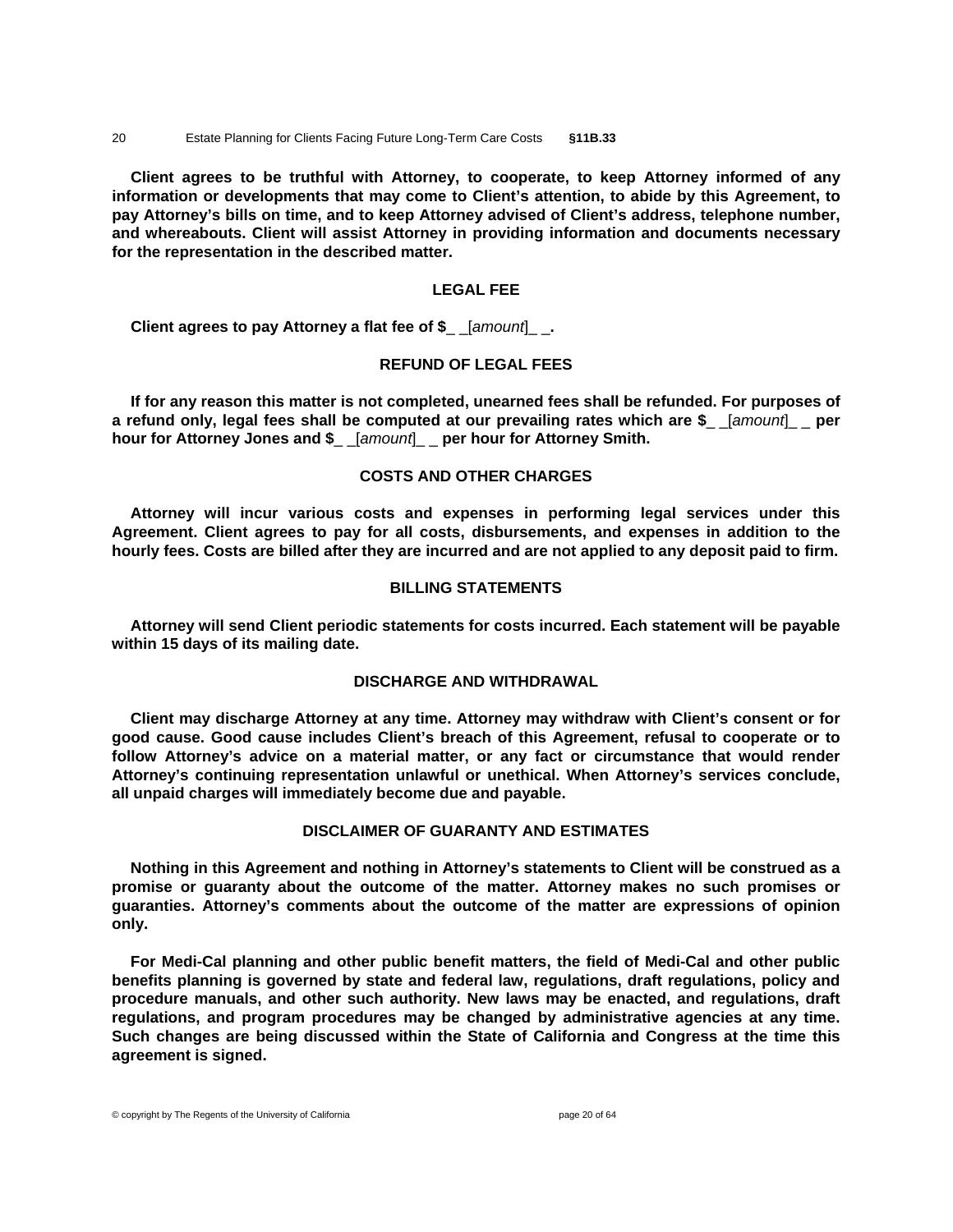**Client agrees to be truthful with Attorney, to cooperate, to keep Attorney informed of any information or developments that may come to Client's attention, to abide by this Agreement, to pay Attorney's bills on time, and to keep Attorney advised of Client's address, telephone number, and whereabouts. Client will assist Attorney in providing information and documents necessary for the representation in the described matter.**

## LEGAL FEE

**Client agrees to pay Attorney a flat fee of $_ _[*amount*]_ _.**

## REFUND OF LEGAL FEES

**If for any reason this matter is not completed, unearned fees shall be refunded. For purposes of a refund only, legal fees shall be computed at our prevailing rates which are $_ _[*amount*]_ _ per hour for Attorney Jones and $_ _[*amount*]_ _ per hour for Attorney Smith.**

## COSTS AND OTHER CHARGES

**Attorney will incur various costs and expenses in performing legal services under this Agreement. Client agrees to pay for all costs, disbursements, and expenses in addition to the hourly fees. Costs are billed after they are incurred and are not applied to any deposit paid to firm.**

## BILLING STATEMENTS

**Attorney will send Client periodic statements for costs incurred. Each statement will be payable within 15 days of its mailing date.**

## DISCHARGE AND WITHDRAWAL

**Client may discharge Attorney at any time. Attorney may withdraw with Client's consent or for good cause. Good cause includes Client's breach of this Agreement, refusal to cooperate or to follow Attorney's advice on a material matter, or any fact or circumstance that would render Attorney's continuing representation unlawful or unethical. When Attorney's services conclude, all unpaid charges will immediately become due and payable.**

## DISCLAIMER OF GUARANTY AND ESTIMATES

**Nothing in this Agreement and nothing in Attorney's statements to Client will be construed as a promise or guaranty about the outcome of the matter. Attorney makes no such promises or guaranties. Attorney's comments about the outcome of the matter are expressions of opinion only.**

**For Medi-Cal planning and other public benefit matters, the field of Medi-Cal and other public benefits planning is governed by state and federal law, regulations, draft regulations, policy and procedure manuals, and other such authority. New laws may be enacted, and regulations, draft regulations, and program procedures may be changed by administrative agencies at any time. Such changes are being discussed within the State of California and Congress at the time this agreement is signed.**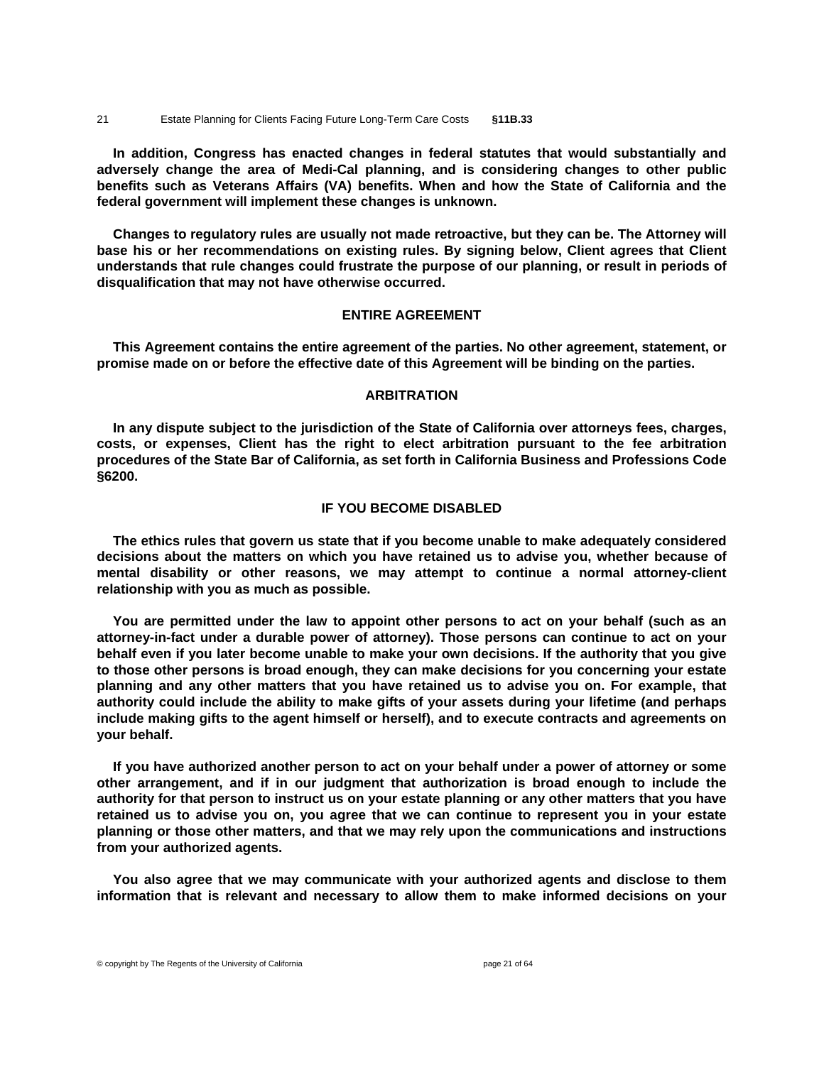**In addition, Congress has enacted changes in federal statutes that would substantially and adversely change the area of Medi-Cal planning, and is considering changes to other public benefits such as Veterans Affairs (VA) benefits. When and how the State of California and the federal government will implement these changes is unknown.**

**Changes to regulatory rules are usually not made retroactive, but they can be. The Attorney will base his or her recommendations on existing rules. By signing below, Client agrees that Client understands that rule changes could frustrate the purpose of our planning, or result in periods of disqualification that may not have otherwise occurred.**

**ENTIRE AGREEMENT**

**This Agreement contains the entire agreement of the parties. No other agreement, statement, or promise made on or before the effective date of this Agreement will be binding on the parties.**

**ARBITRATION**

**In any dispute subject to the jurisdiction of the State of California over attorneys fees, charges, costs, or expenses, Client has the right to elect arbitration pursuant to the fee arbitration procedures of the State Bar of California, as set forth in California Business and Professions Code §6200.**

**IF YOU BECOME DISABLED**

**The ethics rules that govern us state that if you become unable to make adequately considered decisions about the matters on which you have retained us to advise you, whether because of mental disability or other reasons, we may attempt to continue a normal attorney-client relationship with you as much as possible.**

**You are permitted under the law to appoint other persons to act on your behalf (such as an attorney-in-fact under a durable power of attorney). Those persons can continue to act on your behalf even if you later become unable to make your own decisions. If the authority that you give to those other persons is broad enough, they can make decisions for you concerning your estate planning and any other matters that you have retained us to advise you on. For example, that authority could include the ability to make gifts of your assets during your lifetime (and perhaps include making gifts to the agent himself or herself), and to execute contracts and agreements on your behalf.**

**If you have authorized another person to act on your behalf under a power of attorney or some other arrangement, and if in our judgment that authorization is broad enough to include the authority for that person to instruct us on your estate planning or any other matters that you have retained us to advise you on, you agree that we can continue to represent you in your estate planning or those other matters, and that we may rely upon the communications and instructions from your authorized agents.**

**You also agree that we may communicate with your authorized agents and disclose to them information that is relevant and necessary to allow them to make informed decisions on your**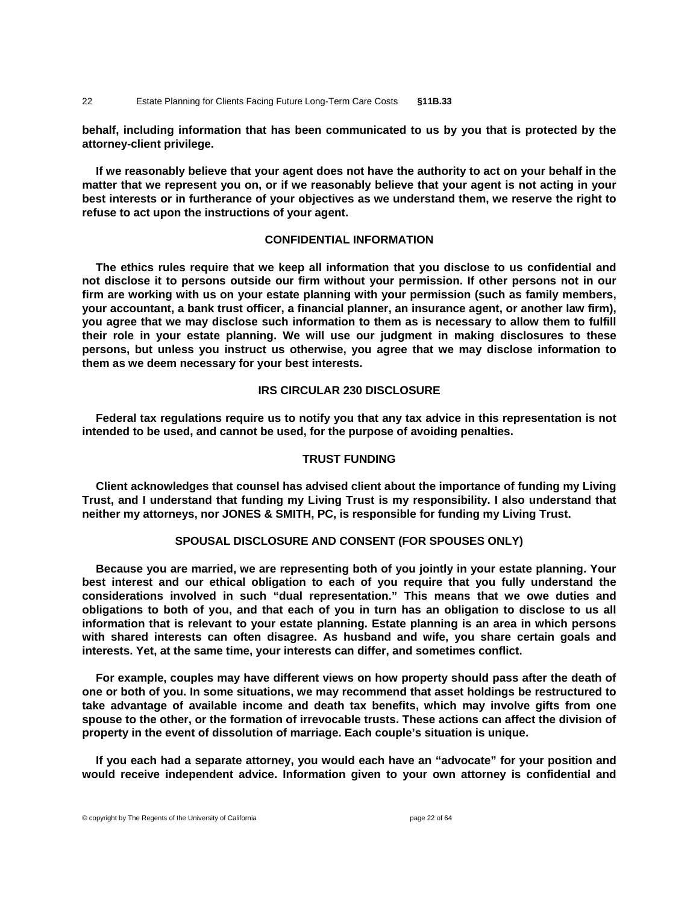**behalf, including information that has been communicated to us by you that is protected by the attorney-client privilege.**

**If we reasonably believe that your agent does not have the authority to act on your behalf in the matter that we represent you on, or if we reasonably believe that your agent is not acting in your best interests or in furtherance of your objectives as we understand them, we reserve the right to refuse to act upon the instructions of your agent.**

**CONFIDENTIAL INFORMATION**

**The ethics rules require that we keep all information that you disclose to us confidential and not disclose it to persons outside our firm without your permission. If other persons not in our firm are working with us on your estate planning with your permission (such as family members, your accountant, a bank trust officer, a financial planner, an insurance agent, or another law firm), you agree that we may disclose such information to them as is necessary to allow them to fulfill their role in your estate planning. We will use our judgment in making disclosures to these persons, but unless you instruct us otherwise, you agree that we may disclose information to them as we deem necessary for your best interests.**

**IRS CIRCULAR 230 DISCLOSURE**

**Federal tax regulations require us to notify you that any tax advice in this representation is not intended to be used, and cannot be used, for the purpose of avoiding penalties.**

**TRUST FUNDING**

**Client acknowledges that counsel has advised client about the importance of funding my Living Trust, and I understand that funding my Living Trust is my responsibility. I also understand that neither my attorneys, nor JONES & SMITH, PC, is responsible for funding my Living Trust.**

**SPOUSAL DISCLOSURE AND CONSENT (FOR SPOUSES ONLY)**

**Because you are married, we are representing both of you jointly in your estate planning. Your best interest and our ethical obligation to each of you require that you fully understand the considerations involved in such "dual representation." This means that we owe duties and obligations to both of you, and that each of you in turn has an obligation to disclose to us all information that is relevant to your estate planning. Estate planning is an area in which persons with shared interests can often disagree. As husband and wife, you share certain goals and interests. Yet, at the same time, your interests can differ, and sometimes conflict.**

**For example, couples may have different views on how property should pass after the death of one or both of you. In some situations, we may recommend that asset holdings be restructured to take advantage of available income and death tax benefits, which may involve gifts from one spouse to the other, or the formation of irrevocable trusts. These actions can affect the division of property in the event of dissolution of marriage. Each couple's situation is unique.**

**If you each had a separate attorney, you would each have an "advocate" for your position and would receive independent advice. Information given to your own attorney is confidential and**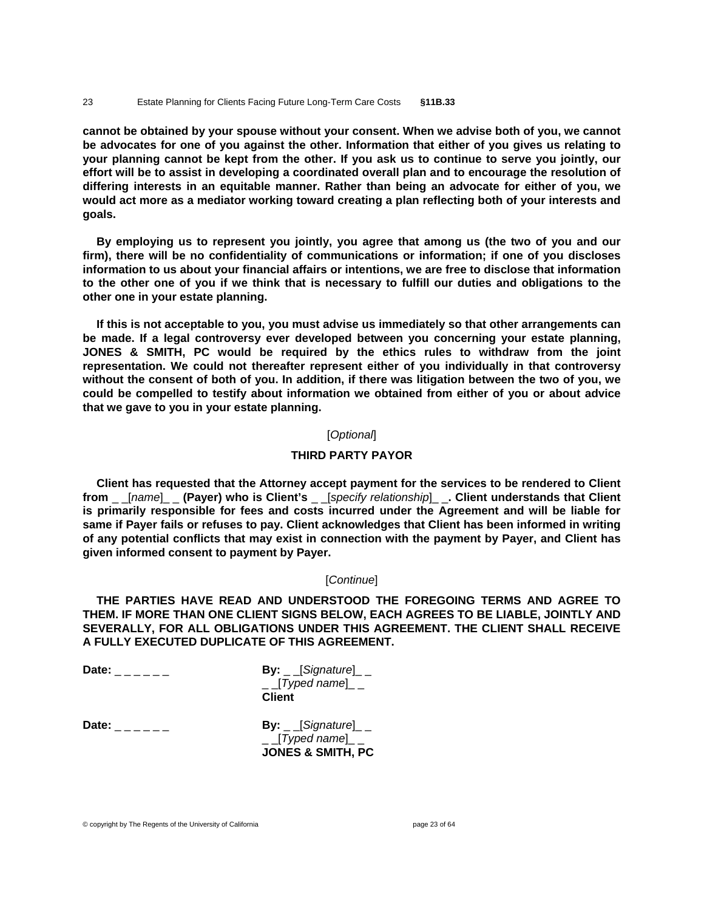**cannot be obtained by your spouse without your consent. When we advise both of you, we cannot be advocates for one of you against the other. Information that either of you gives us relating to your planning cannot be kept from the other. If you ask us to continue to serve you jointly, our effort will be to assist in developing a coordinated overall plan and to encourage the resolution of differing interests in an equitable manner. Rather than being an advocate for either of you, we would act more as a mediator working toward creating a plan reflecting both of your interests and goals.**

**By employing us to represent you jointly, you agree that among us (the two of you and our firm), there will be no confidentiality of communications or information; if one of you discloses information to us about your financial affairs or intentions, we are free to disclose that information to the other one of you if we think that is necessary to fulfill our duties and obligations to the other one in your estate planning.**

**If this is not acceptable to you, you must advise us immediately so that other arrangements can be made. If a legal controversy ever developed between you concerning your estate planning, JONES & SMITH, PC would be required by the ethics rules to withdraw from the joint representation. We could not thereafter represent either of you individually in that controversy without the consent of both of you. In addition, if there was litigation between the two of you, we could be compelled to testify about information we obtained from either of you or about advice that we gave to you in your estate planning.**

[*Optional*]

**THIRD PARTY PAYOR**

**Client has requested that the Attorney accept payment for the services to be rendered to Client from** _ _[*name*]_ _ **(Payer) who is Client's** _ _[*specify relationship*]_ _**. Client understands that Client is primarily responsible for fees and costs incurred under the Agreement and will be liable for same if Payer fails or refuses to pay. Client acknowledges that Client has been informed in writing of any potential conflicts that may exist in connection with the payment by Payer, and Client has given informed consent to payment by Payer.**

[*Continue*]

**THE PARTIES HAVE READ AND UNDERSTOOD THE FOREGOING TERMS AND AGREE TO THEM. IF MORE THAN ONE CLIENT SIGNS BELOW, EACH AGREES TO BE LIABLE, JOINTLY AND SEVERALLY, FOR ALL OBLIGATIONS UNDER THIS AGREEMENT. THE CLIENT SHALL RECEIVE A FULLY EXECUTED DUPLICATE OF THIS AGREEMENT.**

**Date:** _ _ _ _ _ _ **By:** _ _[*Signature*]_ _
_ _[*Typed name*]_ _
**Client**

**Date:** _ _ _ _ _ _ **By:** _ _[*Signature*]_ _
_ _[*Typed name*]_ _
**JONES & SMITH, PC**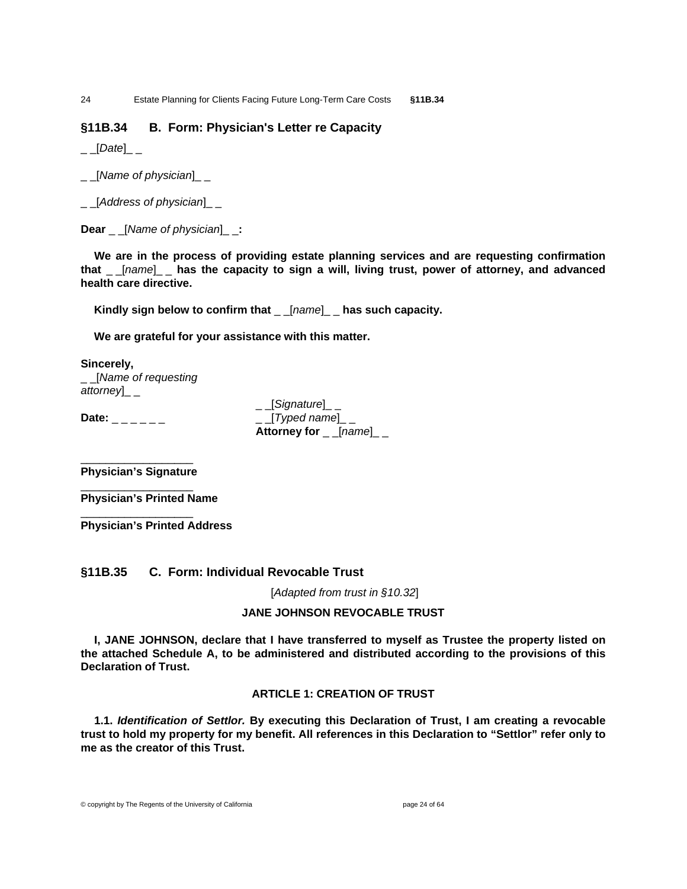## §11B.34 B. Form: Physician's Letter re Capacity

_ _[*Date*]_ _

_ _[*Name of physician*]_ _

_ _[*Address of physician*]_ _

**Dear** _ _[*Name of physician*]_ _**:**

**We are in the process of providing estate planning services and are requesting confirmation that** _ _[*name*]_ _ **has the capacity to sign a will, living trust, power of attorney, and advanced health care directive.**

**Kindly sign below to confirm that** _ _[*name*]_ _ **has such capacity.**

**We are grateful for your assistance with this matter.**

**Sincerely,**
_ _[*Name of requesting attorney*]_ _

**Date:** _ _ _ _ _ _

_ _[*Signature*]_ _
_ _[*Typed name*]_ _
**Attorney for** _ _[*name*]_ _

__________________
**Physician's Signature**

__________________
**Physician's Printed Name**

__________________
**Physician's Printed Address**

## §11B.35 C. Form: Individual Revocable Trust

[*Adapted from trust in §10.32*]

**JANE JOHNSON REVOCABLE TRUST**

**I, JANE JOHNSON, declare that I have transferred to myself as Trustee the property listed on the attached Schedule A, to be administered and distributed according to the provisions of this Declaration of Trust.**

**ARTICLE 1: CREATION OF TRUST**

**1.1.** ***Identification of Settlor.*** **By executing this Declaration of Trust, I am creating a revocable trust to hold my property for my benefit. All references in this Declaration to "Settlor" refer only to me as the creator of this Trust.**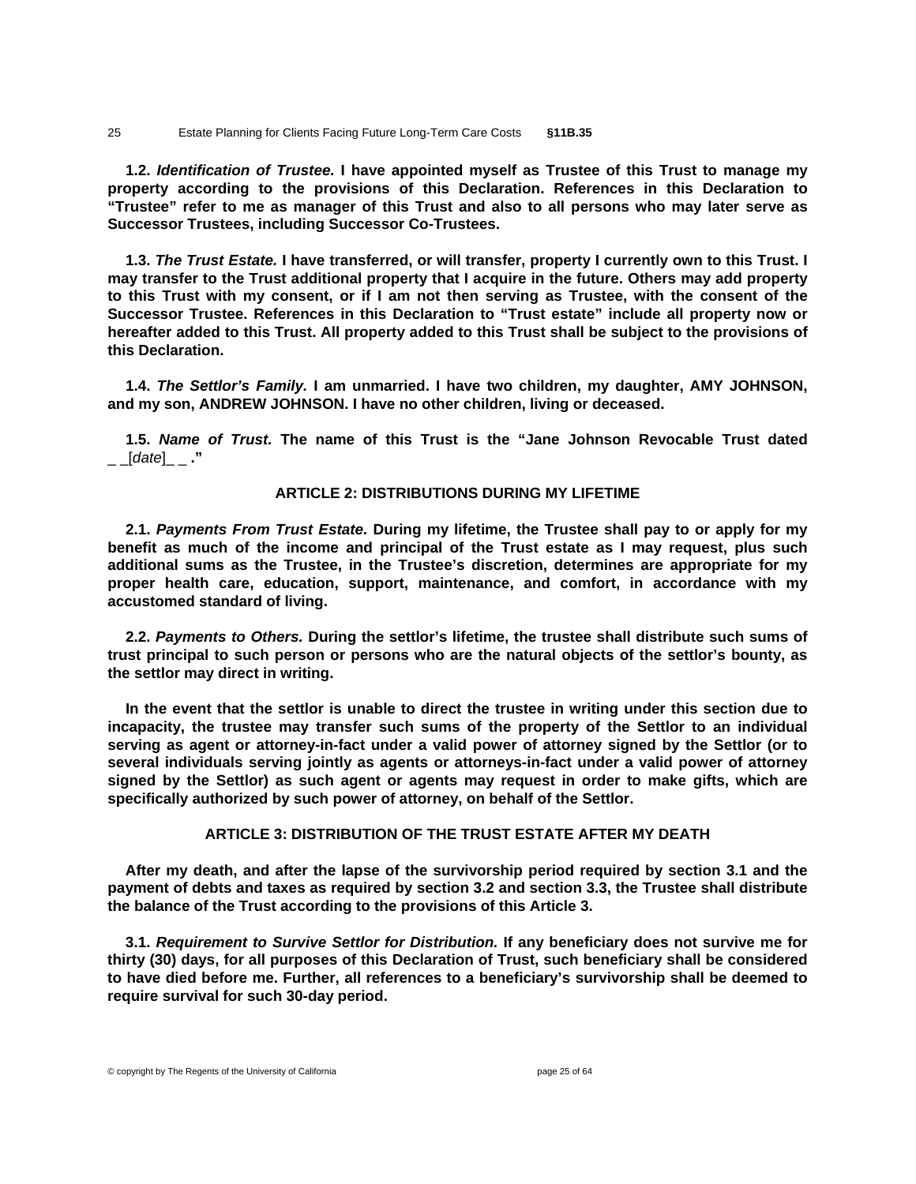**1.2.** ***Identification of Trustee.*** **I have appointed myself as Trustee of this Trust to manage my property according to the provisions of this Declaration. References in this Declaration to "Trustee" refer to me as manager of this Trust and also to all persons who may later serve as Successor Trustees, including Successor Co-Trustees.**

**1.3.** ***The Trust Estate.*** **I have transferred, or will transfer, property I currently own to this Trust. I may transfer to the Trust additional property that I acquire in the future. Others may add property to this Trust with my consent, or if I am not then serving as Trustee, with the consent of the Successor Trustee. References in this Declaration to "Trust estate" include all property now or hereafter added to this Trust. All property added to this Trust shall be subject to the provisions of this Declaration.**

**1.4.** ***The Settlor's Family.*** **I am unmarried. I have two children, my daughter, AMY JOHNSON, and my son, ANDREW JOHNSON. I have no other children, living or deceased.**

**1.5.** ***Name of Trust.*** **The name of this Trust is the "Jane Johnson Revocable Trust dated _ _[*date*]_ _ ."**

## ARTICLE 2: DISTRIBUTIONS DURING MY LIFETIME

**2.1.** ***Payments From Trust Estate.*** **During my lifetime, the Trustee shall pay to or apply for my benefit as much of the income and principal of the Trust estate as I may request, plus such additional sums as the Trustee, in the Trustee's discretion, determines are appropriate for my proper health care, education, support, maintenance, and comfort, in accordance with my accustomed standard of living.**

**2.2.** ***Payments to Others.*** **During the settlor's lifetime, the trustee shall distribute such sums of trust principal to such person or persons who are the natural objects of the settlor's bounty, as the settlor may direct in writing.**

**In the event that the settlor is unable to direct the trustee in writing under this section due to incapacity, the trustee may transfer such sums of the property of the Settlor to an individual serving as agent or attorney-in-fact under a valid power of attorney signed by the Settlor (or to several individuals serving jointly as agents or attorneys-in-fact under a valid power of attorney signed by the Settlor) as such agent or agents may request in order to make gifts, which are specifically authorized by such power of attorney, on behalf of the Settlor.**

## ARTICLE 3: DISTRIBUTION OF THE TRUST ESTATE AFTER MY DEATH

**After my death, and after the lapse of the survivorship period required by section 3.1 and the payment of debts and taxes as required by section 3.2 and section 3.3, the Trustee shall distribute the balance of the Trust according to the provisions of this Article 3.**

**3.1.** ***Requirement to Survive Settlor for Distribution.*** **If any beneficiary does not survive me for thirty (30) days, for all purposes of this Declaration of Trust, such beneficiary shall be considered to have died before me. Further, all references to a beneficiary's survivorship shall be deemed to require survival for such 30-day period.**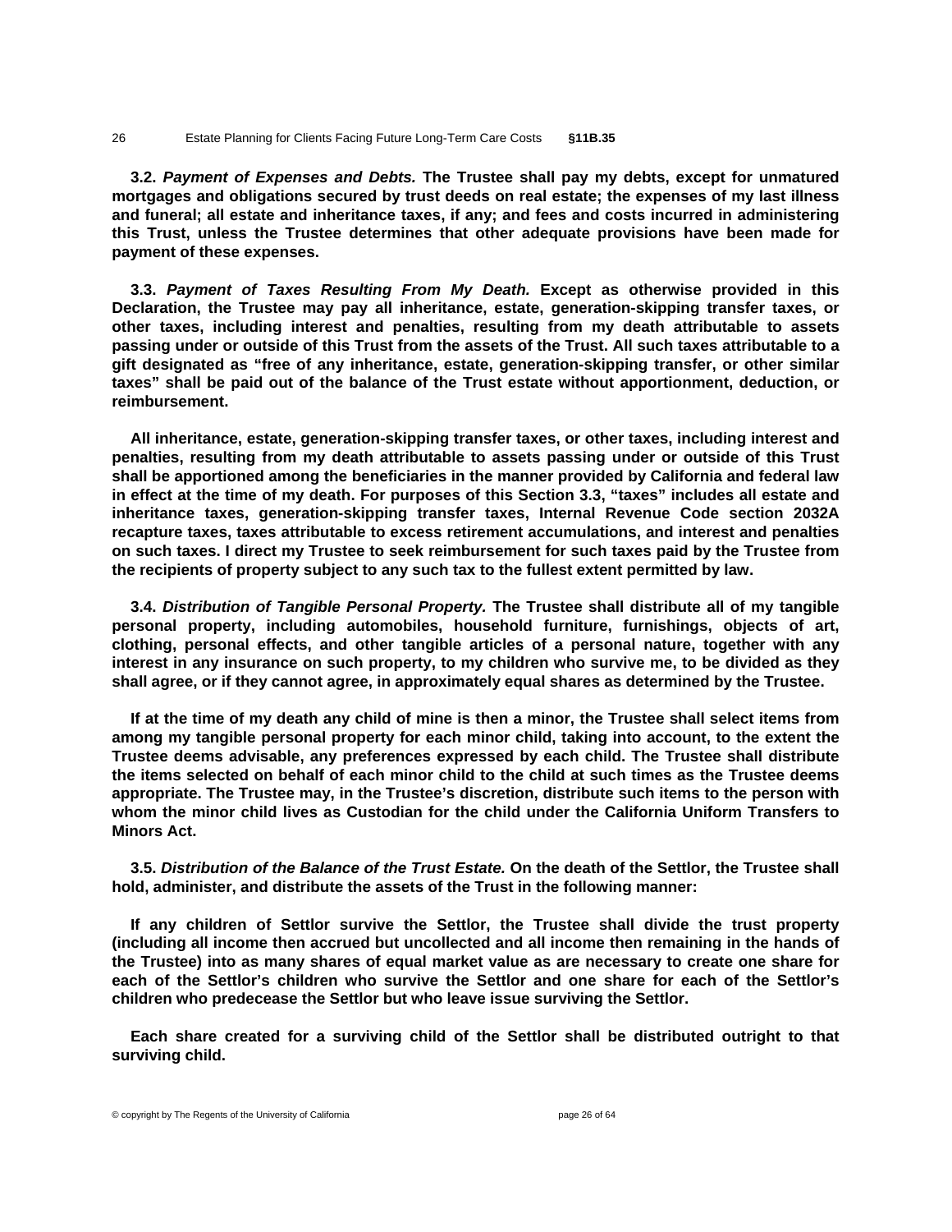**3.2.** ***Payment of Expenses and Debts.*** **The Trustee shall pay my debts, except for unmatured mortgages and obligations secured by trust deeds on real estate; the expenses of my last illness and funeral; all estate and inheritance taxes, if any; and fees and costs incurred in administering this Trust, unless the Trustee determines that other adequate provisions have been made for payment of these expenses.**

**3.3.** ***Payment of Taxes Resulting From My Death.*** **Except as otherwise provided in this Declaration, the Trustee may pay all inheritance, estate, generation-skipping transfer taxes, or other taxes, including interest and penalties, resulting from my death attributable to assets passing under or outside of this Trust from the assets of the Trust. All such taxes attributable to a gift designated as "free of any inheritance, estate, generation-skipping transfer, or other similar taxes" shall be paid out of the balance of the Trust estate without apportionment, deduction, or reimbursement.**

**All inheritance, estate, generation-skipping transfer taxes, or other taxes, including interest and penalties, resulting from my death attributable to assets passing under or outside of this Trust shall be apportioned among the beneficiaries in the manner provided by California and federal law in effect at the time of my death. For purposes of this Section 3.3, "taxes" includes all estate and inheritance taxes, generation-skipping transfer taxes, Internal Revenue Code section 2032A recapture taxes, taxes attributable to excess retirement accumulations, and interest and penalties on such taxes. I direct my Trustee to seek reimbursement for such taxes paid by the Trustee from the recipients of property subject to any such tax to the fullest extent permitted by law.**

**3.4.** ***Distribution of Tangible Personal Property.*** **The Trustee shall distribute all of my tangible personal property, including automobiles, household furniture, furnishings, objects of art, clothing, personal effects, and other tangible articles of a personal nature, together with any interest in any insurance on such property, to my children who survive me, to be divided as they shall agree, or if they cannot agree, in approximately equal shares as determined by the Trustee.**

**If at the time of my death any child of mine is then a minor, the Trustee shall select items from among my tangible personal property for each minor child, taking into account, to the extent the Trustee deems advisable, any preferences expressed by each child. The Trustee shall distribute the items selected on behalf of each minor child to the child at such times as the Trustee deems appropriate. The Trustee may, in the Trustee's discretion, distribute such items to the person with whom the minor child lives as Custodian for the child under the California Uniform Transfers to Minors Act.**

**3.5.** ***Distribution of the Balance of the Trust Estate.*** **On the death of the Settlor, the Trustee shall hold, administer, and distribute the assets of the Trust in the following manner:**

**If any children of Settlor survive the Settlor, the Trustee shall divide the trust property (including all income then accrued but uncollected and all income then remaining in the hands of the Trustee) into as many shares of equal market value as are necessary to create one share for each of the Settlor's children who survive the Settlor and one share for each of the Settlor's children who predecease the Settlor but who leave issue surviving the Settlor.**

**Each share created for a surviving child of the Settlor shall be distributed outright to that surviving child.**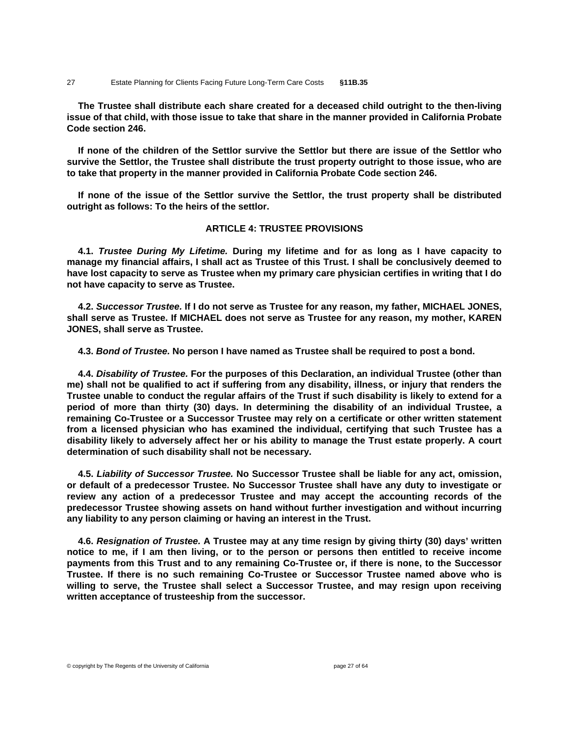**The Trustee shall distribute each share created for a deceased child outright to the then-living issue of that child, with those issue to take that share in the manner provided in California Probate Code section 246.**

**If none of the children of the Settlor survive the Settlor but there are issue of the Settlor who survive the Settlor, the Trustee shall distribute the trust property outright to those issue, who are to take that property in the manner provided in California Probate Code section 246.**

**If none of the issue of the Settlor survive the Settlor, the trust property shall be distributed outright as follows: To the heirs of the settlor.**

## ARTICLE 4: TRUSTEE PROVISIONS

**4.1.** ***Trustee During My Lifetime.*** **During my lifetime and for as long as I have capacity to manage my financial affairs, I shall act as Trustee of this Trust. I shall be conclusively deemed to have lost capacity to serve as Trustee when my primary care physician certifies in writing that I do not have capacity to serve as Trustee.**

**4.2.** ***Successor Trustee.*** **If I do not serve as Trustee for any reason, my father, MICHAEL JONES, shall serve as Trustee. If MICHAEL does not serve as Trustee for any reason, my mother, KAREN JONES, shall serve as Trustee.**

**4.3.** ***Bond of Trustee.*** **No person I have named as Trustee shall be required to post a bond.**

**4.4.** ***Disability of Trustee.*** **For the purposes of this Declaration, an individual Trustee (other than me) shall not be qualified to act if suffering from any disability, illness, or injury that renders the Trustee unable to conduct the regular affairs of the Trust if such disability is likely to extend for a period of more than thirty (30) days. In determining the disability of an individual Trustee, a remaining Co-Trustee or a Successor Trustee may rely on a certificate or other written statement from a licensed physician who has examined the individual, certifying that such Trustee has a disability likely to adversely affect her or his ability to manage the Trust estate properly. A court determination of such disability shall not be necessary.**

**4.5.** ***Liability of Successor Trustee.*** **No Successor Trustee shall be liable for any act, omission, or default of a predecessor Trustee. No Successor Trustee shall have any duty to investigate or review any action of a predecessor Trustee and may accept the accounting records of the predecessor Trustee showing assets on hand without further investigation and without incurring any liability to any person claiming or having an interest in the Trust.**

**4.6.** ***Resignation of Trustee.*** **A Trustee may at any time resign by giving thirty (30) days' written notice to me, if I am then living, or to the person or persons then entitled to receive income payments from this Trust and to any remaining Co-Trustee or, if there is none, to the Successor Trustee. If there is no such remaining Co-Trustee or Successor Trustee named above who is willing to serve, the Trustee shall select a Successor Trustee, and may resign upon receiving written acceptance of trusteeship from the successor.**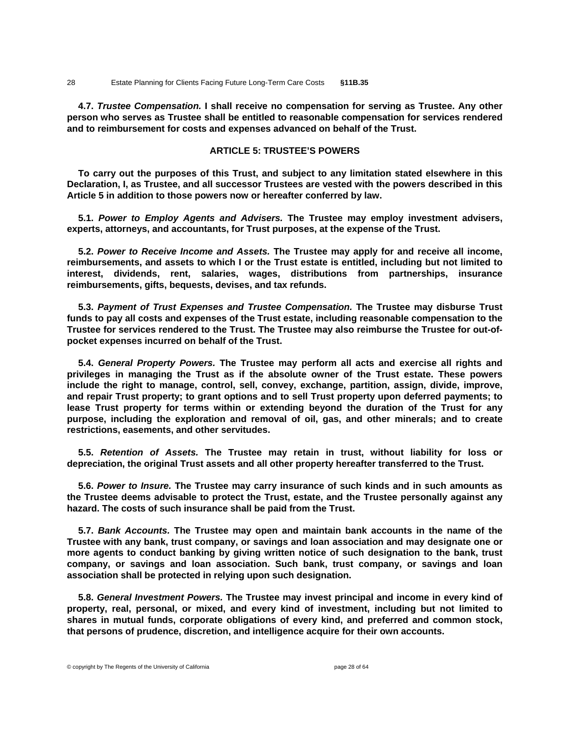**4.7. *Trustee Compensation.* I shall receive no compensation for serving as Trustee. Any other person who serves as Trustee shall be entitled to reasonable compensation for services rendered and to reimbursement for costs and expenses advanced on behalf of the Trust.**

## ARTICLE 5: TRUSTEE'S POWERS

**To carry out the purposes of this Trust, and subject to any limitation stated elsewhere in this Declaration, I, as Trustee, and all successor Trustees are vested with the powers described in this Article 5 in addition to those powers now or hereafter conferred by law.**

**5.1. *Power to Employ Agents and Advisers.* The Trustee may employ investment advisers, experts, attorneys, and accountants, for Trust purposes, at the expense of the Trust.**

**5.2. *Power to Receive Income and Assets.* The Trustee may apply for and receive all income, reimbursements, and assets to which I or the Trust estate is entitled, including but not limited to interest, dividends, rent, salaries, wages, distributions from partnerships, insurance reimbursements, gifts, bequests, devises, and tax refunds.**

**5.3. *Payment of Trust Expenses and Trustee Compensation.* The Trustee may disburse Trust funds to pay all costs and expenses of the Trust estate, including reasonable compensation to the Trustee for services rendered to the Trust. The Trustee may also reimburse the Trustee for out-of-pocket expenses incurred on behalf of the Trust.**

**5.4. *General Property Powers.* The Trustee may perform all acts and exercise all rights and privileges in managing the Trust as if the absolute owner of the Trust estate. These powers include the right to manage, control, sell, convey, exchange, partition, assign, divide, improve, and repair Trust property; to grant options and to sell Trust property upon deferred payments; to lease Trust property for terms within or extending beyond the duration of the Trust for any purpose, including the exploration and removal of oil, gas, and other minerals; and to create restrictions, easements, and other servitudes.**

**5.5. *Retention of Assets.* The Trustee may retain in trust, without liability for loss or depreciation, the original Trust assets and all other property hereafter transferred to the Trust.**

**5.6. *Power to Insure.* The Trustee may carry insurance of such kinds and in such amounts as the Trustee deems advisable to protect the Trust, estate, and the Trustee personally against any hazard. The costs of such insurance shall be paid from the Trust.**

**5.7. *Bank Accounts.* The Trustee may open and maintain bank accounts in the name of the Trustee with any bank, trust company, or savings and loan association and may designate one or more agents to conduct banking by giving written notice of such designation to the bank, trust company, or savings and loan association. Such bank, trust company, or savings and loan association shall be protected in relying upon such designation.**

**5.8. *General Investment Powers.* The Trustee may invest principal and income in every kind of property, real, personal, or mixed, and every kind of investment, including but not limited to shares in mutual funds, corporate obligations of every kind, and preferred and common stock, that persons of prudence, discretion, and intelligence acquire for their own accounts.**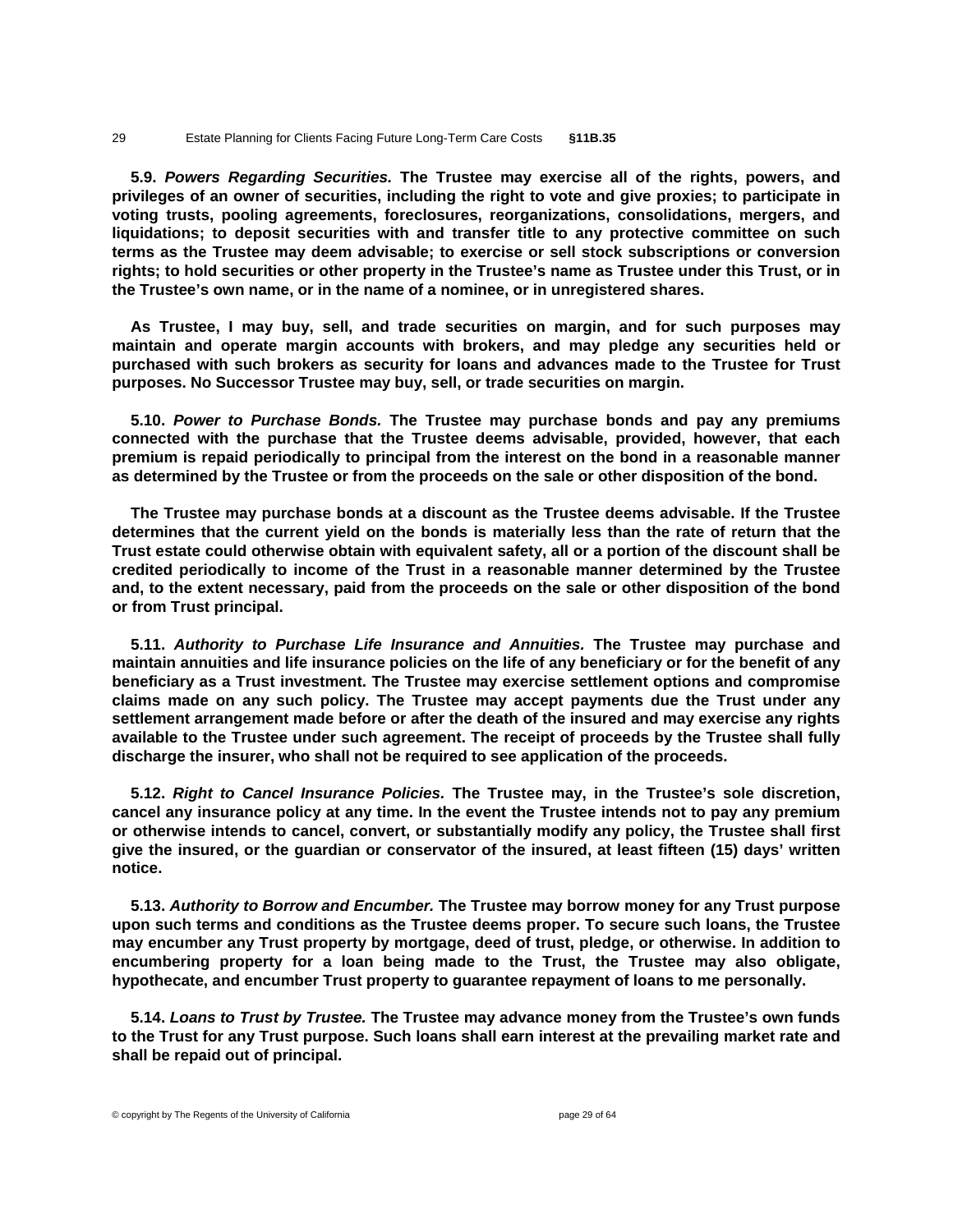**5.9.** ***Powers Regarding Securities.*** **The Trustee may exercise all of the rights, powers, and privileges of an owner of securities, including the right to vote and give proxies; to participate in voting trusts, pooling agreements, foreclosures, reorganizations, consolidations, mergers, and liquidations; to deposit securities with and transfer title to any protective committee on such terms as the Trustee may deem advisable; to exercise or sell stock subscriptions or conversion rights; to hold securities or other property in the Trustee's name as Trustee under this Trust, or in the Trustee's own name, or in the name of a nominee, or in unregistered shares.**

**As Trustee, I may buy, sell, and trade securities on margin, and for such purposes may maintain and operate margin accounts with brokers, and may pledge any securities held or purchased with such brokers as security for loans and advances made to the Trustee for Trust purposes. No Successor Trustee may buy, sell, or trade securities on margin.**

**5.10.** ***Power to Purchase Bonds.*** **The Trustee may purchase bonds and pay any premiums connected with the purchase that the Trustee deems advisable, provided, however, that each premium is repaid periodically to principal from the interest on the bond in a reasonable manner as determined by the Trustee or from the proceeds on the sale or other disposition of the bond.**

**The Trustee may purchase bonds at a discount as the Trustee deems advisable. If the Trustee determines that the current yield on the bonds is materially less than the rate of return that the Trust estate could otherwise obtain with equivalent safety, all or a portion of the discount shall be credited periodically to income of the Trust in a reasonable manner determined by the Trustee and, to the extent necessary, paid from the proceeds on the sale or other disposition of the bond or from Trust principal.**

**5.11.** ***Authority to Purchase Life Insurance and Annuities.*** **The Trustee may purchase and maintain annuities and life insurance policies on the life of any beneficiary or for the benefit of any beneficiary as a Trust investment. The Trustee may exercise settlement options and compromise claims made on any such policy. The Trustee may accept payments due the Trust under any settlement arrangement made before or after the death of the insured and may exercise any rights available to the Trustee under such agreement. The receipt of proceeds by the Trustee shall fully discharge the insurer, who shall not be required to see application of the proceeds.**

**5.12.** ***Right to Cancel Insurance Policies.*** **The Trustee may, in the Trustee's sole discretion, cancel any insurance policy at any time. In the event the Trustee intends not to pay any premium or otherwise intends to cancel, convert, or substantially modify any policy, the Trustee shall first give the insured, or the guardian or conservator of the insured, at least fifteen (15) days' written notice.**

**5.13.** ***Authority to Borrow and Encumber.*** **The Trustee may borrow money for any Trust purpose upon such terms and conditions as the Trustee deems proper. To secure such loans, the Trustee may encumber any Trust property by mortgage, deed of trust, pledge, or otherwise. In addition to encumbering property for a loan being made to the Trust, the Trustee may also obligate, hypothecate, and encumber Trust property to guarantee repayment of loans to me personally.**

**5.14.** ***Loans to Trust by Trustee.*** **The Trustee may advance money from the Trustee's own funds to the Trust for any Trust purpose. Such loans shall earn interest at the prevailing market rate and shall be repaid out of principal.**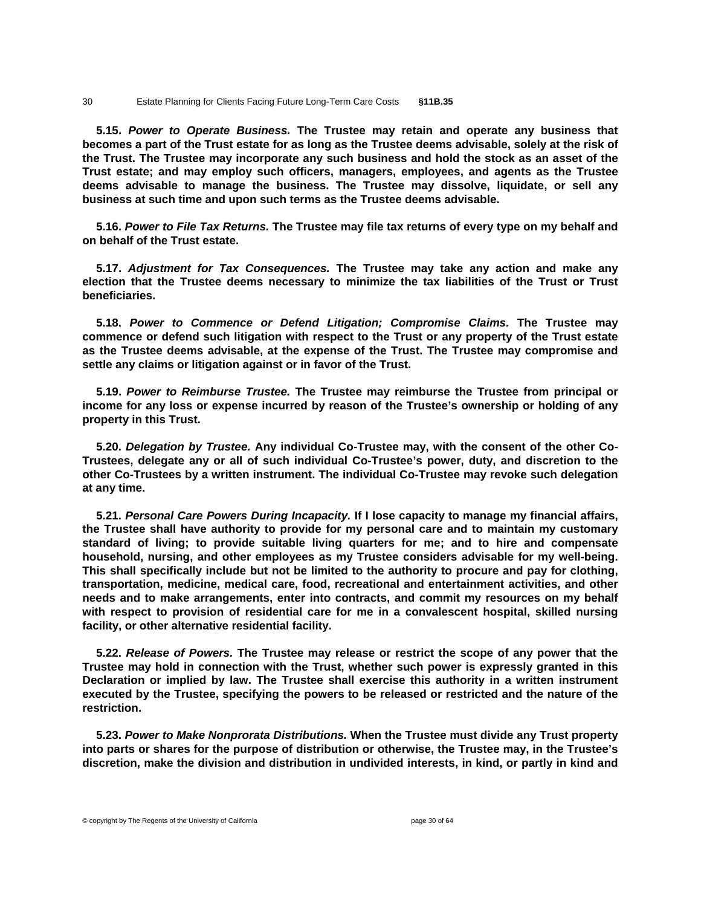**5.15.** ***Power to Operate Business.*** **The Trustee may retain and operate any business that becomes a part of the Trust estate for as long as the Trustee deems advisable, solely at the risk of the Trust. The Trustee may incorporate any such business and hold the stock as an asset of the Trust estate; and may employ such officers, managers, employees, and agents as the Trustee deems advisable to manage the business. The Trustee may dissolve, liquidate, or sell any business at such time and upon such terms as the Trustee deems advisable.**

**5.16.** ***Power to File Tax Returns.*** **The Trustee may file tax returns of every type on my behalf and on behalf of the Trust estate.**

**5.17.** ***Adjustment for Tax Consequences.*** **The Trustee may take any action and make any election that the Trustee deems necessary to minimize the tax liabilities of the Trust or Trust beneficiaries.**

**5.18.** ***Power to Commence or Defend Litigation; Compromise Claims.*** **The Trustee may commence or defend such litigation with respect to the Trust or any property of the Trust estate as the Trustee deems advisable, at the expense of the Trust. The Trustee may compromise and settle any claims or litigation against or in favor of the Trust.**

**5.19.** ***Power to Reimburse Trustee.*** **The Trustee may reimburse the Trustee from principal or income for any loss or expense incurred by reason of the Trustee's ownership or holding of any property in this Trust.**

**5.20.** ***Delegation by Trustee.*** **Any individual Co-Trustee may, with the consent of the other Co-Trustees, delegate any or all of such individual Co-Trustee's power, duty, and discretion to the other Co-Trustees by a written instrument. The individual Co-Trustee may revoke such delegation at any time.**

**5.21.** ***Personal Care Powers During Incapacity.*** **If I lose capacity to manage my financial affairs, the Trustee shall have authority to provide for my personal care and to maintain my customary standard of living; to provide suitable living quarters for me; and to hire and compensate household, nursing, and other employees as my Trustee considers advisable for my well-being. This shall specifically include but not be limited to the authority to procure and pay for clothing, transportation, medicine, medical care, food, recreational and entertainment activities, and other needs and to make arrangements, enter into contracts, and commit my resources on my behalf with respect to provision of residential care for me in a convalescent hospital, skilled nursing facility, or other alternative residential facility.**

**5.22.** ***Release of Powers.*** **The Trustee may release or restrict the scope of any power that the Trustee may hold in connection with the Trust, whether such power is expressly granted in this Declaration or implied by law. The Trustee shall exercise this authority in a written instrument executed by the Trustee, specifying the powers to be released or restricted and the nature of the restriction.**

**5.23.** ***Power to Make Nonprorata Distributions.*** **When the Trustee must divide any Trust property into parts or shares for the purpose of distribution or otherwise, the Trustee may, in the Trustee's discretion, make the division and distribution in undivided interests, in kind, or partly in kind and**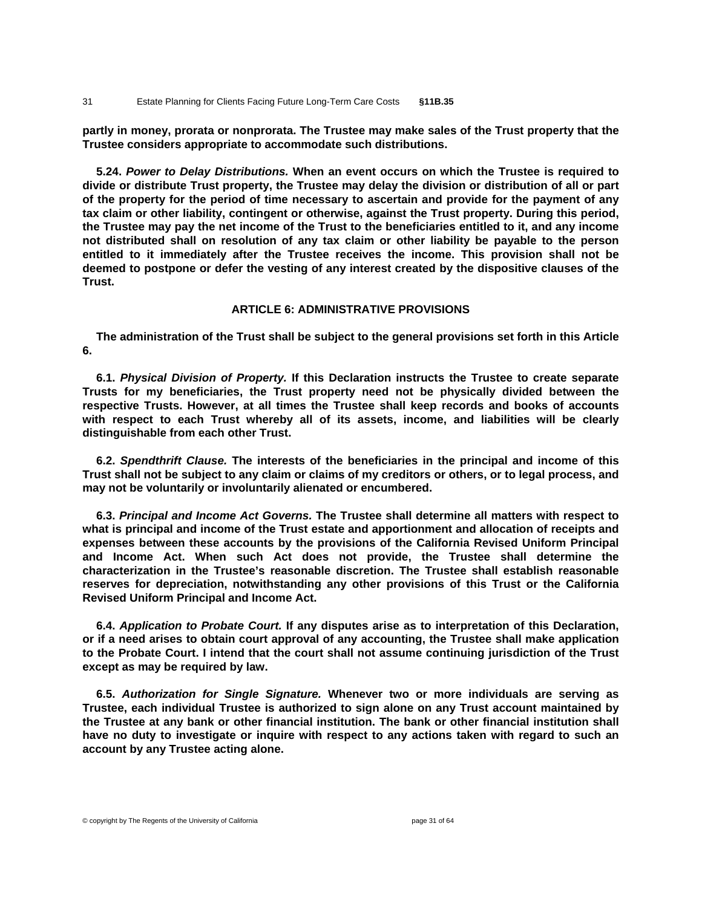**partly in money, prorata or nonprorata. The Trustee may make sales of the Trust property that the Trustee considers appropriate to accommodate such distributions.**

**5.24. *Power to Delay Distributions.* When an event occurs on which the Trustee is required to divide or distribute Trust property, the Trustee may delay the division or distribution of all or part of the property for the period of time necessary to ascertain and provide for the payment of any tax claim or other liability, contingent or otherwise, against the Trust property. During this period, the Trustee may pay the net income of the Trust to the beneficiaries entitled to it, and any income not distributed shall on resolution of any tax claim or other liability be payable to the person entitled to it immediately after the Trustee receives the income. This provision shall not be deemed to postpone or defer the vesting of any interest created by the dispositive clauses of the Trust.**

## ARTICLE 6: ADMINISTRATIVE PROVISIONS

**The administration of the Trust shall be subject to the general provisions set forth in this Article 6.**

**6.1. *Physical Division of Property.* If this Declaration instructs the Trustee to create separate Trusts for my beneficiaries, the Trust property need not be physically divided between the respective Trusts. However, at all times the Trustee shall keep records and books of accounts with respect to each Trust whereby all of its assets, income, and liabilities will be clearly distinguishable from each other Trust.**

**6.2. *Spendthrift Clause.* The interests of the beneficiaries in the principal and income of this Trust shall not be subject to any claim or claims of my creditors or others, or to legal process, and may not be voluntarily or involuntarily alienated or encumbered.**

**6.3. *Principal and Income Act Governs.* The Trustee shall determine all matters with respect to what is principal and income of the Trust estate and apportionment and allocation of receipts and expenses between these accounts by the provisions of the California Revised Uniform Principal and Income Act. When such Act does not provide, the Trustee shall determine the characterization in the Trustee's reasonable discretion. The Trustee shall establish reasonable reserves for depreciation, notwithstanding any other provisions of this Trust or the California Revised Uniform Principal and Income Act.**

**6.4. *Application to Probate Court.* If any disputes arise as to interpretation of this Declaration, or if a need arises to obtain court approval of any accounting, the Trustee shall make application to the Probate Court. I intend that the court shall not assume continuing jurisdiction of the Trust except as may be required by law.**

**6.5. *Authorization for Single Signature.* Whenever two or more individuals are serving as Trustee, each individual Trustee is authorized to sign alone on any Trust account maintained by the Trustee at any bank or other financial institution. The bank or other financial institution shall have no duty to investigate or inquire with respect to any actions taken with regard to such an account by any Trustee acting alone.**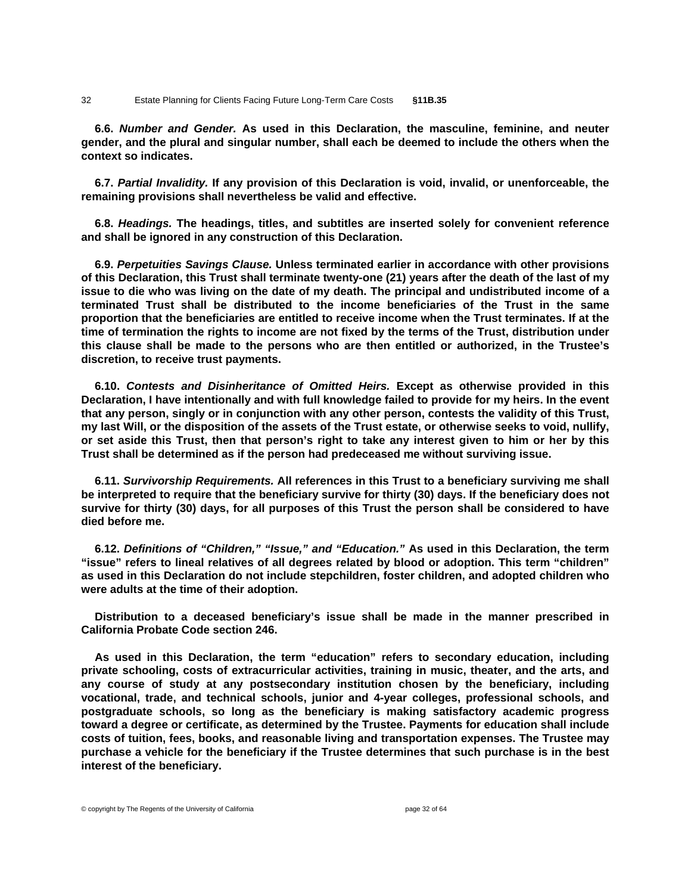**6.6.** ***Number and Gender.*** **As used in this Declaration, the masculine, feminine, and neuter gender, and the plural and singular number, shall each be deemed to include the others when the context so indicates.**

**6.7.** ***Partial Invalidity.*** **If any provision of this Declaration is void, invalid, or unenforceable, the remaining provisions shall nevertheless be valid and effective.**

**6.8.** ***Headings.*** **The headings, titles, and subtitles are inserted solely for convenient reference and shall be ignored in any construction of this Declaration.**

**6.9.** ***Perpetuities Savings Clause.*** **Unless terminated earlier in accordance with other provisions of this Declaration, this Trust shall terminate twenty-one (21) years after the death of the last of my issue to die who was living on the date of my death. The principal and undistributed income of a terminated Trust shall be distributed to the income beneficiaries of the Trust in the same proportion that the beneficiaries are entitled to receive income when the Trust terminates. If at the time of termination the rights to income are not fixed by the terms of the Trust, distribution under this clause shall be made to the persons who are then entitled or authorized, in the Trustee's discretion, to receive trust payments.**

**6.10.** ***Contests and Disinheritance of Omitted Heirs.*** **Except as otherwise provided in this Declaration, I have intentionally and with full knowledge failed to provide for my heirs. In the event that any person, singly or in conjunction with any other person, contests the validity of this Trust, my last Will, or the disposition of the assets of the Trust estate, or otherwise seeks to void, nullify, or set aside this Trust, then that person's right to take any interest given to him or her by this Trust shall be determined as if the person had predeceased me without surviving issue.**

**6.11.** ***Survivorship Requirements.*** **All references in this Trust to a beneficiary surviving me shall be interpreted to require that the beneficiary survive for thirty (30) days. If the beneficiary does not survive for thirty (30) days, for all purposes of this Trust the person shall be considered to have died before me.**

**6.12.** ***Definitions of "Children," "Issue," and "Education."*** **As used in this Declaration, the term "issue" refers to lineal relatives of all degrees related by blood or adoption. This term "children" as used in this Declaration do not include stepchildren, foster children, and adopted children who were adults at the time of their adoption.**

**Distribution to a deceased beneficiary's issue shall be made in the manner prescribed in California Probate Code section 246.**

**As used in this Declaration, the term "education" refers to secondary education, including private schooling, costs of extracurricular activities, training in music, theater, and the arts, and any course of study at any postsecondary institution chosen by the beneficiary, including vocational, trade, and technical schools, junior and 4-year colleges, professional schools, and postgraduate schools, so long as the beneficiary is making satisfactory academic progress toward a degree or certificate, as determined by the Trustee. Payments for education shall include costs of tuition, fees, books, and reasonable living and transportation expenses. The Trustee may purchase a vehicle for the beneficiary if the Trustee determines that such purchase is in the best interest of the beneficiary.**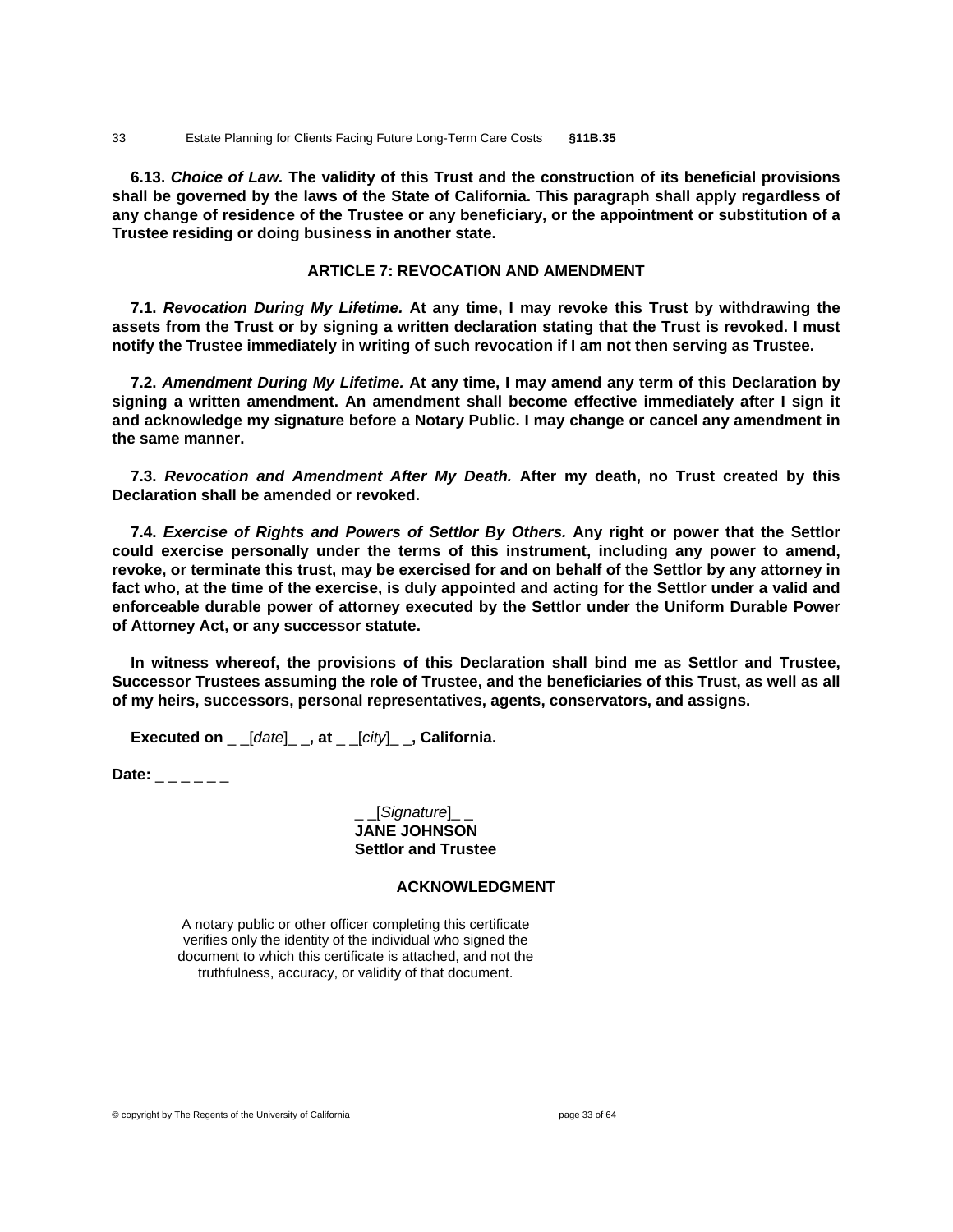**6.13. *Choice of Law.* The validity of this Trust and the construction of its beneficial provisions shall be governed by the laws of the State of California. This paragraph shall apply regardless of any change of residence of the Trustee or any beneficiary, or the appointment or substitution of a Trustee residing or doing business in another state.**

## ARTICLE 7: REVOCATION AND AMENDMENT

**7.1. *Revocation During My Lifetime.* At any time, I may revoke this Trust by withdrawing the assets from the Trust or by signing a written declaration stating that the Trust is revoked. I must notify the Trustee immediately in writing of such revocation if I am not then serving as Trustee.**

**7.2. *Amendment During My Lifetime.* At any time, I may amend any term of this Declaration by signing a written amendment. An amendment shall become effective immediately after I sign it and acknowledge my signature before a Notary Public. I may change or cancel any amendment in the same manner.**

**7.3. *Revocation and Amendment After My Death.* After my death, no Trust created by this Declaration shall be amended or revoked.**

**7.4. *Exercise of Rights and Powers of Settlor By Others.* Any right or power that the Settlor could exercise personally under the terms of this instrument, including any power to amend, revoke, or terminate this trust, may be exercised for and on behalf of the Settlor by any attorney in fact who, at the time of the exercise, is duly appointed and acting for the Settlor under a valid and enforceable durable power of attorney executed by the Settlor under the Uniform Durable Power of Attorney Act, or any successor statute.**

**In witness whereof, the provisions of this Declaration shall bind me as Settlor and Trustee, Successor Trustees assuming the role of Trustee, and the beneficiaries of this Trust, as well as all of my heirs, successors, personal representatives, agents, conservators, and assigns.**

**Executed on** _ _[*date*]_ _**, at** _ _[*city*]_ _**, California.**

**Date:** _ _ _ _ _ _

_ _[*Signature*]_ _
**JANE JOHNSON**
**Settlor and Trustee**

## ACKNOWLEDGMENT

A notary public or other officer completing this certificate verifies only the identity of the individual who signed the document to which this certificate is attached, and not the truthfulness, accuracy, or validity of that document.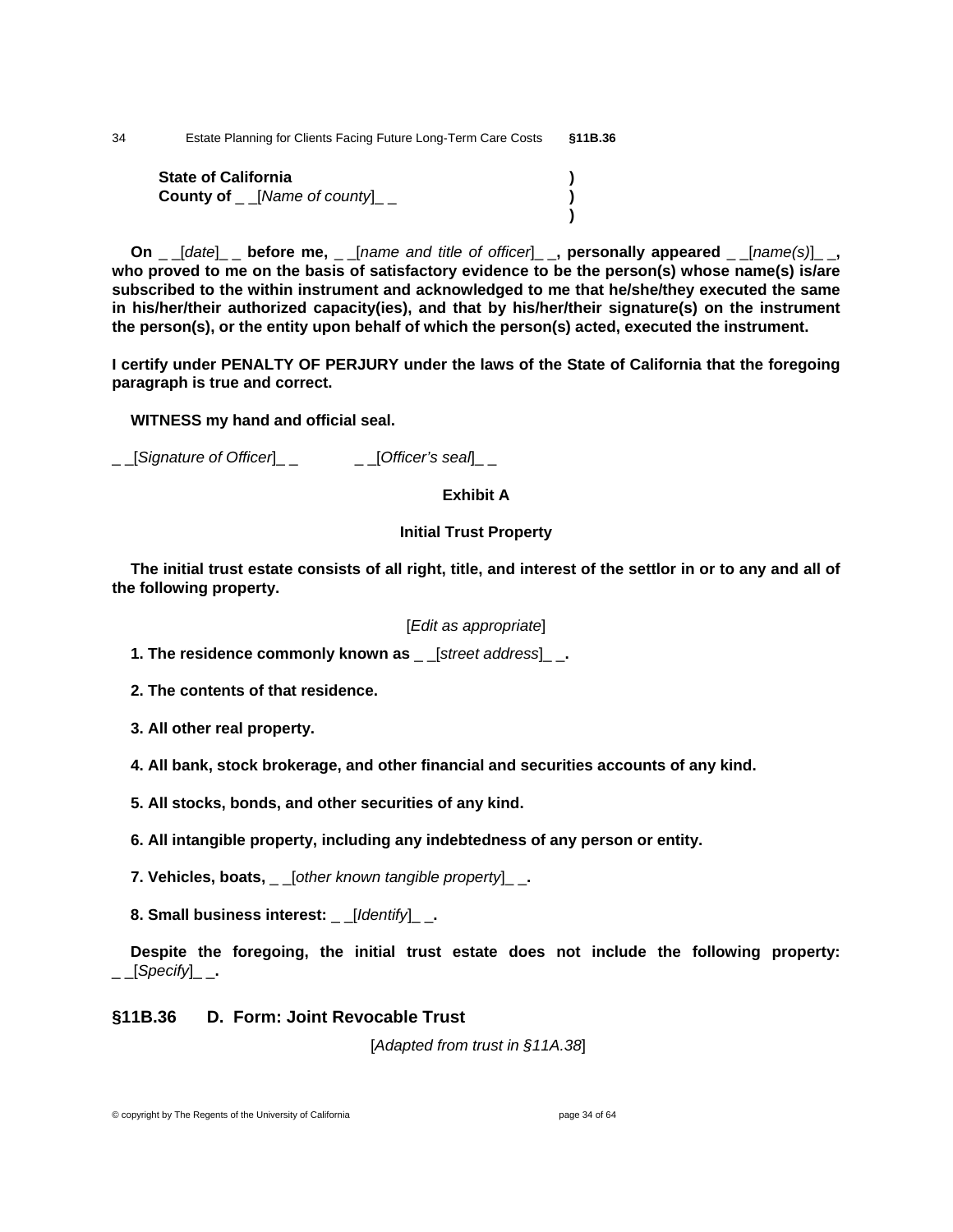**State of California** )
**County of** _ _[*Name of county*]_ _ )
)

**On** _ _[*date*]_ _ **before me,** _ _[*name and title of officer*]_ _**, personally appeared** _ _[*name(s)*]_ _**, who proved to me on the basis of satisfactory evidence to be the person(s) whose name(s) is/are subscribed to the within instrument and acknowledged to me that he/she/they executed the same in his/her/their authorized capacity(ies), and that by his/her/their signature(s) on the instrument the person(s), or the entity upon behalf of which the person(s) acted, executed the instrument.**

**I certify under PENALTY OF PERJURY under the laws of the State of California that the foregoing paragraph is true and correct.**

**WITNESS my hand and official seal.**

_ _[*Signature of Officer*]_ _ _ _[*Officer's seal*]_ _

**Exhibit A**

**Initial Trust Property**

**The initial trust estate consists of all right, title, and interest of the settlor in or to any and all of the following property.**

[*Edit as appropriate*]

**1. The residence commonly known as** _ _[*street address*]_ _**.**

**2. The contents of that residence.**

**3. All other real property.**

**4. All bank, stock brokerage, and other financial and securities accounts of any kind.**

**5. All stocks, bonds, and other securities of any kind.**

**6. All intangible property, including any indebtedness of any person or entity.**

**7. Vehicles, boats,** _ _[*other known tangible property*]_ _**.**

**8. Small business interest:** _ _[*Identify*]_ _**.**

**Despite the foregoing, the initial trust estate does not include the following property:** _ _[*Specify*]_ _**.**

## §11B.36 D. Form: Joint Revocable Trust

[*Adapted from trust in §11A.38*]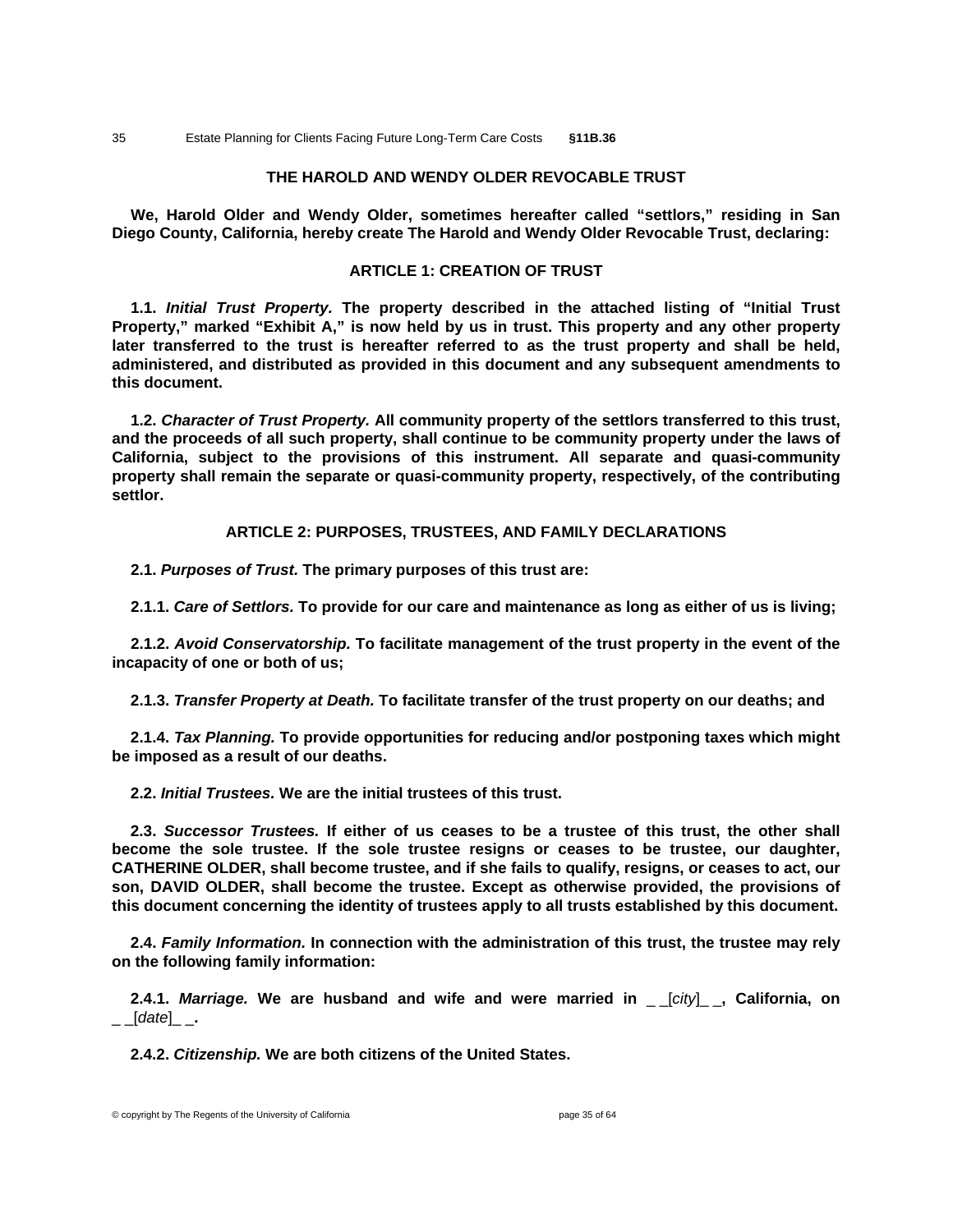## THE HAROLD AND WENDY OLDER REVOCABLE TRUST

**We, Harold Older and Wendy Older, sometimes hereafter called "settlors," residing in San Diego County, California, hereby create The Harold and Wendy Older Revocable Trust, declaring:**

### ARTICLE 1: CREATION OF TRUST

**1.1. *Initial Trust Property.* The property described in the attached listing of "Initial Trust Property," marked "Exhibit A," is now held by us in trust. This property and any other property later transferred to the trust is hereafter referred to as the trust property and shall be held, administered, and distributed as provided in this document and any subsequent amendments to this document.**

**1.2. *Character of Trust Property.* All community property of the settlors transferred to this trust, and the proceeds of all such property, shall continue to be community property under the laws of California, subject to the provisions of this instrument. All separate and quasi-community property shall remain the separate or quasi-community property, respectively, of the contributing settlor.**

### ARTICLE 2: PURPOSES, TRUSTEES, AND FAMILY DECLARATIONS

**2.1. *Purposes of Trust.* The primary purposes of this trust are:**

**2.1.1. *Care of Settlors.* To provide for our care and maintenance as long as either of us is living;**

**2.1.2. *Avoid Conservatorship.* To facilitate management of the trust property in the event of the incapacity of one or both of us;**

**2.1.3. *Transfer Property at Death.* To facilitate transfer of the trust property on our deaths; and**

**2.1.4. *Tax Planning.* To provide opportunities for reducing and/or postponing taxes which might be imposed as a result of our deaths.**

**2.2. *Initial Trustees.* We are the initial trustees of this trust.**

**2.3. *Successor Trustees.* If either of us ceases to be a trustee of this trust, the other shall become the sole trustee. If the sole trustee resigns or ceases to be trustee, our daughter, CATHERINE OLDER, shall become trustee, and if she fails to qualify, resigns, or ceases to act, our son, DAVID OLDER, shall become the trustee. Except as otherwise provided, the provisions of this document concerning the identity of trustees apply to all trusts established by this document.**

**2.4. *Family Information.* In connection with the administration of this trust, the trustee may rely on the following family information:**

**2.4.1. *Marriage.* We are husband and wife and were married in _ _[*city*]_ _, California, on _ _[*date*]_ _.**

**2.4.2. *Citizenship.* We are both citizens of the United States.**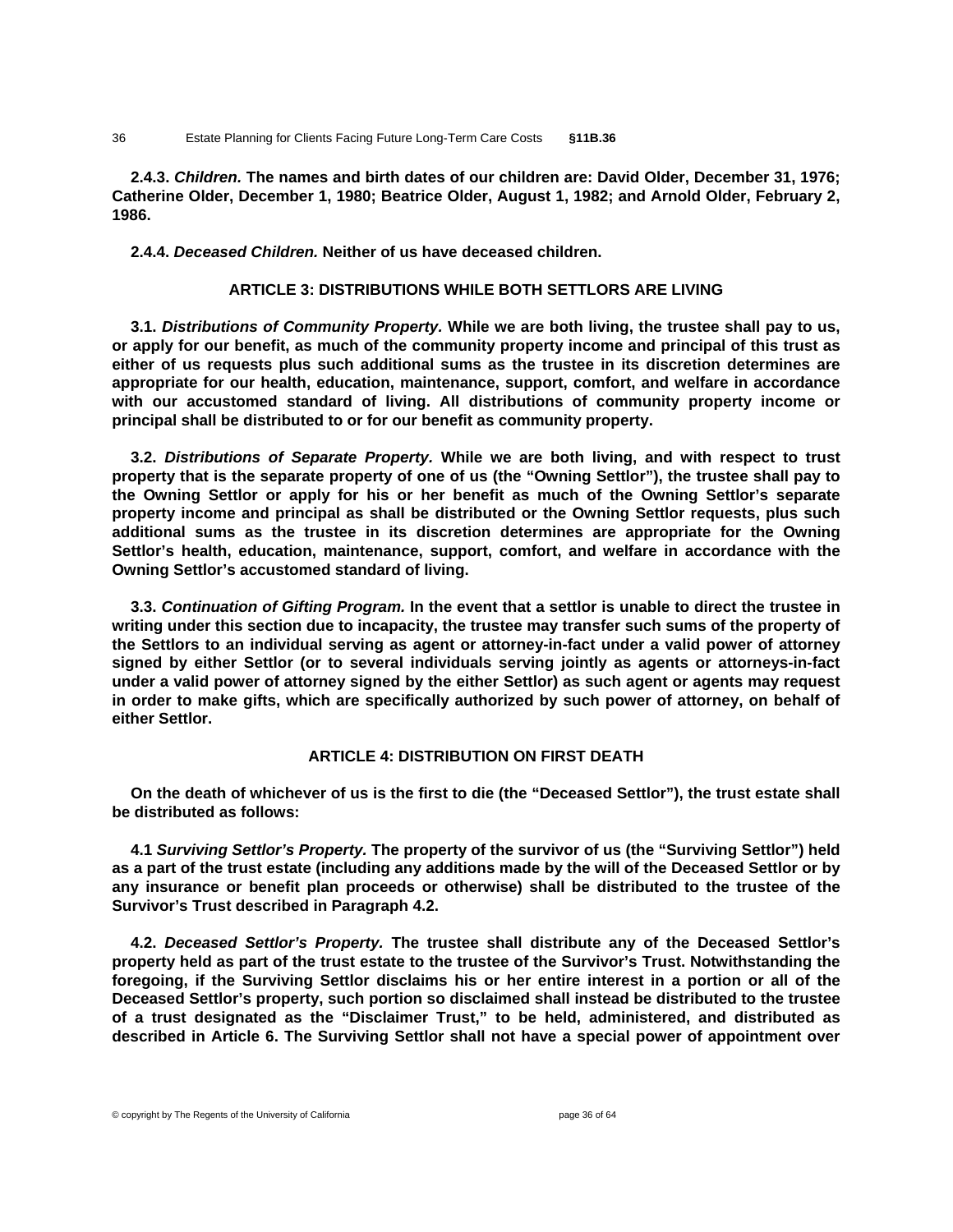**2.4.3. *Children.* The names and birth dates of our children are: David Older, December 31, 1976; Catherine Older, December 1, 1980; Beatrice Older, August 1, 1982; and Arnold Older, February 2, 1986.**

**2.4.4. *Deceased Children.* Neither of us have deceased children.**

## ARTICLE 3: DISTRIBUTIONS WHILE BOTH SETTLORS ARE LIVING

**3.1. *Distributions of Community Property.* While we are both living, the trustee shall pay to us, or apply for our benefit, as much of the community property income and principal of this trust as either of us requests plus such additional sums as the trustee in its discretion determines are appropriate for our health, education, maintenance, support, comfort, and welfare in accordance with our accustomed standard of living. All distributions of community property income or principal shall be distributed to or for our benefit as community property.**

**3.2. *Distributions of Separate Property.* While we are both living, and with respect to trust property that is the separate property of one of us (the "Owning Settlor"), the trustee shall pay to the Owning Settlor or apply for his or her benefit as much of the Owning Settlor's separate property income and principal as shall be distributed or the Owning Settlor requests, plus such additional sums as the trustee in its discretion determines are appropriate for the Owning Settlor's health, education, maintenance, support, comfort, and welfare in accordance with the Owning Settlor's accustomed standard of living.**

**3.3. *Continuation of Gifting Program.* In the event that a settlor is unable to direct the trustee in writing under this section due to incapacity, the trustee may transfer such sums of the property of the Settlors to an individual serving as agent or attorney-in-fact under a valid power of attorney signed by either Settlor (or to several individuals serving jointly as agents or attorneys-in-fact under a valid power of attorney signed by the either Settlor) as such agent or agents may request in order to make gifts, which are specifically authorized by such power of attorney, on behalf of either Settlor.**

## ARTICLE 4: DISTRIBUTION ON FIRST DEATH

**On the death of whichever of us is the first to die (the "Deceased Settlor"), the trust estate shall be distributed as follows:**

**4.1 *Surviving Settlor's Property.* The property of the survivor of us (the "Surviving Settlor") held as a part of the trust estate (including any additions made by the will of the Deceased Settlor or by any insurance or benefit plan proceeds or otherwise) shall be distributed to the trustee of the Survivor's Trust described in Paragraph 4.2.**

**4.2. *Deceased Settlor's Property.* The trustee shall distribute any of the Deceased Settlor's property held as part of the trust estate to the trustee of the Survivor's Trust. Notwithstanding the foregoing, if the Surviving Settlor disclaims his or her entire interest in a portion or all of the Deceased Settlor's property, such portion so disclaimed shall instead be distributed to the trustee of a trust designated as the "Disclaimer Trust," to be held, administered, and distributed as described in Article 6. The Surviving Settlor shall not have a special power of appointment over**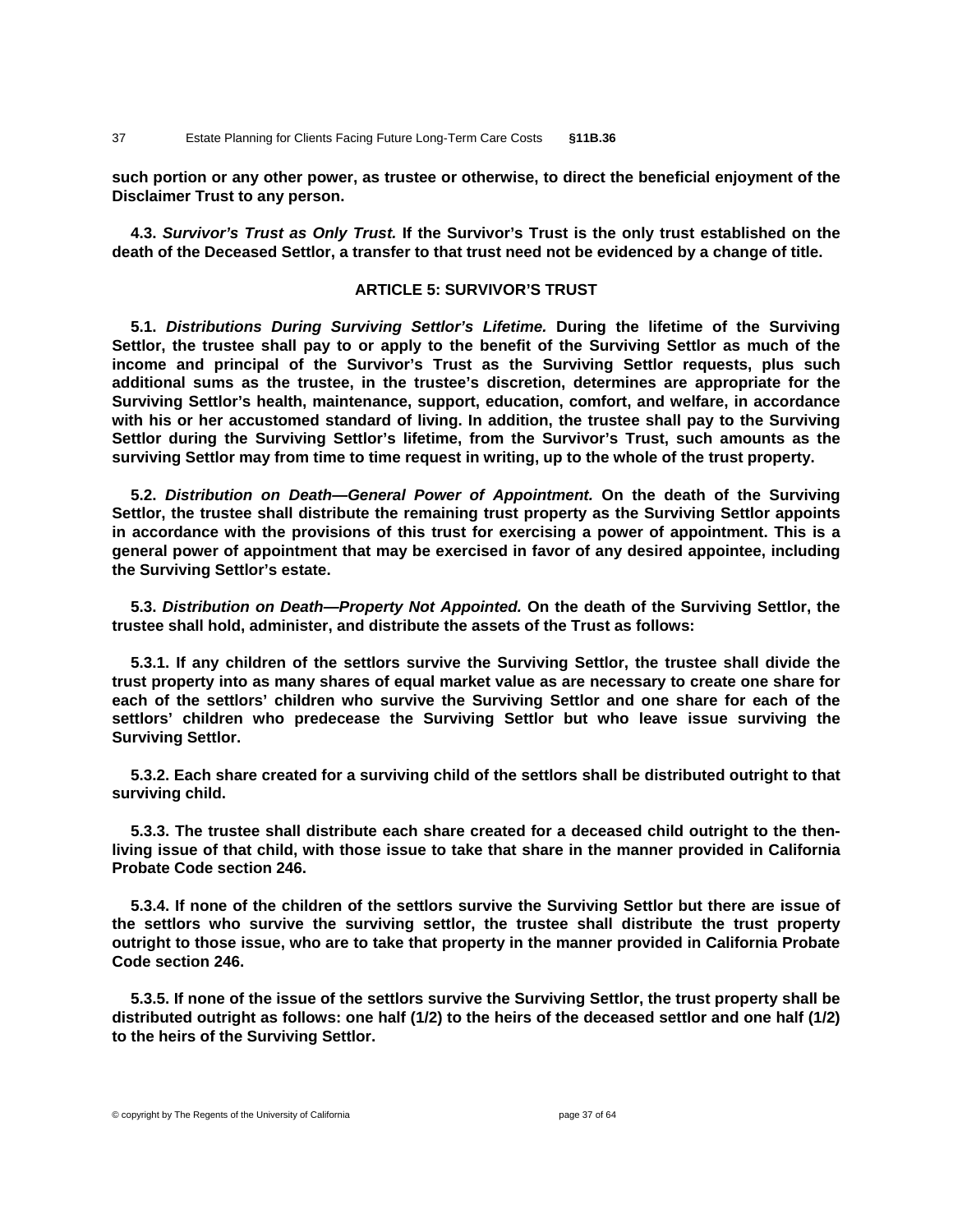**such portion or any other power, as trustee or otherwise, to direct the beneficial enjoyment of the Disclaimer Trust to any person.**

**4.3. *Survivor's Trust as Only Trust.* If the Survivor's Trust is the only trust established on the death of the Deceased Settlor, a transfer to that trust need not be evidenced by a change of title.**

## ARTICLE 5: SURVIVOR'S TRUST

**5.1. *Distributions During Surviving Settlor's Lifetime.* During the lifetime of the Surviving Settlor, the trustee shall pay to or apply to the benefit of the Surviving Settlor as much of the income and principal of the Survivor's Trust as the Surviving Settlor requests, plus such additional sums as the trustee, in the trustee's discretion, determines are appropriate for the Surviving Settlor's health, maintenance, support, education, comfort, and welfare, in accordance with his or her accustomed standard of living. In addition, the trustee shall pay to the Surviving Settlor during the Surviving Settlor's lifetime, from the Survivor's Trust, such amounts as the surviving Settlor may from time to time request in writing, up to the whole of the trust property.**

**5.2. *Distribution on Death—General Power of Appointment.* On the death of the Surviving Settlor, the trustee shall distribute the remaining trust property as the Surviving Settlor appoints in accordance with the provisions of this trust for exercising a power of appointment. This is a general power of appointment that may be exercised in favor of any desired appointee, including the Surviving Settlor's estate.**

**5.3. *Distribution on Death—Property Not Appointed.* On the death of the Surviving Settlor, the trustee shall hold, administer, and distribute the assets of the Trust as follows:**

**5.3.1. If any children of the settlors survive the Surviving Settlor, the trustee shall divide the trust property into as many shares of equal market value as are necessary to create one share for each of the settlors' children who survive the Surviving Settlor and one share for each of the settlors' children who predecease the Surviving Settlor but who leave issue surviving the Surviving Settlor.**

**5.3.2. Each share created for a surviving child of the settlors shall be distributed outright to that surviving child.**

**5.3.3. The trustee shall distribute each share created for a deceased child outright to the then-living issue of that child, with those issue to take that share in the manner provided in California Probate Code section 246.**

**5.3.4. If none of the children of the settlors survive the Surviving Settlor but there are issue of the settlors who survive the surviving settlor, the trustee shall distribute the trust property outright to those issue, who are to take that property in the manner provided in California Probate Code section 246.**

**5.3.5. If none of the issue of the settlors survive the Surviving Settlor, the trust property shall be distributed outright as follows: one half (1/2) to the heirs of the deceased settlor and one half (1/2) to the heirs of the Surviving Settlor.**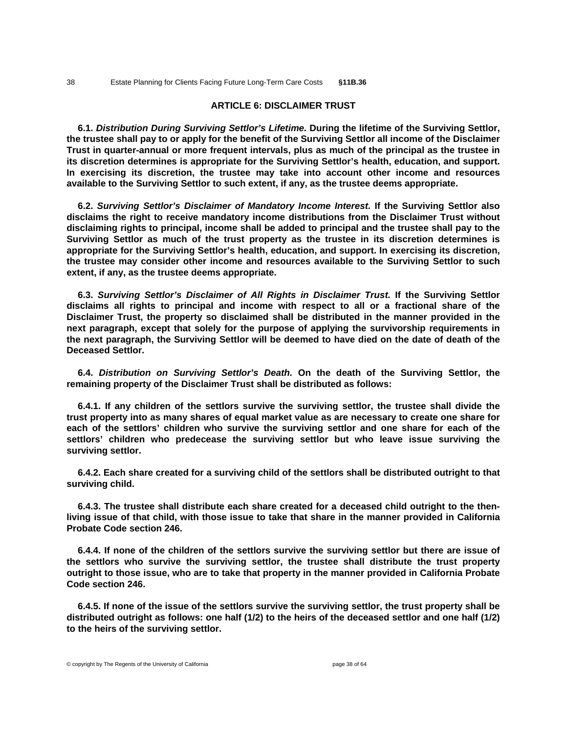## ARTICLE 6: DISCLAIMER TRUST

**6.1. *Distribution During Surviving Settlor's Lifetime.* During the lifetime of the Surviving Settlor, the trustee shall pay to or apply for the benefit of the Surviving Settlor all income of the Disclaimer Trust in quarter-annual or more frequent intervals, plus as much of the principal as the trustee in its discretion determines is appropriate for the Surviving Settlor's health, education, and support. In exercising its discretion, the trustee may take into account other income and resources available to the Surviving Settlor to such extent, if any, as the trustee deems appropriate.**

**6.2. *Surviving Settlor's Disclaimer of Mandatory Income Interest.* If the Surviving Settlor also disclaims the right to receive mandatory income distributions from the Disclaimer Trust without disclaiming rights to principal, income shall be added to principal and the trustee shall pay to the Surviving Settlor as much of the trust property as the trustee in its discretion determines is appropriate for the Surviving Settlor's health, education, and support. In exercising its discretion, the trustee may consider other income and resources available to the Surviving Settlor to such extent, if any, as the trustee deems appropriate.**

**6.3. *Surviving Settlor's Disclaimer of All Rights in Disclaimer Trust.* If the Surviving Settlor disclaims all rights to principal and income with respect to all or a fractional share of the Disclaimer Trust, the property so disclaimed shall be distributed in the manner provided in the next paragraph, except that solely for the purpose of applying the survivorship requirements in the next paragraph, the Surviving Settlor will be deemed to have died on the date of death of the Deceased Settlor.**

**6.4. *Distribution on Surviving Settlor's Death.* On the death of the Surviving Settlor, the remaining property of the Disclaimer Trust shall be distributed as follows:**

**6.4.1. If any children of the settlors survive the surviving settlor, the trustee shall divide the trust property into as many shares of equal market value as are necessary to create one share for each of the settlors' children who survive the surviving settlor and one share for each of the settlors' children who predecease the surviving settlor but who leave issue surviving the surviving settlor.**

**6.4.2. Each share created for a surviving child of the settlors shall be distributed outright to that surviving child.**

**6.4.3. The trustee shall distribute each share created for a deceased child outright to the then-living issue of that child, with those issue to take that share in the manner provided in California Probate Code section 246.**

**6.4.4. If none of the children of the settlors survive the surviving settlor but there are issue of the settlors who survive the surviving settlor, the trustee shall distribute the trust property outright to those issue, who are to take that property in the manner provided in California Probate Code section 246.**

**6.4.5. If none of the issue of the settlors survive the surviving settlor, the trust property shall be distributed outright as follows: one half (1/2) to the heirs of the deceased settlor and one half (1/2) to the heirs of the surviving settlor.**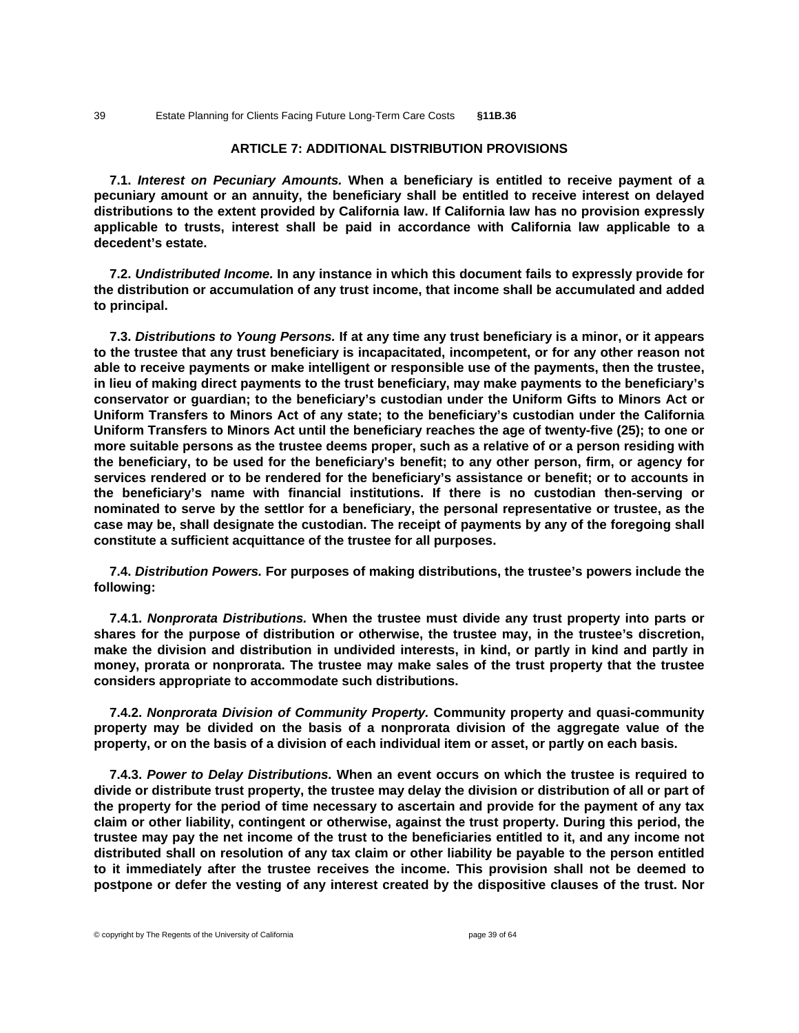## ARTICLE 7: ADDITIONAL DISTRIBUTION PROVISIONS

**7.1. *Interest on Pecuniary Amounts.* When a beneficiary is entitled to receive payment of a pecuniary amount or an annuity, the beneficiary shall be entitled to receive interest on delayed distributions to the extent provided by California law. If California law has no provision expressly applicable to trusts, interest shall be paid in accordance with California law applicable to a decedent's estate.**

**7.2. *Undistributed Income.* In any instance in which this document fails to expressly provide for the distribution or accumulation of any trust income, that income shall be accumulated and added to principal.**

**7.3. *Distributions to Young Persons.* If at any time any trust beneficiary is a minor, or it appears to the trustee that any trust beneficiary is incapacitated, incompetent, or for any other reason not able to receive payments or make intelligent or responsible use of the payments, then the trustee, in lieu of making direct payments to the trust beneficiary, may make payments to the beneficiary's conservator or guardian; to the beneficiary's custodian under the Uniform Gifts to Minors Act or Uniform Transfers to Minors Act of any state; to the beneficiary's custodian under the California Uniform Transfers to Minors Act until the beneficiary reaches the age of twenty-five (25); to one or more suitable persons as the trustee deems proper, such as a relative of or a person residing with the beneficiary, to be used for the beneficiary's benefit; to any other person, firm, or agency for services rendered or to be rendered for the beneficiary's assistance or benefit; or to accounts in the beneficiary's name with financial institutions. If there is no custodian then-serving or nominated to serve by the settlor for a beneficiary, the personal representative or trustee, as the case may be, shall designate the custodian. The receipt of payments by any of the foregoing shall constitute a sufficient acquittance of the trustee for all purposes.**

**7.4. *Distribution Powers.* For purposes of making distributions, the trustee's powers include the following:**

**7.4.1. *Nonprorata Distributions.* When the trustee must divide any trust property into parts or shares for the purpose of distribution or otherwise, the trustee may, in the trustee's discretion, make the division and distribution in undivided interests, in kind, or partly in kind and partly in money, prorata or nonprorata. The trustee may make sales of the trust property that the trustee considers appropriate to accommodate such distributions.**

**7.4.2. *Nonprorata Division of Community Property.* Community property and quasi-community property may be divided on the basis of a nonprorata division of the aggregate value of the property, or on the basis of a division of each individual item or asset, or partly on each basis.**

**7.4.3. *Power to Delay Distributions.* When an event occurs on which the trustee is required to divide or distribute trust property, the trustee may delay the division or distribution of all or part of the property for the period of time necessary to ascertain and provide for the payment of any tax claim or other liability, contingent or otherwise, against the trust property. During this period, the trustee may pay the net income of the trust to the beneficiaries entitled to it, and any income not distributed shall on resolution of any tax claim or other liability be payable to the person entitled to it immediately after the trustee receives the income. This provision shall not be deemed to postpone or defer the vesting of any interest created by the dispositive clauses of the trust. Nor**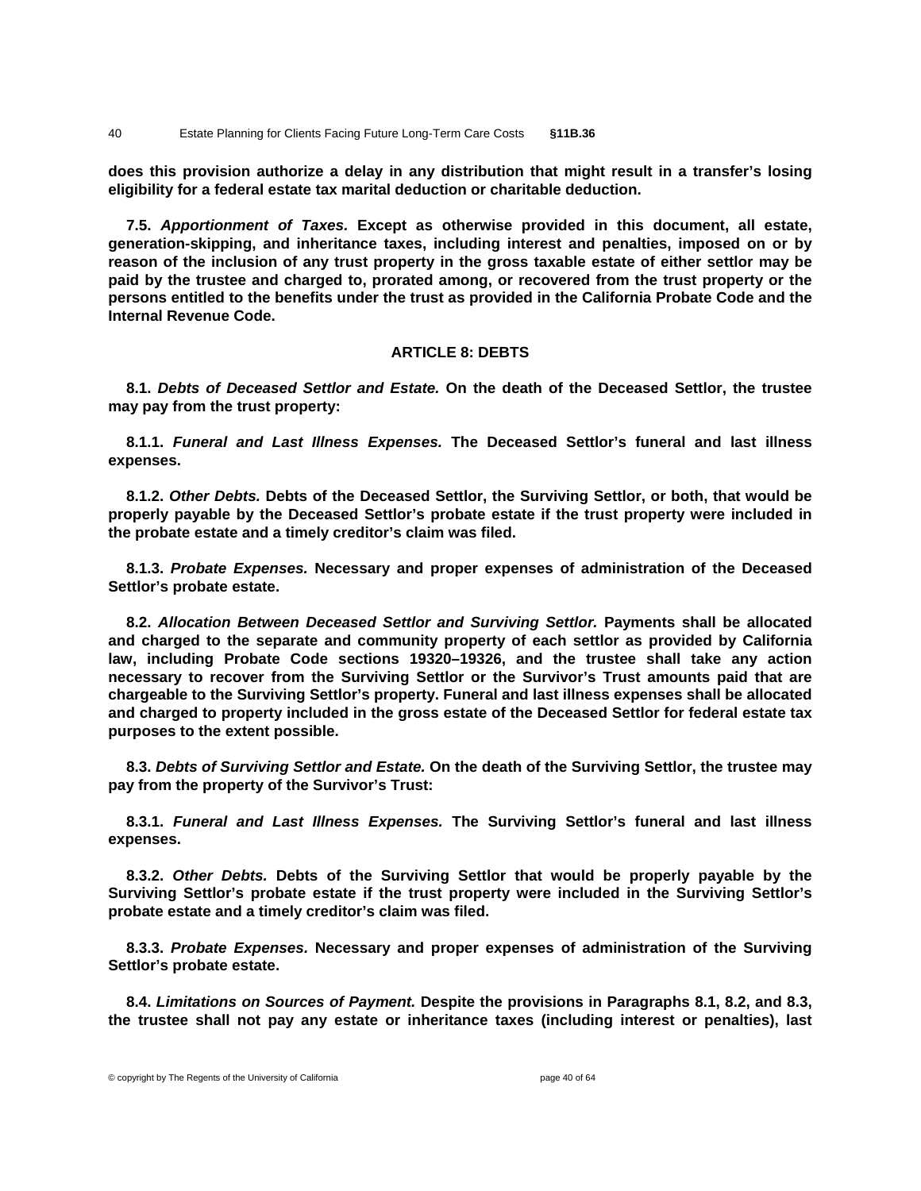**does this provision authorize a delay in any distribution that might result in a transfer's losing eligibility for a federal estate tax marital deduction or charitable deduction.**

**7.5.** ***Apportionment of Taxes.*** **Except as otherwise provided in this document, all estate, generation-skipping, and inheritance taxes, including interest and penalties, imposed on or by reason of the inclusion of any trust property in the gross taxable estate of either settlor may be paid by the trustee and charged to, prorated among, or recovered from the trust property or the persons entitled to the benefits under the trust as provided in the California Probate Code and the Internal Revenue Code.**

## ARTICLE 8: DEBTS

**8.1.** ***Debts of Deceased Settlor and Estate.*** **On the death of the Deceased Settlor, the trustee may pay from the trust property:**

**8.1.1.** ***Funeral and Last Illness Expenses.*** **The Deceased Settlor's funeral and last illness expenses.**

**8.1.2.** ***Other Debts.*** **Debts of the Deceased Settlor, the Surviving Settlor, or both, that would be properly payable by the Deceased Settlor's probate estate if the trust property were included in the probate estate and a timely creditor's claim was filed.**

**8.1.3.** ***Probate Expenses.*** **Necessary and proper expenses of administration of the Deceased Settlor's probate estate.**

**8.2.** ***Allocation Between Deceased Settlor and Surviving Settlor.*** **Payments shall be allocated and charged to the separate and community property of each settlor as provided by California law, including Probate Code sections 19320–19326, and the trustee shall take any action necessary to recover from the Surviving Settlor or the Survivor's Trust amounts paid that are chargeable to the Surviving Settlor's property. Funeral and last illness expenses shall be allocated and charged to property included in the gross estate of the Deceased Settlor for federal estate tax purposes to the extent possible.**

**8.3.** ***Debts of Surviving Settlor and Estate.*** **On the death of the Surviving Settlor, the trustee may pay from the property of the Survivor's Trust:**

**8.3.1.** ***Funeral and Last Illness Expenses.*** **The Surviving Settlor's funeral and last illness expenses.**

**8.3.2.** ***Other Debts.*** **Debts of the Surviving Settlor that would be properly payable by the Surviving Settlor's probate estate if the trust property were included in the Surviving Settlor's probate estate and a timely creditor's claim was filed.**

**8.3.3.** ***Probate Expenses.*** **Necessary and proper expenses of administration of the Surviving Settlor's probate estate.**

**8.4.** ***Limitations on Sources of Payment.*** **Despite the provisions in Paragraphs 8.1, 8.2, and 8.3, the trustee shall not pay any estate or inheritance taxes (including interest or penalties), last**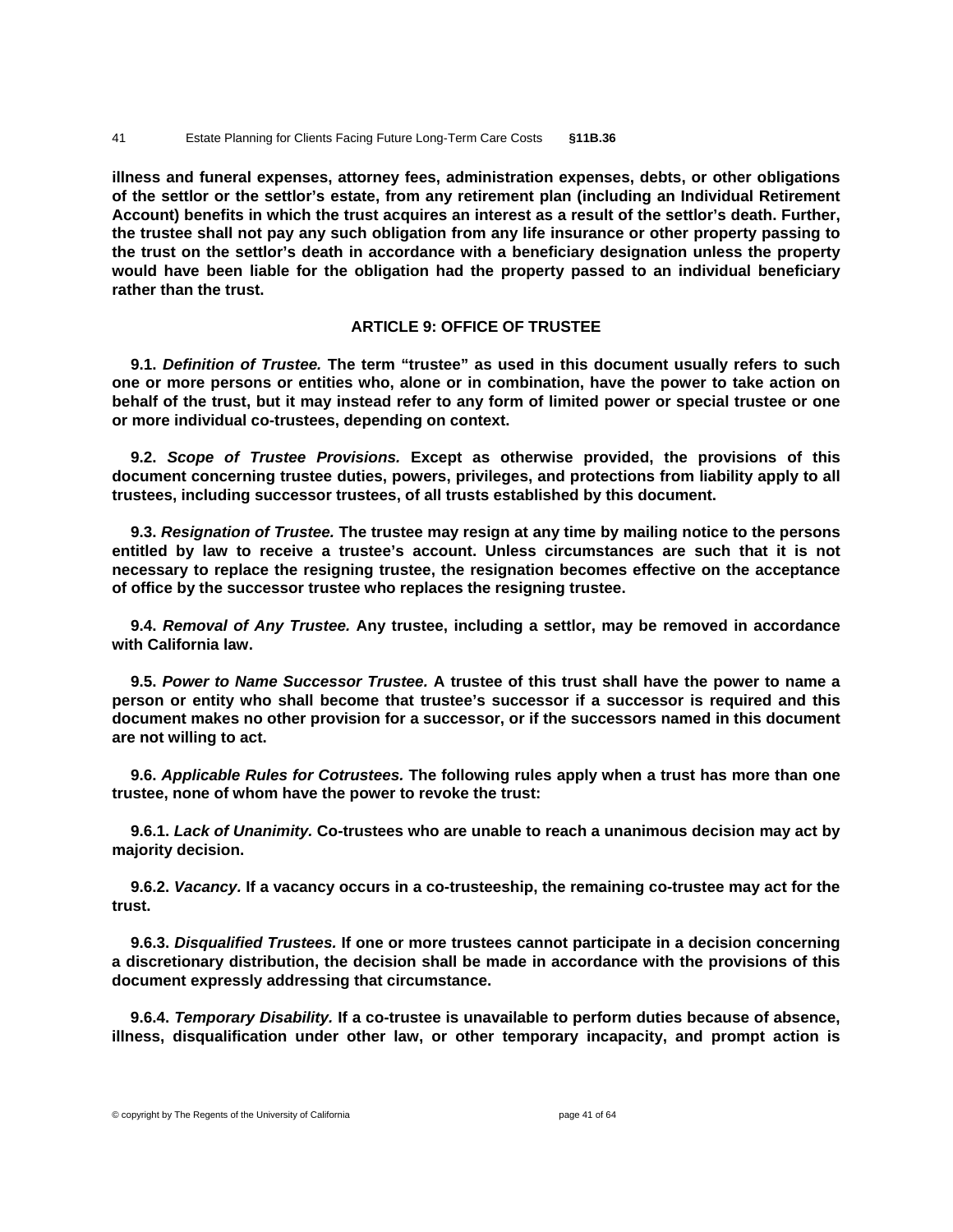**illness and funeral expenses, attorney fees, administration expenses, debts, or other obligations of the settlor or the settlor's estate, from any retirement plan (including an Individual Retirement Account) benefits in which the trust acquires an interest as a result of the settlor's death. Further, the trustee shall not pay any such obligation from any life insurance or other property passing to the trust on the settlor's death in accordance with a beneficiary designation unless the property would have been liable for the obligation had the property passed to an individual beneficiary rather than the trust.**

## ARTICLE 9: OFFICE OF TRUSTEE

**9.1. *Definition of Trustee.* The term "trustee" as used in this document usually refers to such one or more persons or entities who, alone or in combination, have the power to take action on behalf of the trust, but it may instead refer to any form of limited power or special trustee or one or more individual co-trustees, depending on context.**

**9.2. *Scope of Trustee Provisions.* Except as otherwise provided, the provisions of this document concerning trustee duties, powers, privileges, and protections from liability apply to all trustees, including successor trustees, of all trusts established by this document.**

**9.3. *Resignation of Trustee.* The trustee may resign at any time by mailing notice to the persons entitled by law to receive a trustee's account. Unless circumstances are such that it is not necessary to replace the resigning trustee, the resignation becomes effective on the acceptance of office by the successor trustee who replaces the resigning trustee.**

**9.4. *Removal of Any Trustee.* Any trustee, including a settlor, may be removed in accordance with California law.**

**9.5. *Power to Name Successor Trustee.* A trustee of this trust shall have the power to name a person or entity who shall become that trustee's successor if a successor is required and this document makes no other provision for a successor, or if the successors named in this document are not willing to act.**

**9.6. *Applicable Rules for Cotrustees.* The following rules apply when a trust has more than one trustee, none of whom have the power to revoke the trust:**

**9.6.1. *Lack of Unanimity.* Co-trustees who are unable to reach a unanimous decision may act by majority decision.**

**9.6.2. *Vacancy.* If a vacancy occurs in a co-trusteeship, the remaining co-trustee may act for the trust.**

**9.6.3. *Disqualified Trustees.* If one or more trustees cannot participate in a decision concerning a discretionary distribution, the decision shall be made in accordance with the provisions of this document expressly addressing that circumstance.**

**9.6.4. *Temporary Disability.* If a co-trustee is unavailable to perform duties because of absence, illness, disqualification under other law, or other temporary incapacity, and prompt action is**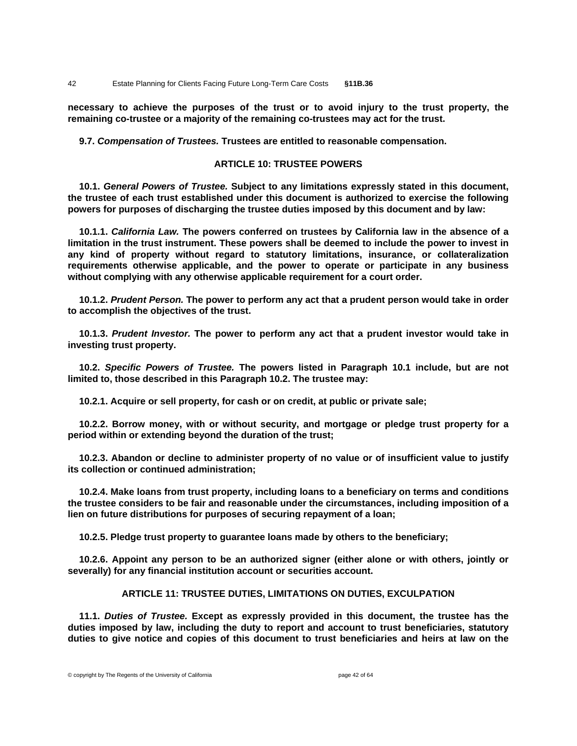**necessary to achieve the purposes of the trust or to avoid injury to the trust property, the remaining co-trustee or a majority of the remaining co-trustees may act for the trust.**

**9.7. *Compensation of Trustees.* Trustees are entitled to reasonable compensation.**

## ARTICLE 10: TRUSTEE POWERS

**10.1. *General Powers of Trustee.* Subject to any limitations expressly stated in this document, the trustee of each trust established under this document is authorized to exercise the following powers for purposes of discharging the trustee duties imposed by this document and by law:**

**10.1.1. *California Law.* The powers conferred on trustees by California law in the absence of a limitation in the trust instrument. These powers shall be deemed to include the power to invest in any kind of property without regard to statutory limitations, insurance, or collateralization requirements otherwise applicable, and the power to operate or participate in any business without complying with any otherwise applicable requirement for a court order.**

**10.1.2. *Prudent Person.* The power to perform any act that a prudent person would take in order to accomplish the objectives of the trust.**

**10.1.3. *Prudent Investor.* The power to perform any act that a prudent investor would take in investing trust property.**

**10.2. *Specific Powers of Trustee.* The powers listed in Paragraph 10.1 include, but are not limited to, those described in this Paragraph 10.2. The trustee may:**

**10.2.1. Acquire or sell property, for cash or on credit, at public or private sale;**

**10.2.2. Borrow money, with or without security, and mortgage or pledge trust property for a period within or extending beyond the duration of the trust;**

**10.2.3. Abandon or decline to administer property of no value or of insufficient value to justify its collection or continued administration;**

**10.2.4. Make loans from trust property, including loans to a beneficiary on terms and conditions the trustee considers to be fair and reasonable under the circumstances, including imposition of a lien on future distributions for purposes of securing repayment of a loan;**

**10.2.5. Pledge trust property to guarantee loans made by others to the beneficiary;**

**10.2.6. Appoint any person to be an authorized signer (either alone or with others, jointly or severally) for any financial institution account or securities account.**

## ARTICLE 11: TRUSTEE DUTIES, LIMITATIONS ON DUTIES, EXCULPATION

**11.1. *Duties of Trustee.* Except as expressly provided in this document, the trustee has the duties imposed by law, including the duty to report and account to trust beneficiaries, statutory duties to give notice and copies of this document to trust beneficiaries and heirs at law on the**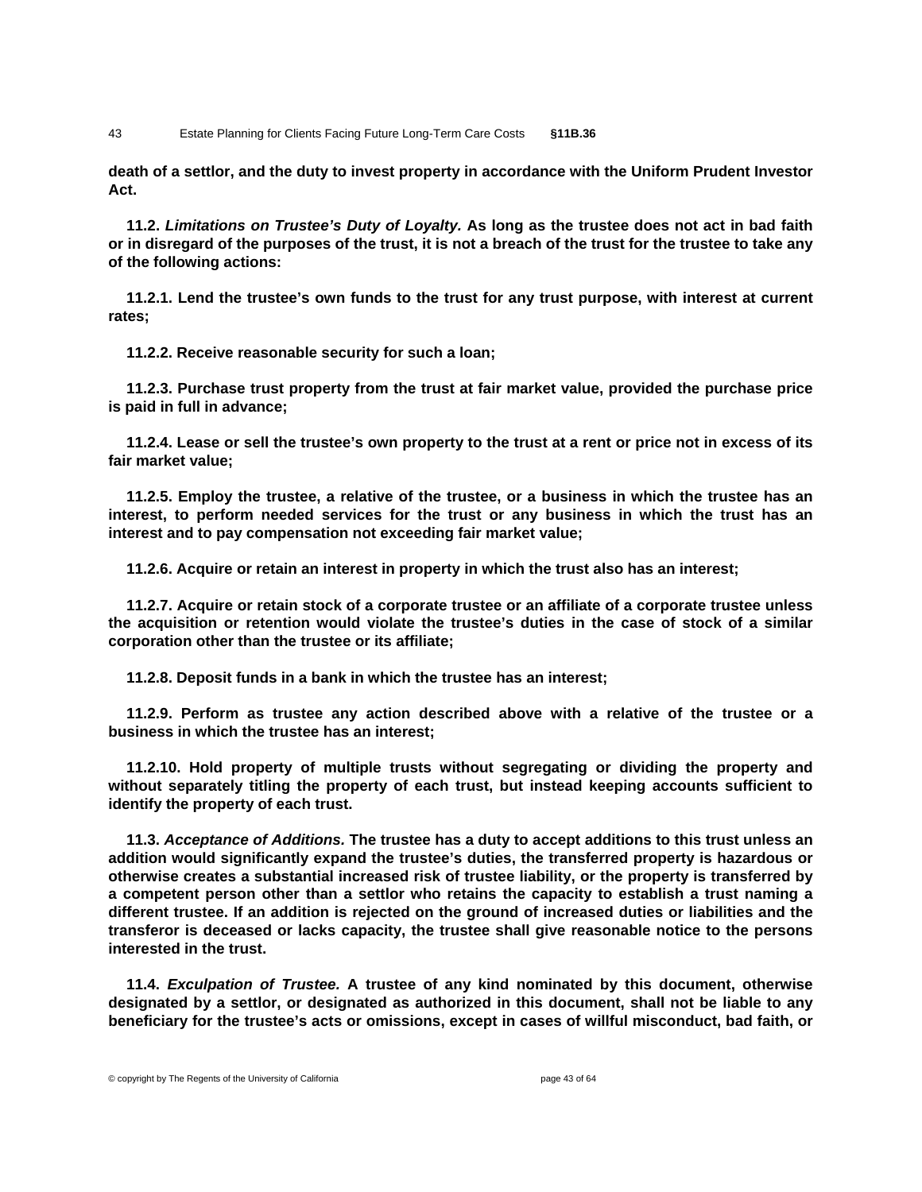**death of a settlor, and the duty to invest property in accordance with the Uniform Prudent Investor Act.**

**11.2. *Limitations on Trustee's Duty of Loyalty.* As long as the trustee does not act in bad faith or in disregard of the purposes of the trust, it is not a breach of the trust for the trustee to take any of the following actions:**

**11.2.1. Lend the trustee's own funds to the trust for any trust purpose, with interest at current rates;**

**11.2.2. Receive reasonable security for such a loan;**

**11.2.3. Purchase trust property from the trust at fair market value, provided the purchase price is paid in full in advance;**

**11.2.4. Lease or sell the trustee's own property to the trust at a rent or price not in excess of its fair market value;**

**11.2.5. Employ the trustee, a relative of the trustee, or a business in which the trustee has an interest, to perform needed services for the trust or any business in which the trust has an interest and to pay compensation not exceeding fair market value;**

**11.2.6. Acquire or retain an interest in property in which the trust also has an interest;**

**11.2.7. Acquire or retain stock of a corporate trustee or an affiliate of a corporate trustee unless the acquisition or retention would violate the trustee's duties in the case of stock of a similar corporation other than the trustee or its affiliate;**

**11.2.8. Deposit funds in a bank in which the trustee has an interest;**

**11.2.9. Perform as trustee any action described above with a relative of the trustee or a business in which the trustee has an interest;**

**11.2.10. Hold property of multiple trusts without segregating or dividing the property and without separately titling the property of each trust, but instead keeping accounts sufficient to identify the property of each trust.**

**11.3. *Acceptance of Additions.* The trustee has a duty to accept additions to this trust unless an addition would significantly expand the trustee's duties, the transferred property is hazardous or otherwise creates a substantial increased risk of trustee liability, or the property is transferred by a competent person other than a settlor who retains the capacity to establish a trust naming a different trustee. If an addition is rejected on the ground of increased duties or liabilities and the transferor is deceased or lacks capacity, the trustee shall give reasonable notice to the persons interested in the trust.**

**11.4. *Exculpation of Trustee.* A trustee of any kind nominated by this document, otherwise designated by a settlor, or designated as authorized in this document, shall not be liable to any beneficiary for the trustee's acts or omissions, except in cases of willful misconduct, bad faith, or**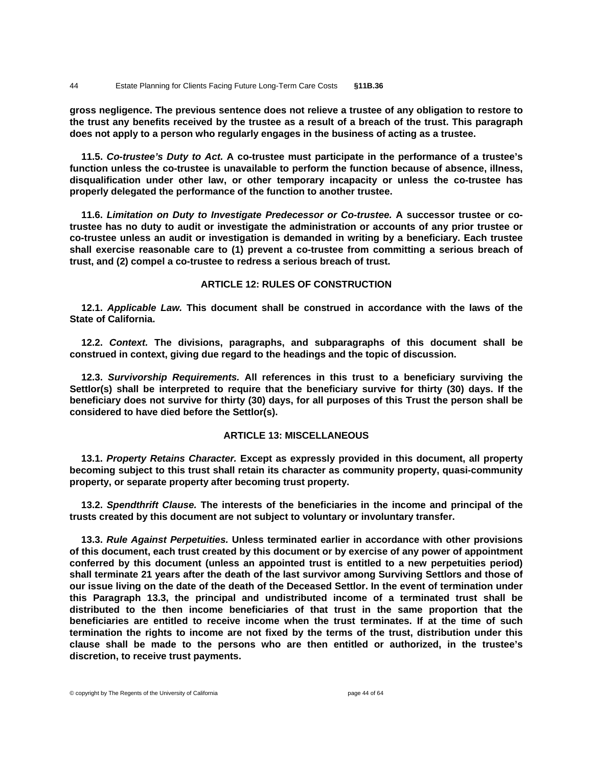**gross negligence. The previous sentence does not relieve a trustee of any obligation to restore to the trust any benefits received by the trustee as a result of a breach of the trust. This paragraph does not apply to a person who regularly engages in the business of acting as a trustee.**

**11.5.** ***Co-trustee's Duty to Act.*** **A co-trustee must participate in the performance of a trustee's function unless the co-trustee is unavailable to perform the function because of absence, illness, disqualification under other law, or other temporary incapacity or unless the co-trustee has properly delegated the performance of the function to another trustee.**

**11.6.** ***Limitation on Duty to Investigate Predecessor or Co-trustee.*** **A successor trustee or co-trustee has no duty to audit or investigate the administration or accounts of any prior trustee or co-trustee unless an audit or investigation is demanded in writing by a beneficiary. Each trustee shall exercise reasonable care to (1) prevent a co-trustee from committing a serious breach of trust, and (2) compel a co-trustee to redress a serious breach of trust.**

## ARTICLE 12: RULES OF CONSTRUCTION

**12.1.** ***Applicable Law.*** **This document shall be construed in accordance with the laws of the State of California.**

**12.2.** ***Context.*** **The divisions, paragraphs, and subparagraphs of this document shall be construed in context, giving due regard to the headings and the topic of discussion.**

**12.3.** ***Survivorship Requirements.*** **All references in this trust to a beneficiary surviving the Settlor(s) shall be interpreted to require that the beneficiary survive for thirty (30) days. If the beneficiary does not survive for thirty (30) days, for all purposes of this Trust the person shall be considered to have died before the Settlor(s).**

## ARTICLE 13: MISCELLANEOUS

**13.1.** ***Property Retains Character.*** **Except as expressly provided in this document, all property becoming subject to this trust shall retain its character as community property, quasi-community property, or separate property after becoming trust property.**

**13.2.** ***Spendthrift Clause.*** **The interests of the beneficiaries in the income and principal of the trusts created by this document are not subject to voluntary or involuntary transfer.**

**13.3.** ***Rule Against Perpetuities.*** **Unless terminated earlier in accordance with other provisions of this document, each trust created by this document or by exercise of any power of appointment conferred by this document (unless an appointed trust is entitled to a new perpetuities period) shall terminate 21 years after the death of the last survivor among Surviving Settlors and those of our issue living on the date of the death of the Deceased Settlor. In the event of termination under this Paragraph 13.3, the principal and undistributed income of a terminated trust shall be distributed to the then income beneficiaries of that trust in the same proportion that the beneficiaries are entitled to receive income when the trust terminates. If at the time of such termination the rights to income are not fixed by the terms of the trust, distribution under this clause shall be made to the persons who are then entitled or authorized, in the trustee's discretion, to receive trust payments.**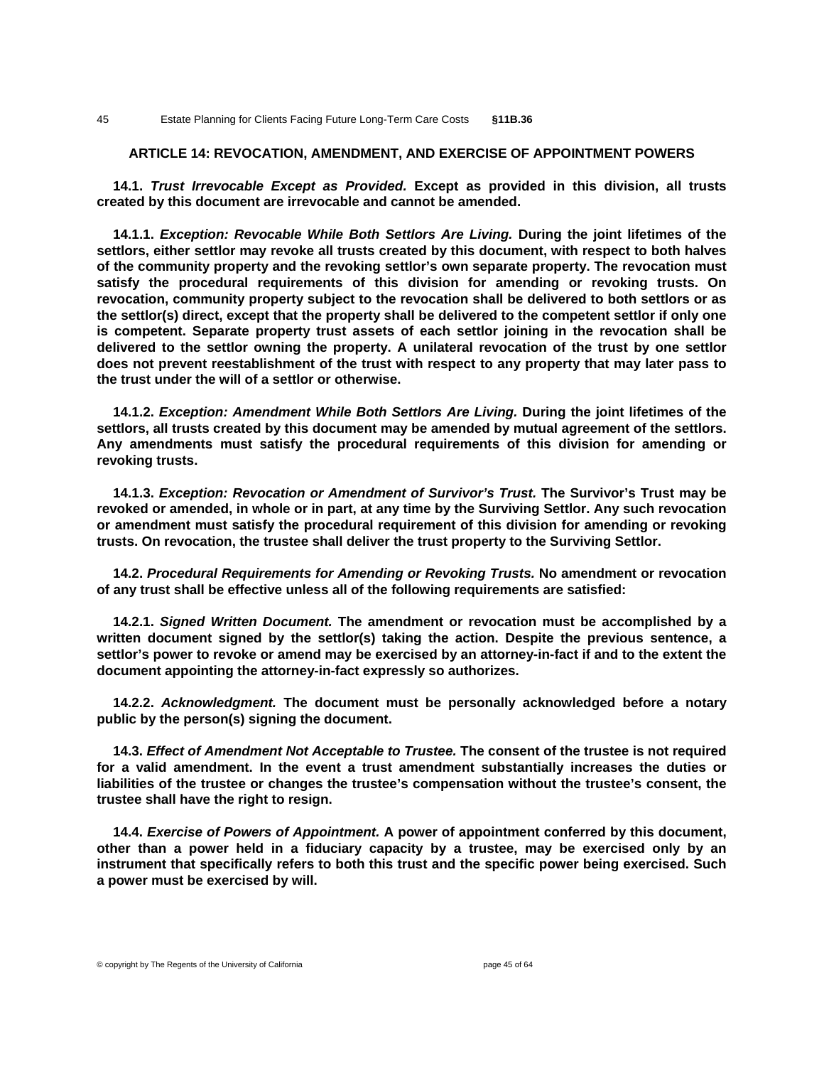## ARTICLE 14: REVOCATION, AMENDMENT, AND EXERCISE OF APPOINTMENT POWERS

**14.1. *Trust Irrevocable Except as Provided.* Except as provided in this division, all trusts created by this document are irrevocable and cannot be amended.**

**14.1.1. *Exception: Revocable While Both Settlors Are Living.* During the joint lifetimes of the settlors, either settlor may revoke all trusts created by this document, with respect to both halves of the community property and the revoking settlor's own separate property. The revocation must satisfy the procedural requirements of this division for amending or revoking trusts. On revocation, community property subject to the revocation shall be delivered to both settlors or as the settlor(s) direct, except that the property shall be delivered to the competent settlor if only one is competent. Separate property trust assets of each settlor joining in the revocation shall be delivered to the settlor owning the property. A unilateral revocation of the trust by one settlor does not prevent reestablishment of the trust with respect to any property that may later pass to the trust under the will of a settlor or otherwise.**

**14.1.2. *Exception: Amendment While Both Settlors Are Living.* During the joint lifetimes of the settlors, all trusts created by this document may be amended by mutual agreement of the settlors. Any amendments must satisfy the procedural requirements of this division for amending or revoking trusts.**

**14.1.3. *Exception: Revocation or Amendment of Survivor's Trust.* The Survivor's Trust may be revoked or amended, in whole or in part, at any time by the Surviving Settlor. Any such revocation or amendment must satisfy the procedural requirement of this division for amending or revoking trusts. On revocation, the trustee shall deliver the trust property to the Surviving Settlor.**

**14.2. *Procedural Requirements for Amending or Revoking Trusts.* No amendment or revocation of any trust shall be effective unless all of the following requirements are satisfied:**

**14.2.1. *Signed Written Document.* The amendment or revocation must be accomplished by a written document signed by the settlor(s) taking the action. Despite the previous sentence, a settlor's power to revoke or amend may be exercised by an attorney-in-fact if and to the extent the document appointing the attorney-in-fact expressly so authorizes.**

**14.2.2. *Acknowledgment.* The document must be personally acknowledged before a notary public by the person(s) signing the document.**

**14.3. *Effect of Amendment Not Acceptable to Trustee.* The consent of the trustee is not required for a valid amendment. In the event a trust amendment substantially increases the duties or liabilities of the trustee or changes the trustee's compensation without the trustee's consent, the trustee shall have the right to resign.**

**14.4. *Exercise of Powers of Appointment.* A power of appointment conferred by this document, other than a power held in a fiduciary capacity by a trustee, may be exercised only by an instrument that specifically refers to both this trust and the specific power being exercised. Such a power must be exercised by will.**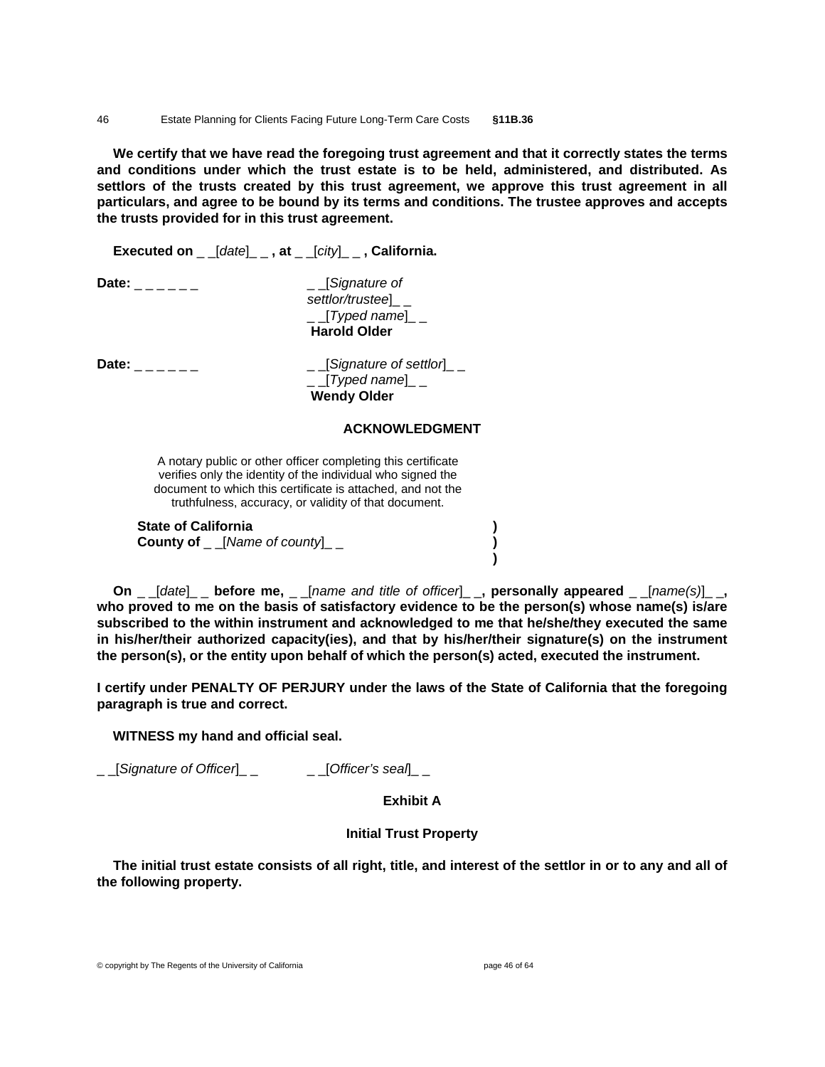**We certify that we have read the foregoing trust agreement and that it correctly states the terms and conditions under which the trust estate is to be held, administered, and distributed. As settlors of the trusts created by this trust agreement, we approve this trust agreement in all particulars, and agree to be bound by its terms and conditions. The trustee approves and accepts the trusts provided for in this trust agreement.**

**Executed on** _ _[*date*]_ _ **, at** _ _[*city*]_ _ **, California.**

**Date:** _ _ _ _ _ _ _ _[*Signature of settlor/trustee*]_ _ _ _[*Typed name*]_ _ **Harold Older**

**Date:** _ _ _ _ _ _ _ _[*Signature of settlor*]_ _ _ _[*Typed name*]_ _ **Wendy Older**

**ACKNOWLEDGMENT**

A notary public or other officer completing this certificate verifies only the identity of the individual who signed the document to which this certificate is attached, and not the truthfulness, accuracy, or validity of that document.

**State of California** )
**County of** _ _[*Name of county*]_ _ )
)

**On** _ _[*date*]_ _ **before me,** _ _[*name and title of officer*]_ _**, personally appeared** _ _[*name(s)*]_ _**, who proved to me on the basis of satisfactory evidence to be the person(s) whose name(s) is/are subscribed to the within instrument and acknowledged to me that he/she/they executed the same in his/her/their authorized capacity(ies), and that by his/her/their signature(s) on the instrument the person(s), or the entity upon behalf of which the person(s) acted, executed the instrument.**

**I certify under PENALTY OF PERJURY under the laws of the State of California that the foregoing paragraph is true and correct.**

**WITNESS my hand and official seal.**

_ _[*Signature of Officer*]_ _ _ _[*Officer's seal*]_ _

**Exhibit A**

**Initial Trust Property**

**The initial trust estate consists of all right, title, and interest of the settlor in or to any and all of the following property.**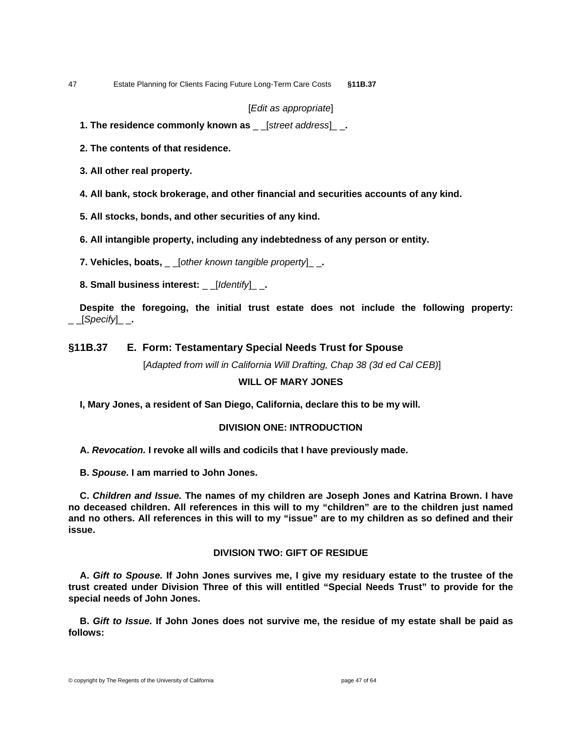[*Edit as appropriate*]

**1. The residence commonly known as _ _[*street address*]_ _.**

**2. The contents of that residence.**

**3. All other real property.**

**4. All bank, stock brokerage, and other financial and securities accounts of any kind.**

**5. All stocks, bonds, and other securities of any kind.**

**6. All intangible property, including any indebtedness of any person or entity.**

**7. Vehicles, boats, _ _[*other known tangible property*]_ _.**

**8. Small business interest: _ _[*Identify*]_ _.**

**Despite the foregoing, the initial trust estate does not include the following property: _ _[*Specify*]_ _.**

## §11B.37 E. Form: Testamentary Special Needs Trust for Spouse

[*Adapted from will in California Will Drafting, Chap 38 (3d ed Cal CEB)*]

**WILL OF MARY JONES**

**I, Mary Jones, a resident of San Diego, California, declare this to be my will.**

**DIVISION ONE: INTRODUCTION**

**A. *Revocation.* I revoke all wills and codicils that I have previously made.**

**B. *Spouse.* I am married to John Jones.**

**C. *Children and Issue.* The names of my children are Joseph Jones and Katrina Brown. I have no deceased children. All references in this will to my "children" are to the children just named and no others. All references in this will to my "issue" are to my children as so defined and their issue.**

**DIVISION TWO: GIFT OF RESIDUE**

**A. *Gift to Spouse.* If John Jones survives me, I give my residuary estate to the trustee of the trust created under Division Three of this will entitled "Special Needs Trust" to provide for the special needs of John Jones.**

**B. *Gift to Issue.* If John Jones does not survive me, the residue of my estate shall be paid as follows:**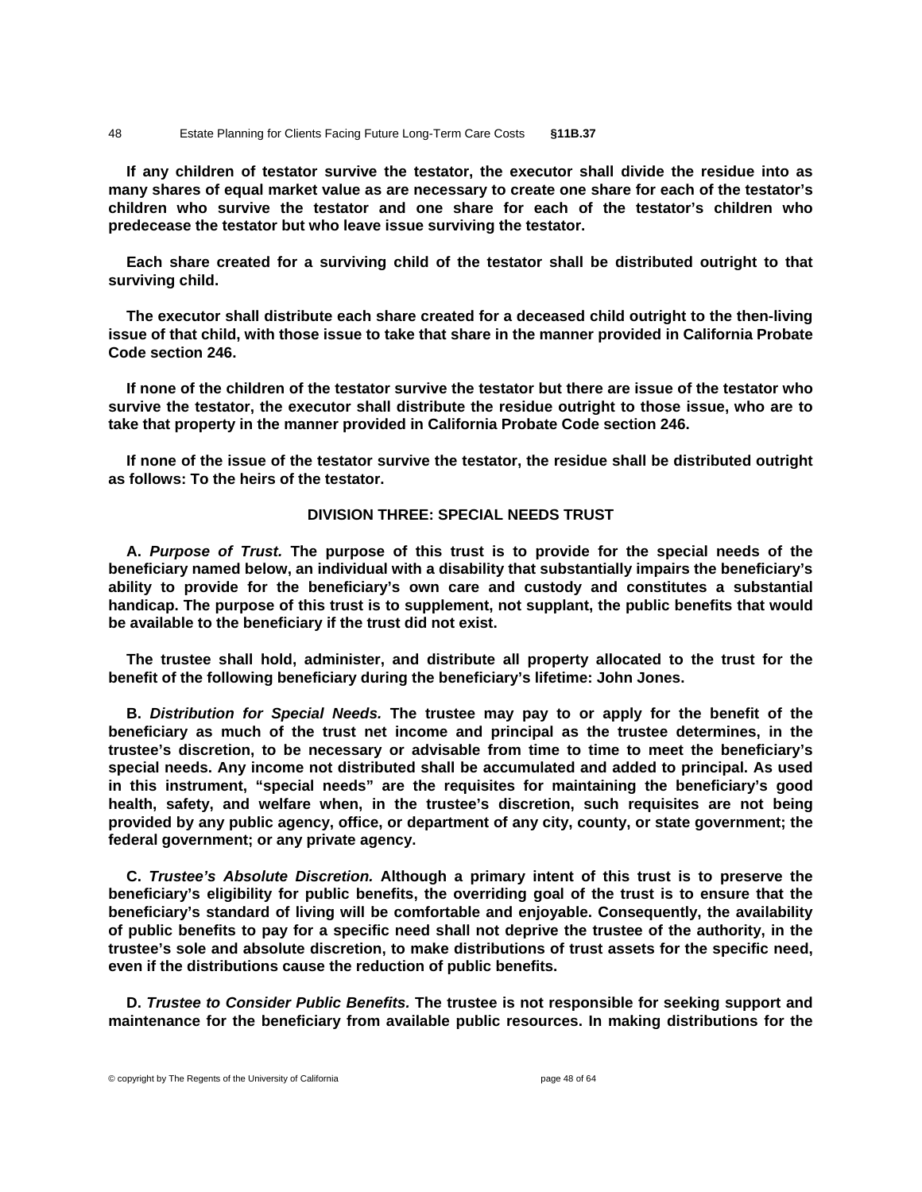**If any children of testator survive the testator, the executor shall divide the residue into as many shares of equal market value as are necessary to create one share for each of the testator's children who survive the testator and one share for each of the testator's children who predecease the testator but who leave issue surviving the testator.**

**Each share created for a surviving child of the testator shall be distributed outright to that surviving child.**

**The executor shall distribute each share created for a deceased child outright to the then-living issue of that child, with those issue to take that share in the manner provided in California Probate Code section 246.**

**If none of the children of the testator survive the testator but there are issue of the testator who survive the testator, the executor shall distribute the residue outright to those issue, who are to take that property in the manner provided in California Probate Code section 246.**

**If none of the issue of the testator survive the testator, the residue shall be distributed outright as follows: To the heirs of the testator.**

**DIVISION THREE: SPECIAL NEEDS TRUST**

**A. *Purpose of Trust.* The purpose of this trust is to provide for the special needs of the beneficiary named below, an individual with a disability that substantially impairs the beneficiary's ability to provide for the beneficiary's own care and custody and constitutes a substantial handicap. The purpose of this trust is to supplement, not supplant, the public benefits that would be available to the beneficiary if the trust did not exist.**

**The trustee shall hold, administer, and distribute all property allocated to the trust for the benefit of the following beneficiary during the beneficiary's lifetime: John Jones.**

**B. *Distribution for Special Needs.* The trustee may pay to or apply for the benefit of the beneficiary as much of the trust net income and principal as the trustee determines, in the trustee's discretion, to be necessary or advisable from time to time to meet the beneficiary's special needs. Any income not distributed shall be accumulated and added to principal. As used in this instrument, "special needs" are the requisites for maintaining the beneficiary's good health, safety, and welfare when, in the trustee's discretion, such requisites are not being provided by any public agency, office, or department of any city, county, or state government; the federal government; or any private agency.**

**C. *Trustee's Absolute Discretion.* Although a primary intent of this trust is to preserve the beneficiary's eligibility for public benefits, the overriding goal of the trust is to ensure that the beneficiary's standard of living will be comfortable and enjoyable. Consequently, the availability of public benefits to pay for a specific need shall not deprive the trustee of the authority, in the trustee's sole and absolute discretion, to make distributions of trust assets for the specific need, even if the distributions cause the reduction of public benefits.**

**D. *Trustee to Consider Public Benefits.* The trustee is not responsible for seeking support and maintenance for the beneficiary from available public resources. In making distributions for the**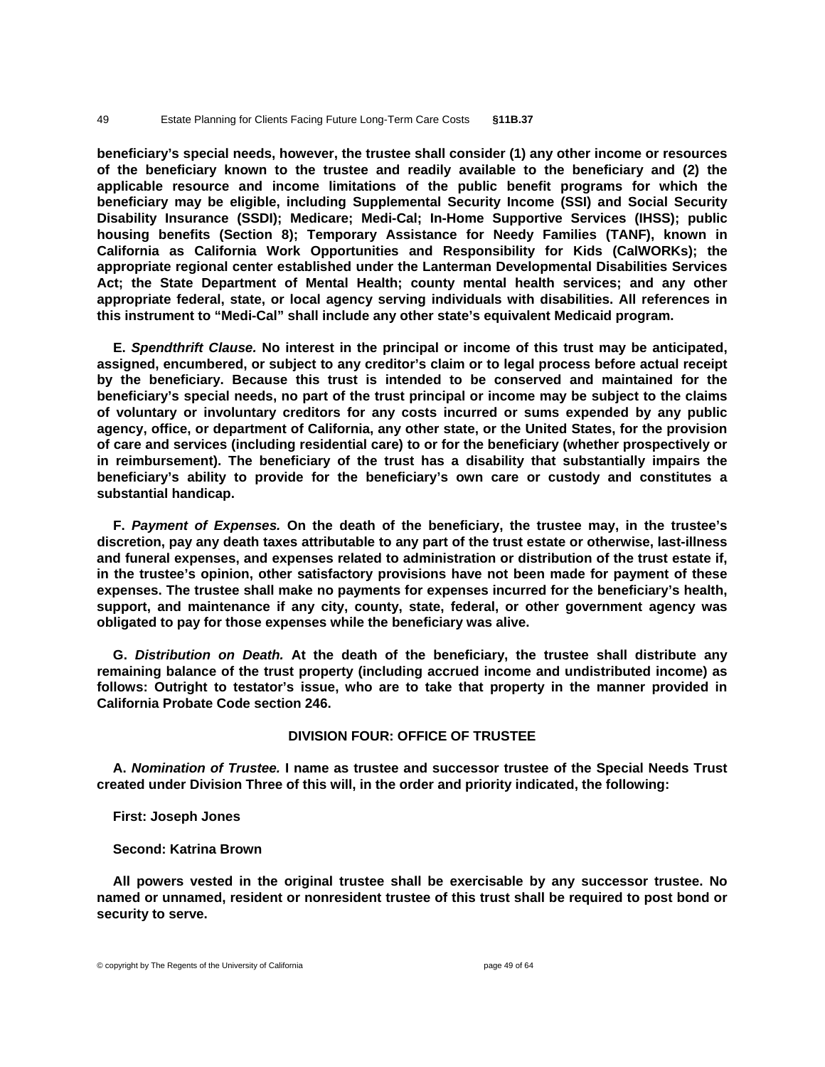**beneficiary's special needs, however, the trustee shall consider (1) any other income or resources of the beneficiary known to the trustee and readily available to the beneficiary and (2) the applicable resource and income limitations of the public benefit programs for which the beneficiary may be eligible, including Supplemental Security Income (SSI) and Social Security Disability Insurance (SSDI); Medicare; Medi-Cal; In-Home Supportive Services (IHSS); public housing benefits (Section 8); Temporary Assistance for Needy Families (TANF), known in California as California Work Opportunities and Responsibility for Kids (CalWORKs); the appropriate regional center established under the Lanterman Developmental Disabilities Services Act; the State Department of Mental Health; county mental health services; and any other appropriate federal, state, or local agency serving individuals with disabilities. All references in this instrument to "Medi-Cal" shall include any other state's equivalent Medicaid program.**

**E. *Spendthrift Clause.* No interest in the principal or income of this trust may be anticipated, assigned, encumbered, or subject to any creditor's claim or to legal process before actual receipt by the beneficiary. Because this trust is intended to be conserved and maintained for the beneficiary's special needs, no part of the trust principal or income may be subject to the claims of voluntary or involuntary creditors for any costs incurred or sums expended by any public agency, office, or department of California, any other state, or the United States, for the provision of care and services (including residential care) to or for the beneficiary (whether prospectively or in reimbursement). The beneficiary of the trust has a disability that substantially impairs the beneficiary's ability to provide for the beneficiary's own care or custody and constitutes a substantial handicap.**

**F. *Payment of Expenses.* On the death of the beneficiary, the trustee may, in the trustee's discretion, pay any death taxes attributable to any part of the trust estate or otherwise, last-illness and funeral expenses, and expenses related to administration or distribution of the trust estate if, in the trustee's opinion, other satisfactory provisions have not been made for payment of these expenses. The trustee shall make no payments for expenses incurred for the beneficiary's health, support, and maintenance if any city, county, state, federal, or other government agency was obligated to pay for those expenses while the beneficiary was alive.**

**G. *Distribution on Death.* At the death of the beneficiary, the trustee shall distribute any remaining balance of the trust property (including accrued income and undistributed income) as follows: Outright to testator's issue, who are to take that property in the manner provided in California Probate Code section 246.**

**DIVISION FOUR: OFFICE OF TRUSTEE**

**A. *Nomination of Trustee.* I name as trustee and successor trustee of the Special Needs Trust created under Division Three of this will, in the order and priority indicated, the following:**

**First: Joseph Jones**

**Second: Katrina Brown**

**All powers vested in the original trustee shall be exercisable by any successor trustee. No named or unnamed, resident or nonresident trustee of this trust shall be required to post bond or security to serve.**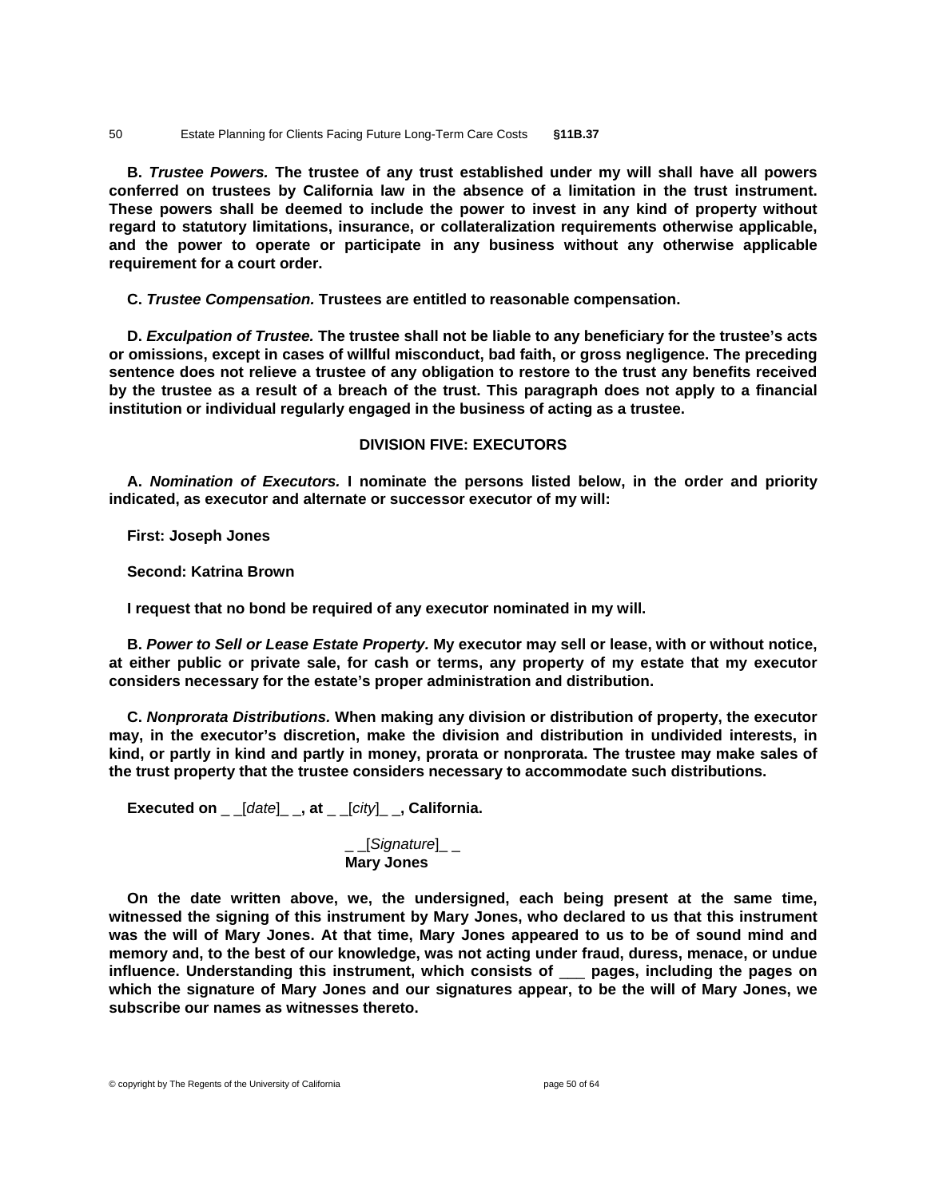**B. *Trustee Powers.* The trustee of any trust established under my will shall have all powers conferred on trustees by California law in the absence of a limitation in the trust instrument. These powers shall be deemed to include the power to invest in any kind of property without regard to statutory limitations, insurance, or collateralization requirements otherwise applicable, and the power to operate or participate in any business without any otherwise applicable requirement for a court order.**

**C. *Trustee Compensation.* Trustees are entitled to reasonable compensation.**

**D. *Exculpation of Trustee.* The trustee shall not be liable to any beneficiary for the trustee's acts or omissions, except in cases of willful misconduct, bad faith, or gross negligence. The preceding sentence does not relieve a trustee of any obligation to restore to the trust any benefits received by the trustee as a result of a breach of the trust. This paragraph does not apply to a financial institution or individual regularly engaged in the business of acting as a trustee.**

**DIVISION FIVE: EXECUTORS**

**A. *Nomination of Executors.* I nominate the persons listed below, in the order and priority indicated, as executor and alternate or successor executor of my will:**

**First: Joseph Jones**

**Second: Katrina Brown**

**I request that no bond be required of any executor nominated in my will.**

**B. *Power to Sell or Lease Estate Property.* My executor may sell or lease, with or without notice, at either public or private sale, for cash or terms, any property of my estate that my executor considers necessary for the estate's proper administration and distribution.**

**C. *Nonprorata Distributions.* When making any division or distribution of property, the executor may, in the executor's discretion, make the division and distribution in undivided interests, in kind, or partly in kind and partly in money, prorata or nonprorata. The trustee may make sales of the trust property that the trustee considers necessary to accommodate such distributions.**

**Executed on _ _[*date*]_ _, at _ _[*city*]_ _, California.**

_ _[*Signature*]_ _
**Mary Jones**

**On the date written above, we, the undersigned, each being present at the same time, witnessed the signing of this instrument by Mary Jones, who declared to us that this instrument was the will of Mary Jones. At that time, Mary Jones appeared to us to be of sound mind and memory and, to the best of our knowledge, was not acting under fraud, duress, menace, or undue influence. Understanding this instrument, which consists of ___ pages, including the pages on which the signature of Mary Jones and our signatures appear, to be the will of Mary Jones, we subscribe our names as witnesses thereto.**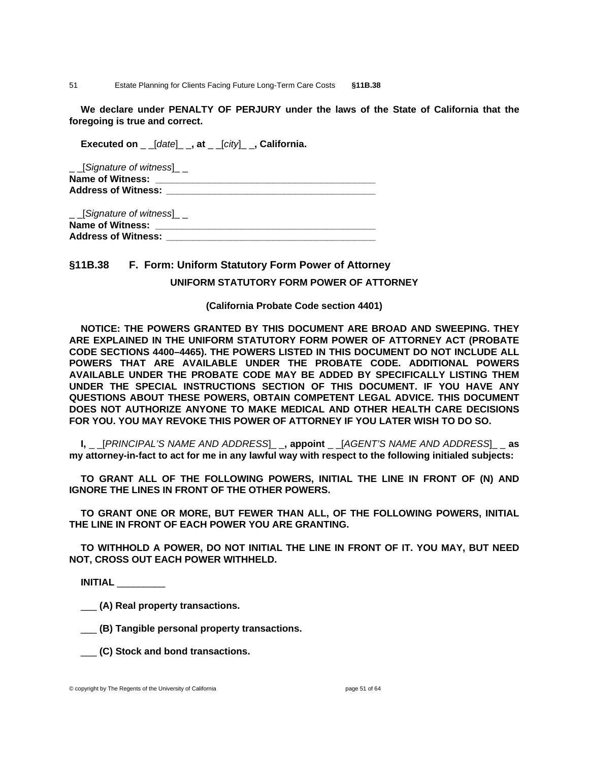**We declare under PENALTY OF PERJURY under the laws of the State of California that the foregoing is true and correct.**

**Executed on** _ _[*date*]_ _**, at** _ _[*city*]_ _**, California.**

_ _[*Signature of witness*]_ _
**Name of Witness:** ________________________________________
**Address of Witness:** ______________________________________

_ _[*Signature of witness*]_ _
**Name of Witness:** ________________________________________
**Address of Witness:** ______________________________________

## §11B.38 F. Form: Uniform Statutory Form Power of Attorney

**UNIFORM STATUTORY FORM POWER OF ATTORNEY**

**(California Probate Code section 4401)**

**NOTICE: THE POWERS GRANTED BY THIS DOCUMENT ARE BROAD AND SWEEPING. THEY ARE EXPLAINED IN THE UNIFORM STATUTORY FORM POWER OF ATTORNEY ACT (PROBATE CODE SECTIONS 4400–4465). THE POWERS LISTED IN THIS DOCUMENT DO NOT INCLUDE ALL POWERS THAT ARE AVAILABLE UNDER THE PROBATE CODE. ADDITIONAL POWERS AVAILABLE UNDER THE PROBATE CODE MAY BE ADDED BY SPECIFICALLY LISTING THEM UNDER THE SPECIAL INSTRUCTIONS SECTION OF THIS DOCUMENT. IF YOU HAVE ANY QUESTIONS ABOUT THESE POWERS, OBTAIN COMPETENT LEGAL ADVICE. THIS DOCUMENT DOES NOT AUTHORIZE ANYONE TO MAKE MEDICAL AND OTHER HEALTH CARE DECISIONS FOR YOU. YOU MAY REVOKE THIS POWER OF ATTORNEY IF YOU LATER WISH TO DO SO.**

**I,** _ _[*PRINCIPAL'S NAME AND ADDRESS*]_ _**, appoint** _ _[*AGENT'S NAME AND ADDRESS*]_ _ **as my attorney-in-fact to act for me in any lawful way with respect to the following initialed subjects:**

**TO GRANT ALL OF THE FOLLOWING POWERS, INITIAL THE LINE IN FRONT OF (N) AND IGNORE THE LINES IN FRONT OF THE OTHER POWERS.**

**TO GRANT ONE OR MORE, BUT FEWER THAN ALL, OF THE FOLLOWING POWERS, INITIAL THE LINE IN FRONT OF EACH POWER YOU ARE GRANTING.**

**TO WITHHOLD A POWER, DO NOT INITIAL THE LINE IN FRONT OF IT. YOU MAY, BUT NEED NOT, CROSS OUT EACH POWER WITHHELD.**

**INITIAL** _________

___ **(A) Real property transactions.**

___ **(B) Tangible personal property transactions.**

___ **(C) Stock and bond transactions.**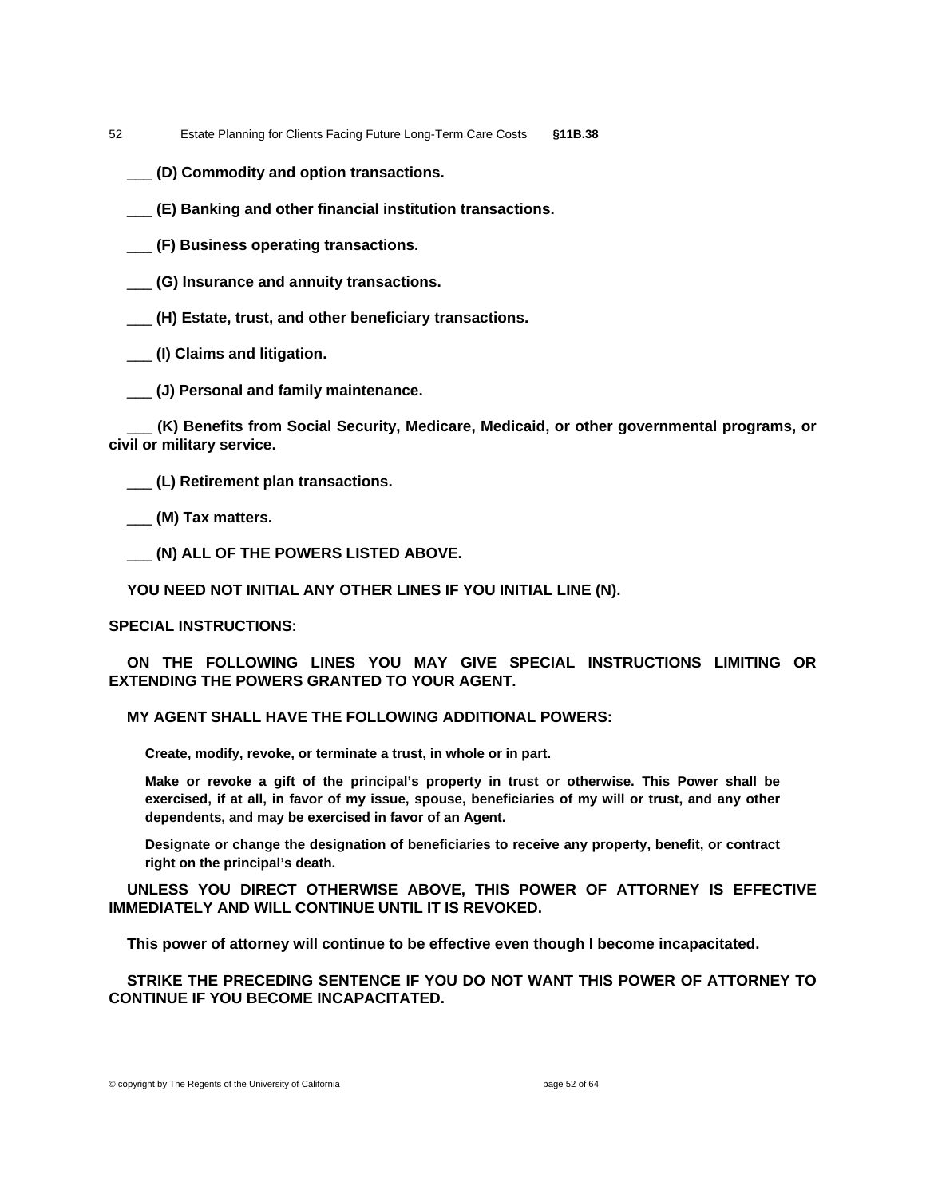___ **(D) Commodity and option transactions.**

___ **(E) Banking and other financial institution transactions.**

___ **(F) Business operating transactions.**

___ **(G) Insurance and annuity transactions.**

___ **(H) Estate, trust, and other beneficiary transactions.**

___ **(I) Claims and litigation.**

___ **(J) Personal and family maintenance.**

___ **(K) Benefits from Social Security, Medicare, Medicaid, or other governmental programs, or civil or military service.**

___ **(L) Retirement plan transactions.**

___ **(M) Tax matters.**

___ **(N) ALL OF THE POWERS LISTED ABOVE.**

**YOU NEED NOT INITIAL ANY OTHER LINES IF YOU INITIAL LINE (N).**

**SPECIAL INSTRUCTIONS:**

**ON THE FOLLOWING LINES YOU MAY GIVE SPECIAL INSTRUCTIONS LIMITING OR EXTENDING THE POWERS GRANTED TO YOUR AGENT.**

**MY AGENT SHALL HAVE THE FOLLOWING ADDITIONAL POWERS:**

> **Create, modify, revoke, or terminate a trust, in whole or in part.**
>
> **Make or revoke a gift of the principal's property in trust or otherwise. This Power shall be exercised, if at all, in favor of my issue, spouse, beneficiaries of my will or trust, and any other dependents, and may be exercised in favor of an Agent.**
>
> **Designate or change the designation of beneficiaries to receive any property, benefit, or contract right on the principal's death.**

**UNLESS YOU DIRECT OTHERWISE ABOVE, THIS POWER OF ATTORNEY IS EFFECTIVE IMMEDIATELY AND WILL CONTINUE UNTIL IT IS REVOKED.**

**This power of attorney will continue to be effective even though I become incapacitated.**

**STRIKE THE PRECEDING SENTENCE IF YOU DO NOT WANT THIS POWER OF ATTORNEY TO CONTINUE IF YOU BECOME INCAPACITATED.**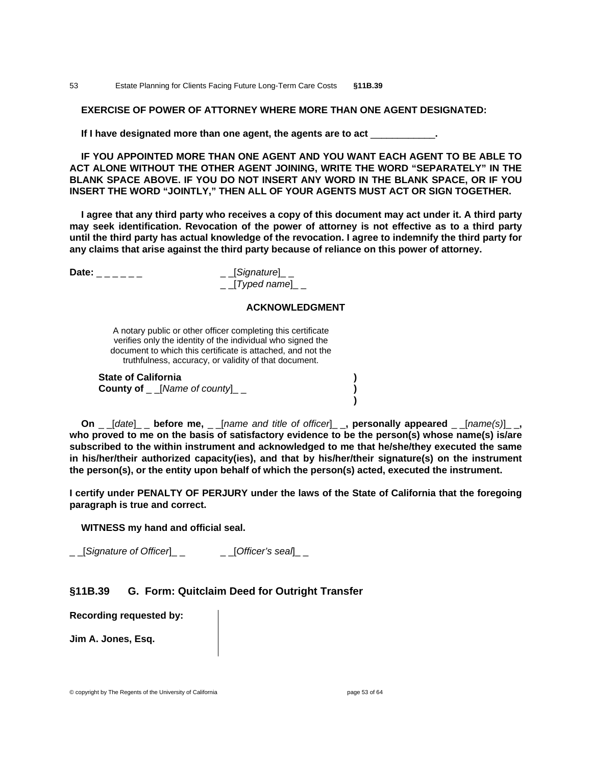**EXERCISE OF POWER OF ATTORNEY WHERE MORE THAN ONE AGENT DESIGNATED:**

**If I have designated more than one agent, the agents are to act ____________.**

**IF YOU APPOINTED MORE THAN ONE AGENT AND YOU WANT EACH AGENT TO BE ABLE TO ACT ALONE WITHOUT THE OTHER AGENT JOINING, WRITE THE WORD "SEPARATELY" IN THE BLANK SPACE ABOVE. IF YOU DO NOT INSERT ANY WORD IN THE BLANK SPACE, OR IF YOU INSERT THE WORD "JOINTLY," THEN ALL OF YOUR AGENTS MUST ACT OR SIGN TOGETHER.**

**I agree that any third party who receives a copy of this document may act under it. A third party may seek identification. Revocation of the power of attorney is not effective as to a third party until the third party has actual knowledge of the revocation. I agree to indemnify the third party for any claims that arise against the third party because of reliance on this power of attorney.**

**Date:** _ _ _ _ _ _

_ _[*Signature*]_ _
_ _[*Typed name*]_ _

**ACKNOWLEDGMENT**

A notary public or other officer completing this certificate verifies only the identity of the individual who signed the document to which this certificate is attached, and not the truthfulness, accuracy, or validity of that document.

**State of California** )
**County of** _ _[*Name of county*]_ _ )
)

**On** _ _[*date*]_ _ **before me,** _ _[*name and title of officer*]_ _**, personally appeared** _ _[*name(s)*]_ _**, who proved to me on the basis of satisfactory evidence to be the person(s) whose name(s) is/are subscribed to the within instrument and acknowledged to me that he/she/they executed the same in his/her/their authorized capacity(ies), and that by his/her/their signature(s) on the instrument the person(s), or the entity upon behalf of which the person(s) acted, executed the instrument.**

**I certify under PENALTY OF PERJURY under the laws of the State of California that the foregoing paragraph is true and correct.**

**WITNESS my hand and official seal.**

_ _[*Signature of Officer*]_ _ _ _[*Officer's seal*]_ _

## §11B.39 G. Form: Quitclaim Deed for Outright Transfer

**Recording requested by:**

**Jim A. Jones, Esq.**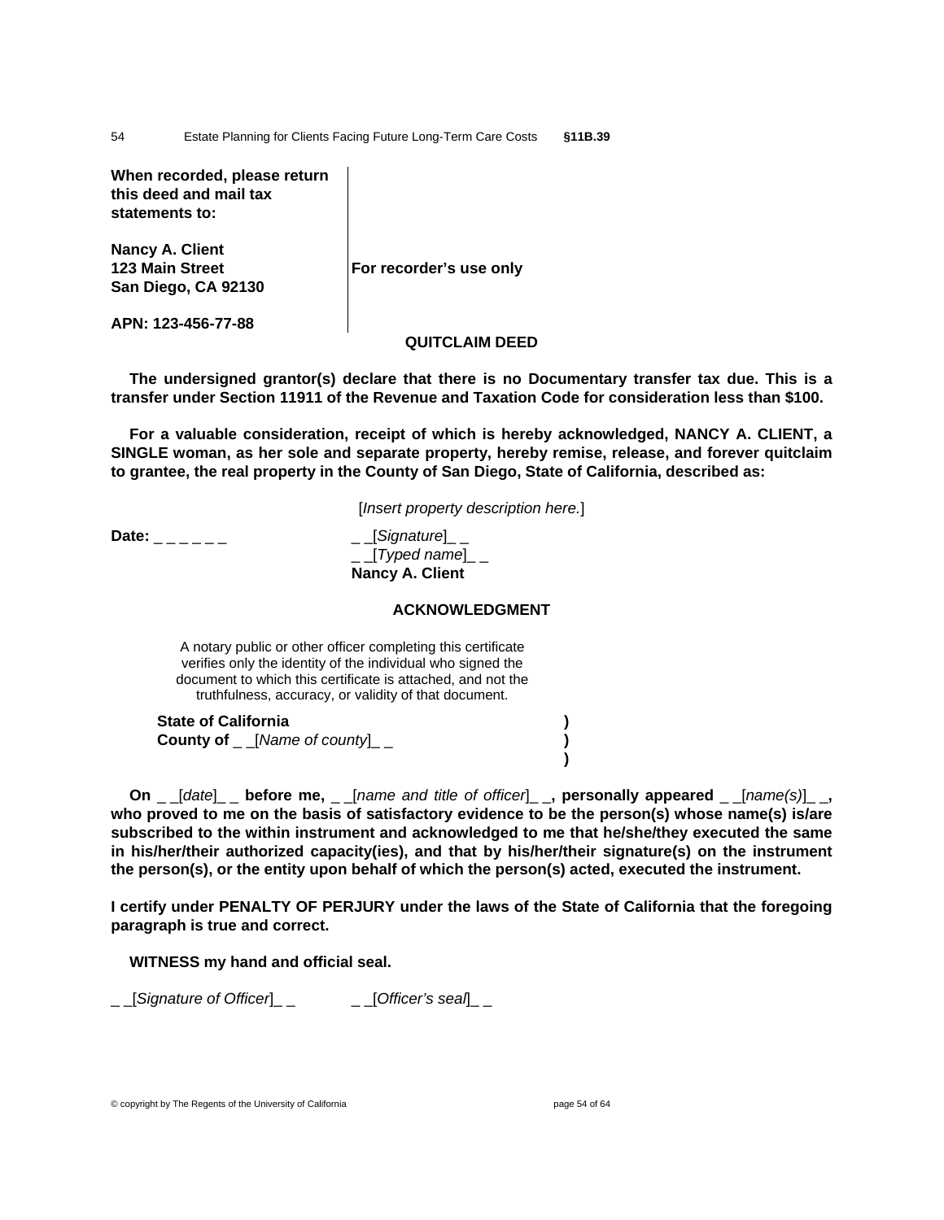**When recorded, please return this deed and mail tax statements to:**

**Nancy A. Client**
**123 Main Street**
**San Diego, CA 92130**

**APN: 123-456-77-88**

**For recorder's use only**

**QUITCLAIM DEED**

**The undersigned grantor(s) declare that there is no Documentary transfer tax due. This is a transfer under Section 11911 of the Revenue and Taxation Code for consideration less than $100.**

**For a valuable consideration, receipt of which is hereby acknowledged, NANCY A. CLIENT, a SINGLE woman, as her sole and separate property, hereby remise, release, and forever quitclaim to grantee, the real property in the County of San Diego, State of California, described as:**

[*Insert property description here.*]

**Date:** _ _ _ _ _ _

_ _[*Signature*]_ _
_ _[*Typed name*]_ _
**Nancy A. Client**

**ACKNOWLEDGMENT**

A notary public or other officer completing this certificate verifies only the identity of the individual who signed the document to which this certificate is attached, and not the truthfulness, accuracy, or validity of that document.

**State of California** )
**County of** _ _[*Name of county*]_ _ )
)

**On** _ _[*date*]_ _ **before me,** _ _[*name and title of officer*]_ _**, personally appeared** _ _[*name(s)*]_ _**, who proved to me on the basis of satisfactory evidence to be the person(s) whose name(s) is/are subscribed to the within instrument and acknowledged to me that he/she/they executed the same in his/her/their authorized capacity(ies), and that by his/her/their signature(s) on the instrument the person(s), or the entity upon behalf of which the person(s) acted, executed the instrument.**

**I certify under PENALTY OF PERJURY under the laws of the State of California that the foregoing paragraph is true and correct.**

**WITNESS my hand and official seal.**

_ _[*Signature of Officer*]_ _ _ _[*Officer's seal*]_ _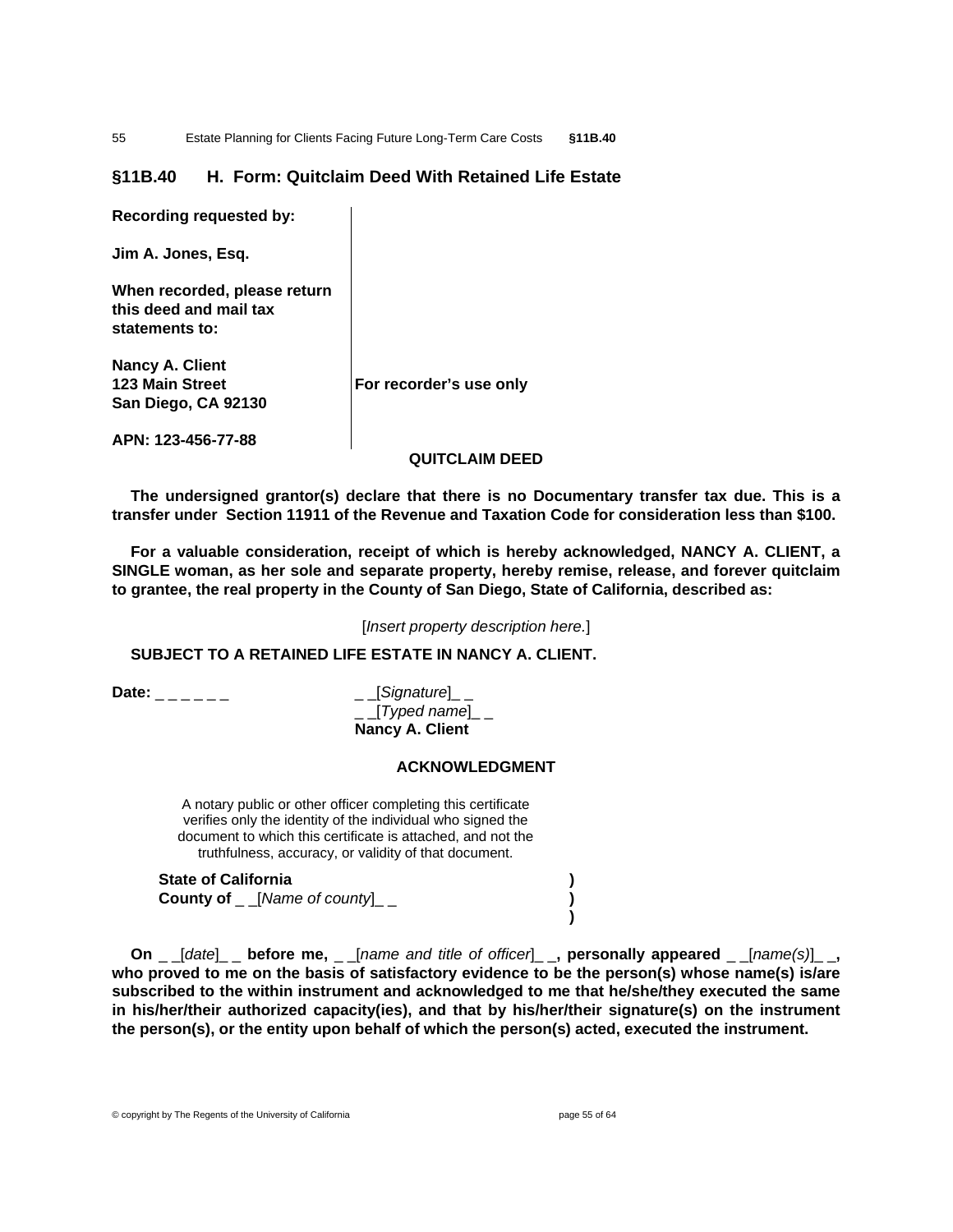## §11B.40 H. Form: Quitclaim Deed With Retained Life Estate

**Recording requested by:**

**Jim A. Jones, Esq.**

**When recorded, please return this deed and mail tax statements to:**

**Nancy A. Client**
**123 Main Street**
**San Diego, CA 92130**

**For recorder's use only**

**APN: 123-456-77-88**

**QUITCLAIM DEED**

**The undersigned grantor(s) declare that there is no Documentary transfer tax due. This is a transfer under Section 11911 of the Revenue and Taxation Code for consideration less than $100.**

**For a valuable consideration, receipt of which is hereby acknowledged, NANCY A. CLIENT, a SINGLE woman, as her sole and separate property, hereby remise, release, and forever quitclaim to grantee, the real property in the County of San Diego, State of California, described as:**

[*Insert property description here.*]

**SUBJECT TO A RETAINED LIFE ESTATE IN NANCY A. CLIENT.**

**Date:** _ _ _ _ _ _

_ _[*Signature*]_ _
_ _[*Typed name*]_ _
**Nancy A. Client**

**ACKNOWLEDGMENT**

A notary public or other officer completing this certificate verifies only the identity of the individual who signed the document to which this certificate is attached, and not the truthfulness, accuracy, or validity of that document.

**State of California** )
**County of** _ _[*Name of county*]_ _ )
)

**On** _ _[*date*]_ _ **before me,** _ _[*name and title of officer*]_ _**, personally appeared** _ _[*name(s)*]_ _**, who proved to me on the basis of satisfactory evidence to be the person(s) whose name(s) is/are subscribed to the within instrument and acknowledged to me that he/she/they executed the same in his/her/their authorized capacity(ies), and that by his/her/their signature(s) on the instrument the person(s), or the entity upon behalf of which the person(s) acted, executed the instrument.**

© copyright by The Regents of the University of California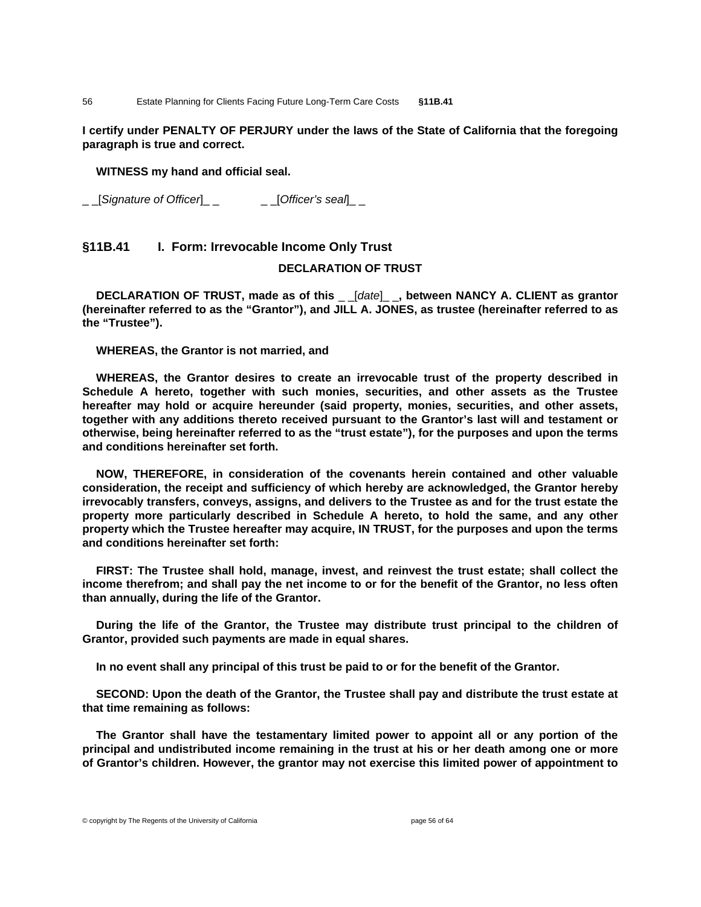**I certify under PENALTY OF PERJURY under the laws of the State of California that the foregoing paragraph is true and correct.**

**WITNESS my hand and official seal.**

_ _[*Signature of Officer*]_ _ _ _[*Officer's seal*]_ _

## §11B.41 I. Form: Irrevocable Income Only Trust

### DECLARATION OF TRUST

**DECLARATION OF TRUST, made as of this _ _[*date*]_ _, between NANCY A. CLIENT as grantor (hereinafter referred to as the "Grantor"), and JILL A. JONES, as trustee (hereinafter referred to as the "Trustee").**

**WHEREAS, the Grantor is not married, and**

**WHEREAS, the Grantor desires to create an irrevocable trust of the property described in Schedule A hereto, together with such monies, securities, and other assets as the Trustee hereafter may hold or acquire hereunder (said property, monies, securities, and other assets, together with any additions thereto received pursuant to the Grantor's last will and testament or otherwise, being hereinafter referred to as the "trust estate"), for the purposes and upon the terms and conditions hereinafter set forth.**

**NOW, THEREFORE, in consideration of the covenants herein contained and other valuable consideration, the receipt and sufficiency of which hereby are acknowledged, the Grantor hereby irrevocably transfers, conveys, assigns, and delivers to the Trustee as and for the trust estate the property more particularly described in Schedule A hereto, to hold the same, and any other property which the Trustee hereafter may acquire, IN TRUST, for the purposes and upon the terms and conditions hereinafter set forth:**

**FIRST: The Trustee shall hold, manage, invest, and reinvest the trust estate; shall collect the income therefrom; and shall pay the net income to or for the benefit of the Grantor, no less often than annually, during the life of the Grantor.**

**During the life of the Grantor, the Trustee may distribute trust principal to the children of Grantor, provided such payments are made in equal shares.**

**In no event shall any principal of this trust be paid to or for the benefit of the Grantor.**

**SECOND: Upon the death of the Grantor, the Trustee shall pay and distribute the trust estate at that time remaining as follows:**

**The Grantor shall have the testamentary limited power to appoint all or any portion of the principal and undistributed income remaining in the trust at his or her death among one or more of Grantor's children. However, the grantor may not exercise this limited power of appointment to**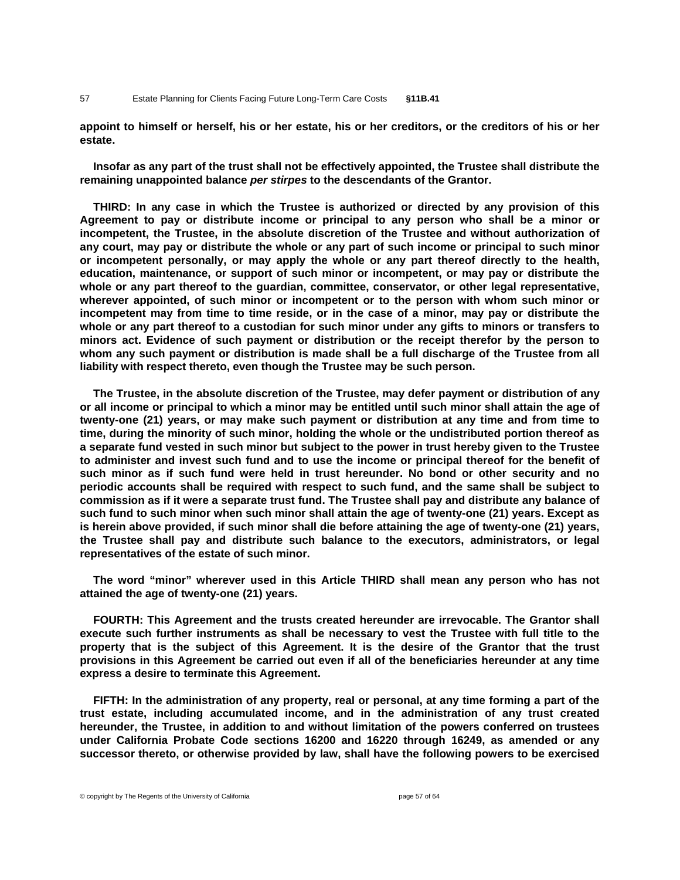**appoint to himself or herself, his or her estate, his or her creditors, or the creditors of his or her estate.**

**Insofar as any part of the trust shall not be effectively appointed, the Trustee shall distribute the remaining unappointed balance *per stirpes* to the descendants of the Grantor.**

**THIRD: In any case in which the Trustee is authorized or directed by any provision of this Agreement to pay or distribute income or principal to any person who shall be a minor or incompetent, the Trustee, in the absolute discretion of the Trustee and without authorization of any court, may pay or distribute the whole or any part of such income or principal to such minor or incompetent personally, or may apply the whole or any part thereof directly to the health, education, maintenance, or support of such minor or incompetent, or may pay or distribute the whole or any part thereof to the guardian, committee, conservator, or other legal representative, wherever appointed, of such minor or incompetent or to the person with whom such minor or incompetent may from time to time reside, or in the case of a minor, may pay or distribute the whole or any part thereof to a custodian for such minor under any gifts to minors or transfers to minors act. Evidence of such payment or distribution or the receipt therefor by the person to whom any such payment or distribution is made shall be a full discharge of the Trustee from all liability with respect thereto, even though the Trustee may be such person.**

**The Trustee, in the absolute discretion of the Trustee, may defer payment or distribution of any or all income or principal to which a minor may be entitled until such minor shall attain the age of twenty-one (21) years, or may make such payment or distribution at any time and from time to time, during the minority of such minor, holding the whole or the undistributed portion thereof as a separate fund vested in such minor but subject to the power in trust hereby given to the Trustee to administer and invest such fund and to use the income or principal thereof for the benefit of such minor as if such fund were held in trust hereunder. No bond or other security and no periodic accounts shall be required with respect to such fund, and the same shall be subject to commission as if it were a separate trust fund. The Trustee shall pay and distribute any balance of such fund to such minor when such minor shall attain the age of twenty-one (21) years. Except as is herein above provided, if such minor shall die before attaining the age of twenty-one (21) years, the Trustee shall pay and distribute such balance to the executors, administrators, or legal representatives of the estate of such minor.**

**The word "minor" wherever used in this Article THIRD shall mean any person who has not attained the age of twenty-one (21) years.**

**FOURTH: This Agreement and the trusts created hereunder are irrevocable. The Grantor shall execute such further instruments as shall be necessary to vest the Trustee with full title to the property that is the subject of this Agreement. It is the desire of the Grantor that the trust provisions in this Agreement be carried out even if all of the beneficiaries hereunder at any time express a desire to terminate this Agreement.**

**FIFTH: In the administration of any property, real or personal, at any time forming a part of the trust estate, including accumulated income, and in the administration of any trust created hereunder, the Trustee, in addition to and without limitation of the powers conferred on trustees under California Probate Code sections 16200 and 16220 through 16249, as amended or any successor thereto, or otherwise provided by law, shall have the following powers to be exercised**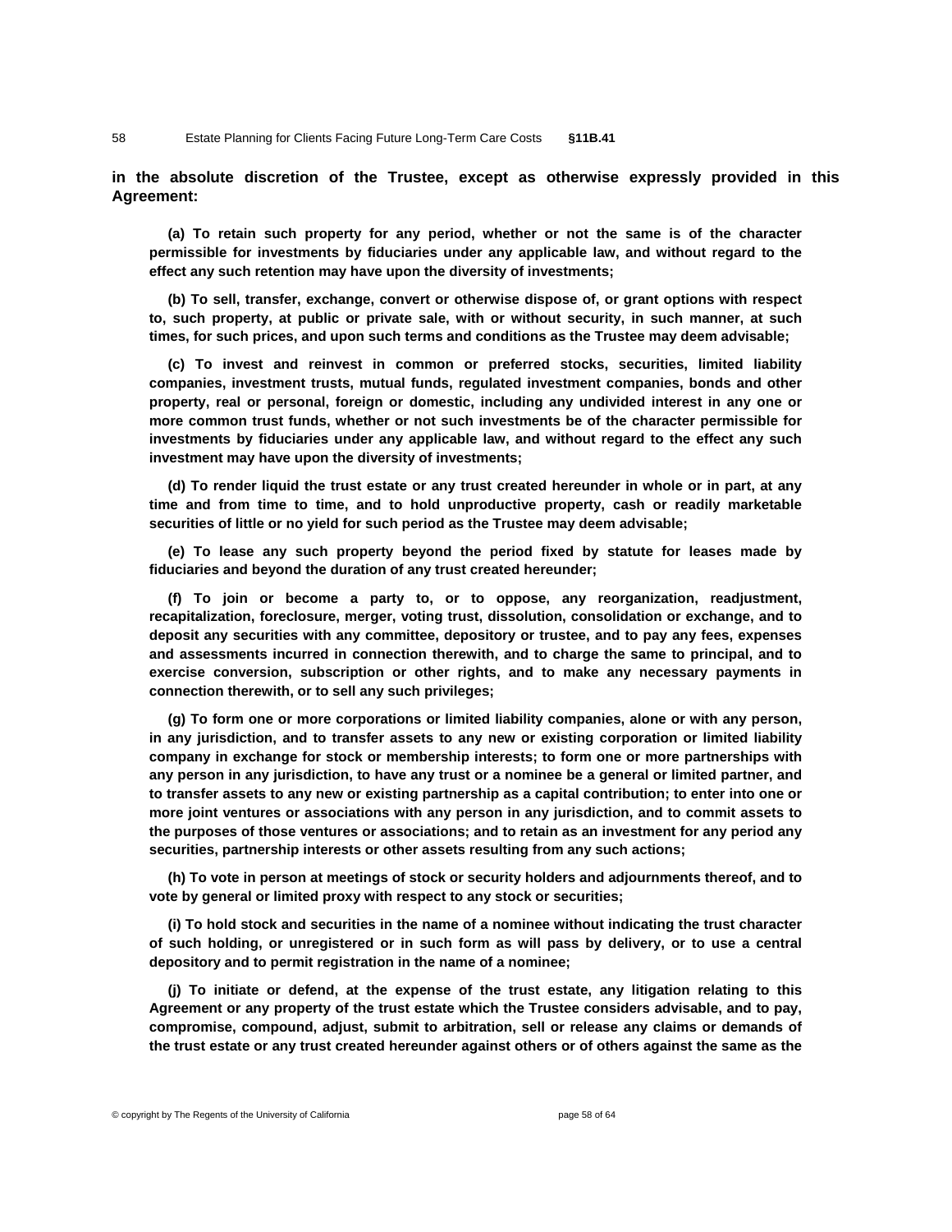**in the absolute discretion of the Trustee, except as otherwise expressly provided in this Agreement:**

**(a) To retain such property for any period, whether or not the same is of the character permissible for investments by fiduciaries under any applicable law, and without regard to the effect any such retention may have upon the diversity of investments;**

**(b) To sell, transfer, exchange, convert or otherwise dispose of, or grant options with respect to, such property, at public or private sale, with or without security, in such manner, at such times, for such prices, and upon such terms and conditions as the Trustee may deem advisable;**

**(c) To invest and reinvest in common or preferred stocks, securities, limited liability companies, investment trusts, mutual funds, regulated investment companies, bonds and other property, real or personal, foreign or domestic, including any undivided interest in any one or more common trust funds, whether or not such investments be of the character permissible for investments by fiduciaries under any applicable law, and without regard to the effect any such investment may have upon the diversity of investments;**

**(d) To render liquid the trust estate or any trust created hereunder in whole or in part, at any time and from time to time, and to hold unproductive property, cash or readily marketable securities of little or no yield for such period as the Trustee may deem advisable;**

**(e) To lease any such property beyond the period fixed by statute for leases made by fiduciaries and beyond the duration of any trust created hereunder;**

**(f) To join or become a party to, or to oppose, any reorganization, readjustment, recapitalization, foreclosure, merger, voting trust, dissolution, consolidation or exchange, and to deposit any securities with any committee, depository or trustee, and to pay any fees, expenses and assessments incurred in connection therewith, and to charge the same to principal, and to exercise conversion, subscription or other rights, and to make any necessary payments in connection therewith, or to sell any such privileges;**

**(g) To form one or more corporations or limited liability companies, alone or with any person, in any jurisdiction, and to transfer assets to any new or existing corporation or limited liability company in exchange for stock or membership interests; to form one or more partnerships with any person in any jurisdiction, to have any trust or a nominee be a general or limited partner, and to transfer assets to any new or existing partnership as a capital contribution; to enter into one or more joint ventures or associations with any person in any jurisdiction, and to commit assets to the purposes of those ventures or associations; and to retain as an investment for any period any securities, partnership interests or other assets resulting from any such actions;**

**(h) To vote in person at meetings of stock or security holders and adjournments thereof, and to vote by general or limited proxy with respect to any stock or securities;**

**(i) To hold stock and securities in the name of a nominee without indicating the trust character of such holding, or unregistered or in such form as will pass by delivery, or to use a central depository and to permit registration in the name of a nominee;**

**(j) To initiate or defend, at the expense of the trust estate, any litigation relating to this Agreement or any property of the trust estate which the Trustee considers advisable, and to pay, compromise, compound, adjust, submit to arbitration, sell or release any claims or demands of the trust estate or any trust created hereunder against others or of others against the same as the**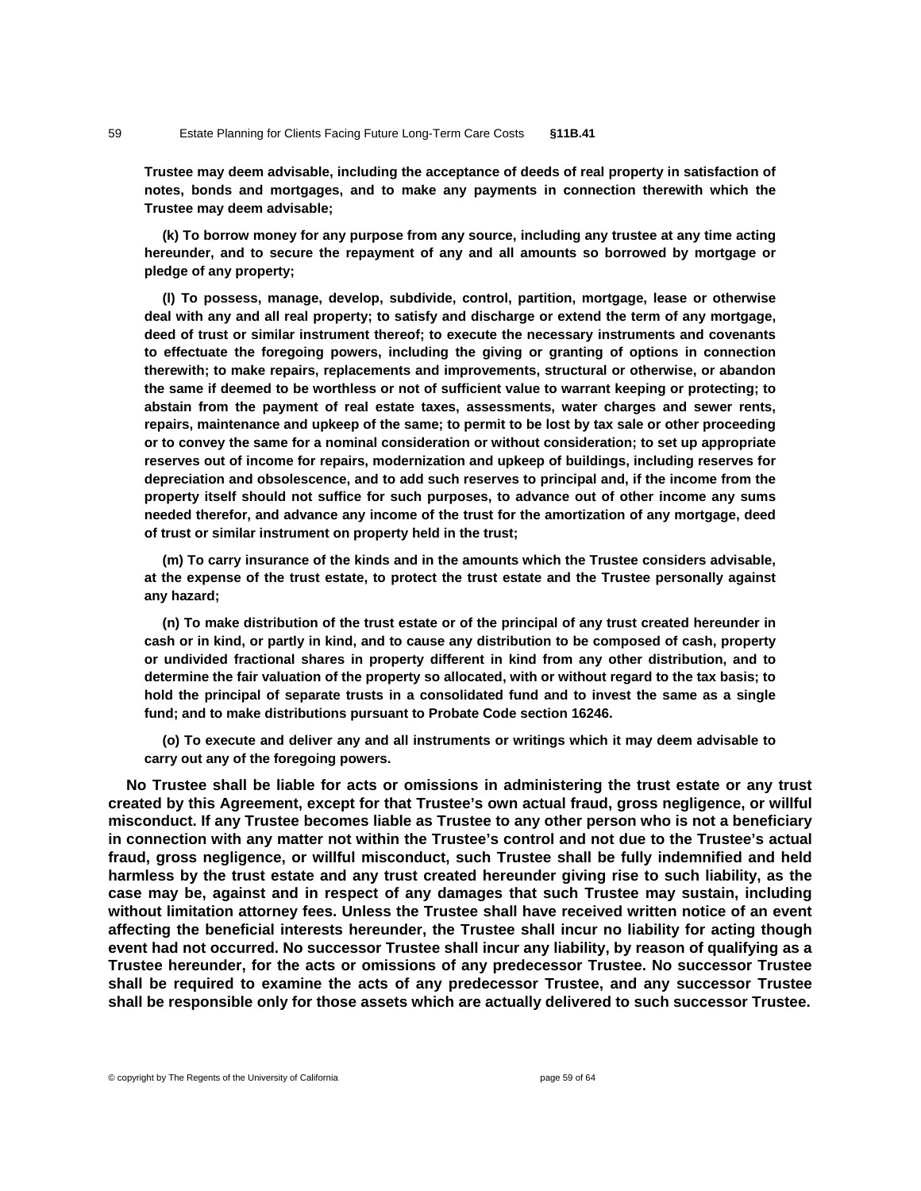**Trustee may deem advisable, including the acceptance of deeds of real property in satisfaction of notes, bonds and mortgages, and to make any payments in connection therewith which the Trustee may deem advisable;**

**(k) To borrow money for any purpose from any source, including any trustee at any time acting hereunder, and to secure the repayment of any and all amounts so borrowed by mortgage or pledge of any property;**

**(l) To possess, manage, develop, subdivide, control, partition, mortgage, lease or otherwise deal with any and all real property; to satisfy and discharge or extend the term of any mortgage, deed of trust or similar instrument thereof; to execute the necessary instruments and covenants to effectuate the foregoing powers, including the giving or granting of options in connection therewith; to make repairs, replacements and improvements, structural or otherwise, or abandon the same if deemed to be worthless or not of sufficient value to warrant keeping or protecting; to abstain from the payment of real estate taxes, assessments, water charges and sewer rents, repairs, maintenance and upkeep of the same; to permit to be lost by tax sale or other proceeding or to convey the same for a nominal consideration or without consideration; to set up appropriate reserves out of income for repairs, modernization and upkeep of buildings, including reserves for depreciation and obsolescence, and to add such reserves to principal and, if the income from the property itself should not suffice for such purposes, to advance out of other income any sums needed therefor, and advance any income of the trust for the amortization of any mortgage, deed of trust or similar instrument on property held in the trust;**

**(m) To carry insurance of the kinds and in the amounts which the Trustee considers advisable, at the expense of the trust estate, to protect the trust estate and the Trustee personally against any hazard;**

**(n) To make distribution of the trust estate or of the principal of any trust created hereunder in cash or in kind, or partly in kind, and to cause any distribution to be composed of cash, property or undivided fractional shares in property different in kind from any other distribution, and to determine the fair valuation of the property so allocated, with or without regard to the tax basis; to hold the principal of separate trusts in a consolidated fund and to invest the same as a single fund; and to make distributions pursuant to Probate Code section 16246.**

**(o) To execute and deliver any and all instruments or writings which it may deem advisable to carry out any of the foregoing powers.**

**No Trustee shall be liable for acts or omissions in administering the trust estate or any trust created by this Agreement, except for that Trustee's own actual fraud, gross negligence, or willful misconduct. If any Trustee becomes liable as Trustee to any other person who is not a beneficiary in connection with any matter not within the Trustee's control and not due to the Trustee's actual fraud, gross negligence, or willful misconduct, such Trustee shall be fully indemnified and held harmless by the trust estate and any trust created hereunder giving rise to such liability, as the case may be, against and in respect of any damages that such Trustee may sustain, including without limitation attorney fees. Unless the Trustee shall have received written notice of an event affecting the beneficial interests hereunder, the Trustee shall incur no liability for acting though event had not occurred. No successor Trustee shall incur any liability, by reason of qualifying as a Trustee hereunder, for the acts or omissions of any predecessor Trustee. No successor Trustee shall be required to examine the acts of any predecessor Trustee, and any successor Trustee shall be responsible only for those assets which are actually delivered to such successor Trustee.**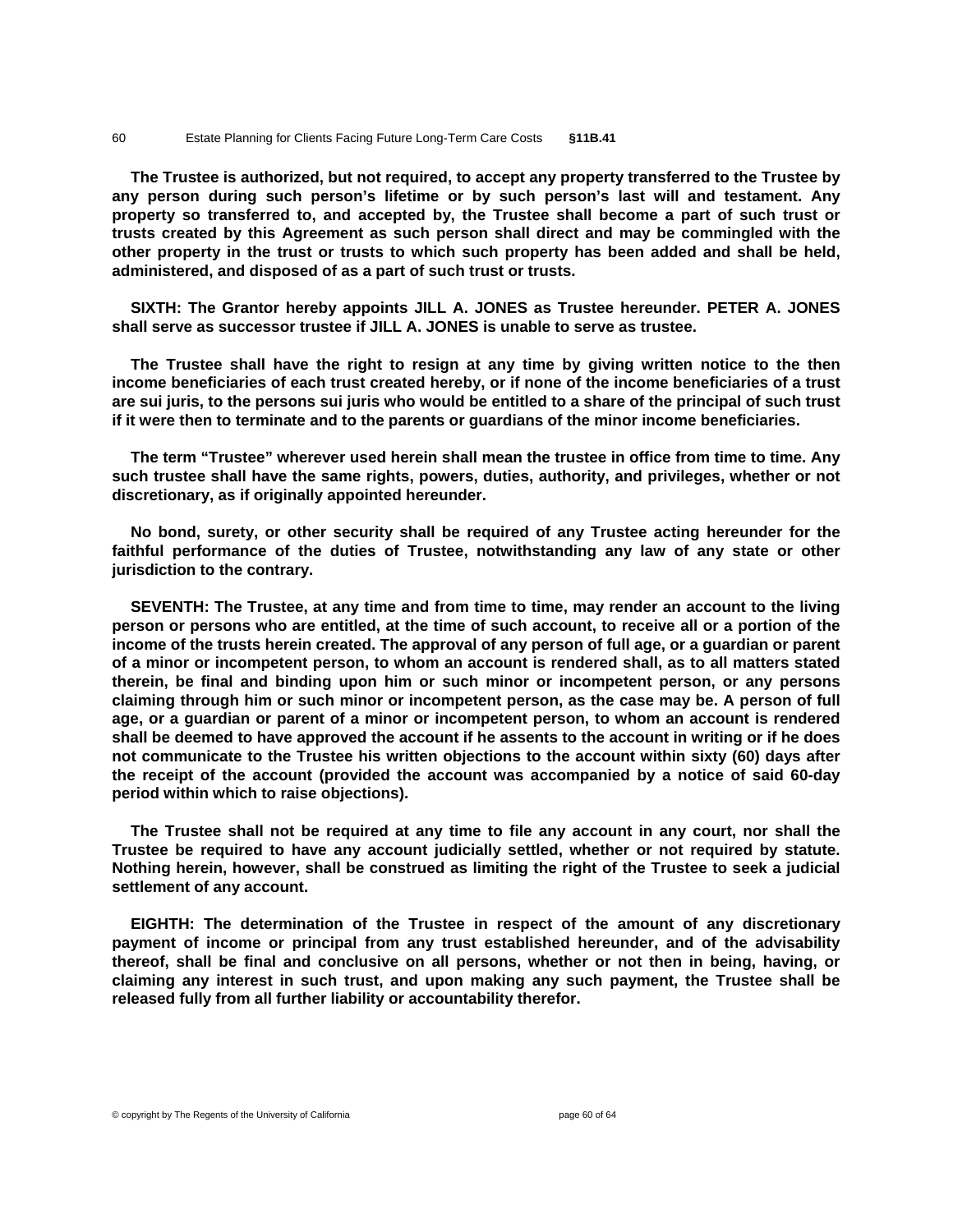**The Trustee is authorized, but not required, to accept any property transferred to the Trustee by any person during such person's lifetime or by such person's last will and testament. Any property so transferred to, and accepted by, the Trustee shall become a part of such trust or trusts created by this Agreement as such person shall direct and may be commingled with the other property in the trust or trusts to which such property has been added and shall be held, administered, and disposed of as a part of such trust or trusts.**

**SIXTH: The Grantor hereby appoints JILL A. JONES as Trustee hereunder. PETER A. JONES shall serve as successor trustee if JILL A. JONES is unable to serve as trustee.**

**The Trustee shall have the right to resign at any time by giving written notice to the then income beneficiaries of each trust created hereby, or if none of the income beneficiaries of a trust are sui juris, to the persons sui juris who would be entitled to a share of the principal of such trust if it were then to terminate and to the parents or guardians of the minor income beneficiaries.**

**The term "Trustee" wherever used herein shall mean the trustee in office from time to time. Any such trustee shall have the same rights, powers, duties, authority, and privileges, whether or not discretionary, as if originally appointed hereunder.**

**No bond, surety, or other security shall be required of any Trustee acting hereunder for the faithful performance of the duties of Trustee, notwithstanding any law of any state or other jurisdiction to the contrary.**

**SEVENTH: The Trustee, at any time and from time to time, may render an account to the living person or persons who are entitled, at the time of such account, to receive all or a portion of the income of the trusts herein created. The approval of any person of full age, or a guardian or parent of a minor or incompetent person, to whom an account is rendered shall, as to all matters stated therein, be final and binding upon him or such minor or incompetent person, or any persons claiming through him or such minor or incompetent person, as the case may be. A person of full age, or a guardian or parent of a minor or incompetent person, to whom an account is rendered shall be deemed to have approved the account if he assents to the account in writing or if he does not communicate to the Trustee his written objections to the account within sixty (60) days after the receipt of the account (provided the account was accompanied by a notice of said 60-day period within which to raise objections).**

**The Trustee shall not be required at any time to file any account in any court, nor shall the Trustee be required to have any account judicially settled, whether or not required by statute. Nothing herein, however, shall be construed as limiting the right of the Trustee to seek a judicial settlement of any account.**

**EIGHTH: The determination of the Trustee in respect of the amount of any discretionary payment of income or principal from any trust established hereunder, and of the advisability thereof, shall be final and conclusive on all persons, whether or not then in being, having, or claiming any interest in such trust, and upon making any such payment, the Trustee shall be released fully from all further liability or accountability therefor.**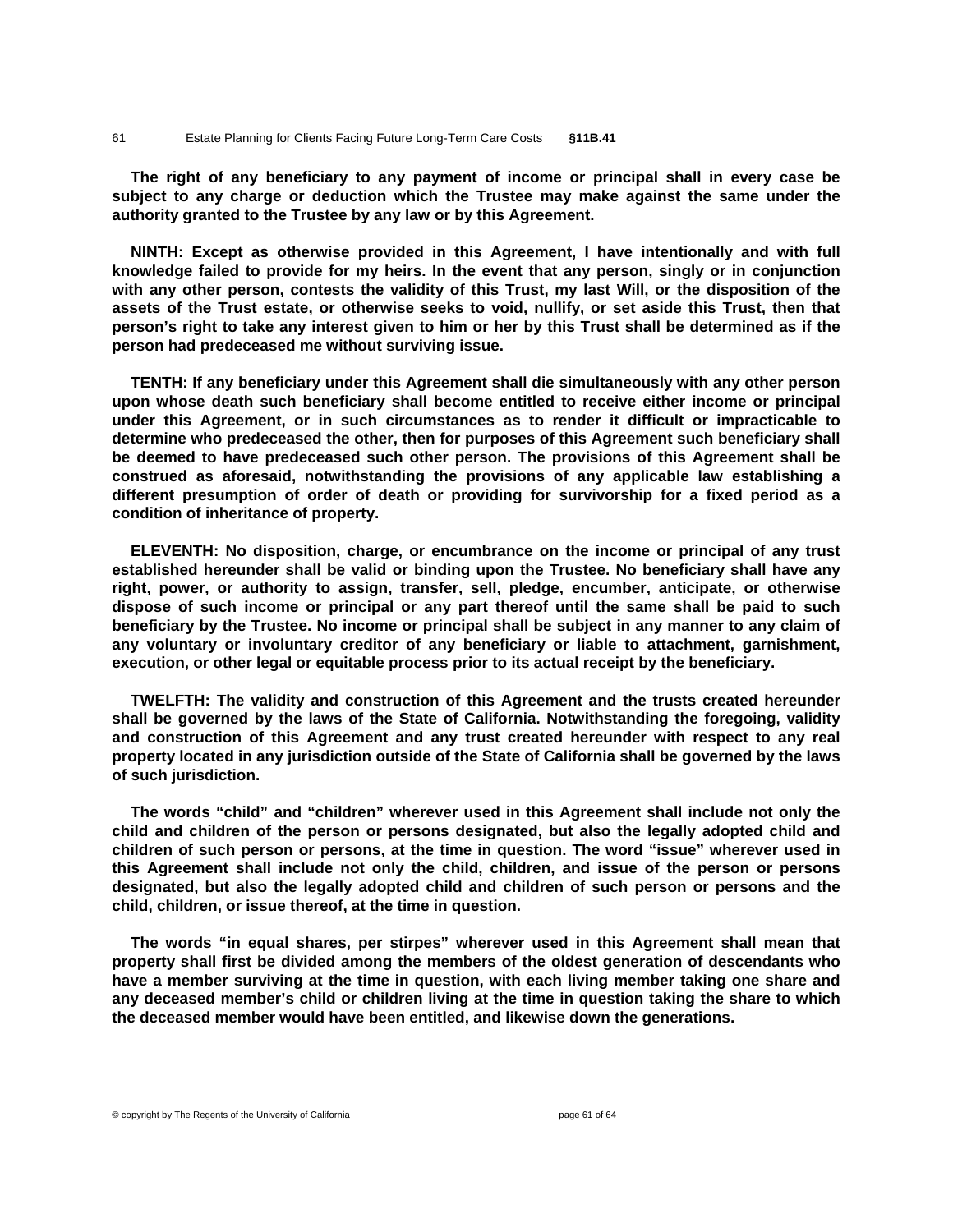**The right of any beneficiary to any payment of income or principal shall in every case be subject to any charge or deduction which the Trustee may make against the same under the authority granted to the Trustee by any law or by this Agreement.**

**NINTH: Except as otherwise provided in this Agreement, I have intentionally and with full knowledge failed to provide for my heirs. In the event that any person, singly or in conjunction with any other person, contests the validity of this Trust, my last Will, or the disposition of the assets of the Trust estate, or otherwise seeks to void, nullify, or set aside this Trust, then that person's right to take any interest given to him or her by this Trust shall be determined as if the person had predeceased me without surviving issue.**

**TENTH: If any beneficiary under this Agreement shall die simultaneously with any other person upon whose death such beneficiary shall become entitled to receive either income or principal under this Agreement, or in such circumstances as to render it difficult or impracticable to determine who predeceased the other, then for purposes of this Agreement such beneficiary shall be deemed to have predeceased such other person. The provisions of this Agreement shall be construed as aforesaid, notwithstanding the provisions of any applicable law establishing a different presumption of order of death or providing for survivorship for a fixed period as a condition of inheritance of property.**

**ELEVENTH: No disposition, charge, or encumbrance on the income or principal of any trust established hereunder shall be valid or binding upon the Trustee. No beneficiary shall have any right, power, or authority to assign, transfer, sell, pledge, encumber, anticipate, or otherwise dispose of such income or principal or any part thereof until the same shall be paid to such beneficiary by the Trustee. No income or principal shall be subject in any manner to any claim of any voluntary or involuntary creditor of any beneficiary or liable to attachment, garnishment, execution, or other legal or equitable process prior to its actual receipt by the beneficiary.**

**TWELFTH: The validity and construction of this Agreement and the trusts created hereunder shall be governed by the laws of the State of California. Notwithstanding the foregoing, validity and construction of this Agreement and any trust created hereunder with respect to any real property located in any jurisdiction outside of the State of California shall be governed by the laws of such jurisdiction.**

**The words "child" and "children" wherever used in this Agreement shall include not only the child and children of the person or persons designated, but also the legally adopted child and children of such person or persons, at the time in question. The word "issue" wherever used in this Agreement shall include not only the child, children, and issue of the person or persons designated, but also the legally adopted child and children of such person or persons and the child, children, or issue thereof, at the time in question.**

**The words "in equal shares, per stirpes" wherever used in this Agreement shall mean that property shall first be divided among the members of the oldest generation of descendants who have a member surviving at the time in question, with each living member taking one share and any deceased member's child or children living at the time in question taking the share to which the deceased member would have been entitled, and likewise down the generations.**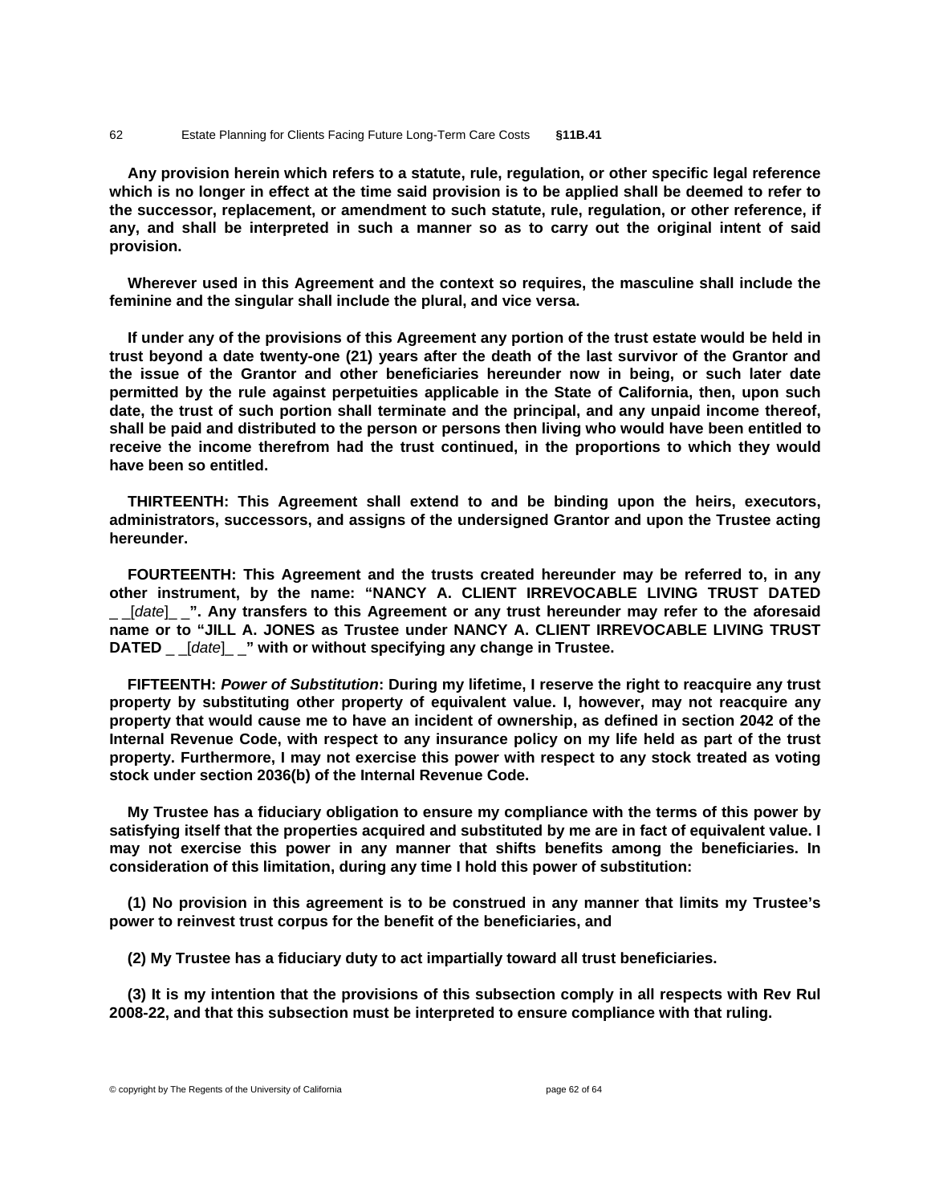**Any provision herein which refers to a statute, rule, regulation, or other specific legal reference which is no longer in effect at the time said provision is to be applied shall be deemed to refer to the successor, replacement, or amendment to such statute, rule, regulation, or other reference, if any, and shall be interpreted in such a manner so as to carry out the original intent of said provision.**

**Wherever used in this Agreement and the context so requires, the masculine shall include the feminine and the singular shall include the plural, and vice versa.**

**If under any of the provisions of this Agreement any portion of the trust estate would be held in trust beyond a date twenty-one (21) years after the death of the last survivor of the Grantor and the issue of the Grantor and other beneficiaries hereunder now in being, or such later date permitted by the rule against perpetuities applicable in the State of California, then, upon such date, the trust of such portion shall terminate and the principal, and any unpaid income thereof, shall be paid and distributed to the person or persons then living who would have been entitled to receive the income therefrom had the trust continued, in the proportions to which they would have been so entitled.**

**THIRTEENTH: This Agreement shall extend to and be binding upon the heirs, executors, administrators, successors, and assigns of the undersigned Grantor and upon the Trustee acting hereunder.**

**FOURTEENTH: This Agreement and the trusts created hereunder may be referred to, in any other instrument, by the name: "NANCY A. CLIENT IRREVOCABLE LIVING TRUST DATED _ _[*date*]_ _". Any transfers to this Agreement or any trust hereunder may refer to the aforesaid name or to "JILL A. JONES as Trustee under NANCY A. CLIENT IRREVOCABLE LIVING TRUST DATED _ _[*date*]_ _" with or without specifying any change in Trustee.**

**FIFTEENTH: *Power of Substitution*: During my lifetime, I reserve the right to reacquire any trust property by substituting other property of equivalent value. I, however, may not reacquire any property that would cause me to have an incident of ownership, as defined in section 2042 of the Internal Revenue Code, with respect to any insurance policy on my life held as part of the trust property. Furthermore, I may not exercise this power with respect to any stock treated as voting stock under section 2036(b) of the Internal Revenue Code.**

**My Trustee has a fiduciary obligation to ensure my compliance with the terms of this power by satisfying itself that the properties acquired and substituted by me are in fact of equivalent value. I may not exercise this power in any manner that shifts benefits among the beneficiaries. In consideration of this limitation, during any time I hold this power of substitution:**

**(1) No provision in this agreement is to be construed in any manner that limits my Trustee's power to reinvest trust corpus for the benefit of the beneficiaries, and**

**(2) My Trustee has a fiduciary duty to act impartially toward all trust beneficiaries.**

**(3) It is my intention that the provisions of this subsection comply in all respects with Rev Rul 2008-22, and that this subsection must be interpreted to ensure compliance with that ruling.**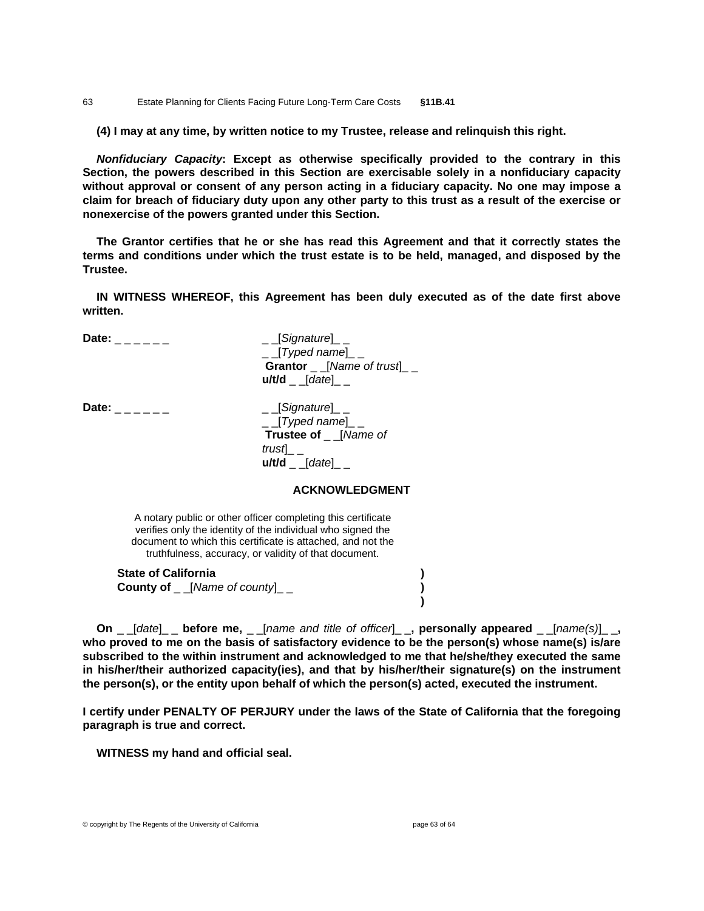**(4) I may at any time, by written notice to my Trustee, release and relinquish this right.**

***Nonfiduciary Capacity*: Except as otherwise specifically provided to the contrary in this Section, the powers described in this Section are exercisable solely in a nonfiduciary capacity without approval or consent of any person acting in a fiduciary capacity. No one may impose a claim for breach of fiduciary duty upon any other party to this trust as a result of the exercise or nonexercise of the powers granted under this Section.**

**The Grantor certifies that he or she has read this Agreement and that it correctly states the terms and conditions under which the trust estate is to be held, managed, and disposed by the Trustee.**

**IN WITNESS WHEREOF, this Agreement has been duly executed as of the date first above written.**

**Date:** _ _ _ _ _ _

_ _[*Signature*]_ _
_ _[*Typed name*]_ _
**Grantor** _ _[*Name of trust*]_ _
**u/t/d** _ _[*date*]_ _

**Date:** _ _ _ _ _ _

_ _[*Signature*]_ _
_ _[*Typed name*]_ _
**Trustee of** _ _[*Name of trust*]_ _
**u/t/d** _ _[*date*]_ _

## ACKNOWLEDGMENT

A notary public or other officer completing this certificate verifies only the identity of the individual who signed the document to which this certificate is attached, and not the truthfulness, accuracy, or validity of that document.

**State of California** )
**County of** _ _[*Name of county*]_ _ )
)

**On** _ _[*date*]_ _ **before me,** _ _[*name and title of officer*]_ _**, personally appeared** _ _[*name(s)*]_ _**, who proved to me on the basis of satisfactory evidence to be the person(s) whose name(s) is/are subscribed to the within instrument and acknowledged to me that he/she/they executed the same in his/her/their authorized capacity(ies), and that by his/her/their signature(s) on the instrument the person(s), or the entity upon behalf of which the person(s) acted, executed the instrument.**

**I certify under PENALTY OF PERJURY under the laws of the State of California that the foregoing paragraph is true and correct.**

**WITNESS my hand and official seal.**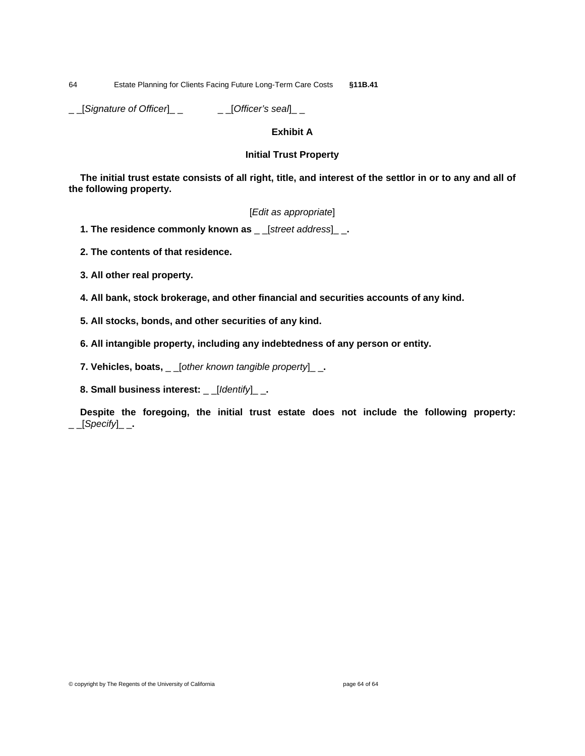_ _[*Signature of Officer*]_ _ &nbsp;&nbsp;&nbsp;&nbsp;&nbsp;&nbsp;&nbsp; _ _[*Officer's seal*]_ _

**Exhibit A**

**Initial Trust Property**

**The initial trust estate consists of all right, title, and interest of the settlor in or to any and all of the following property.**

[*Edit as appropriate*]

**1. The residence commonly known as** _ _[*street address*]_ _**.**

**2. The contents of that residence.**

**3. All other real property.**

**4. All bank, stock brokerage, and other financial and securities accounts of any kind.**

**5. All stocks, bonds, and other securities of any kind.**

**6. All intangible property, including any indebtedness of any person or entity.**

**7. Vehicles, boats,** _ _[*other known tangible property*]_ _**.**

**8. Small business interest:** _ _[*Identify*]_ _**.**

**Despite the foregoing, the initial trust estate does not include the following property:** _ _[*Specify*]_ _**.**